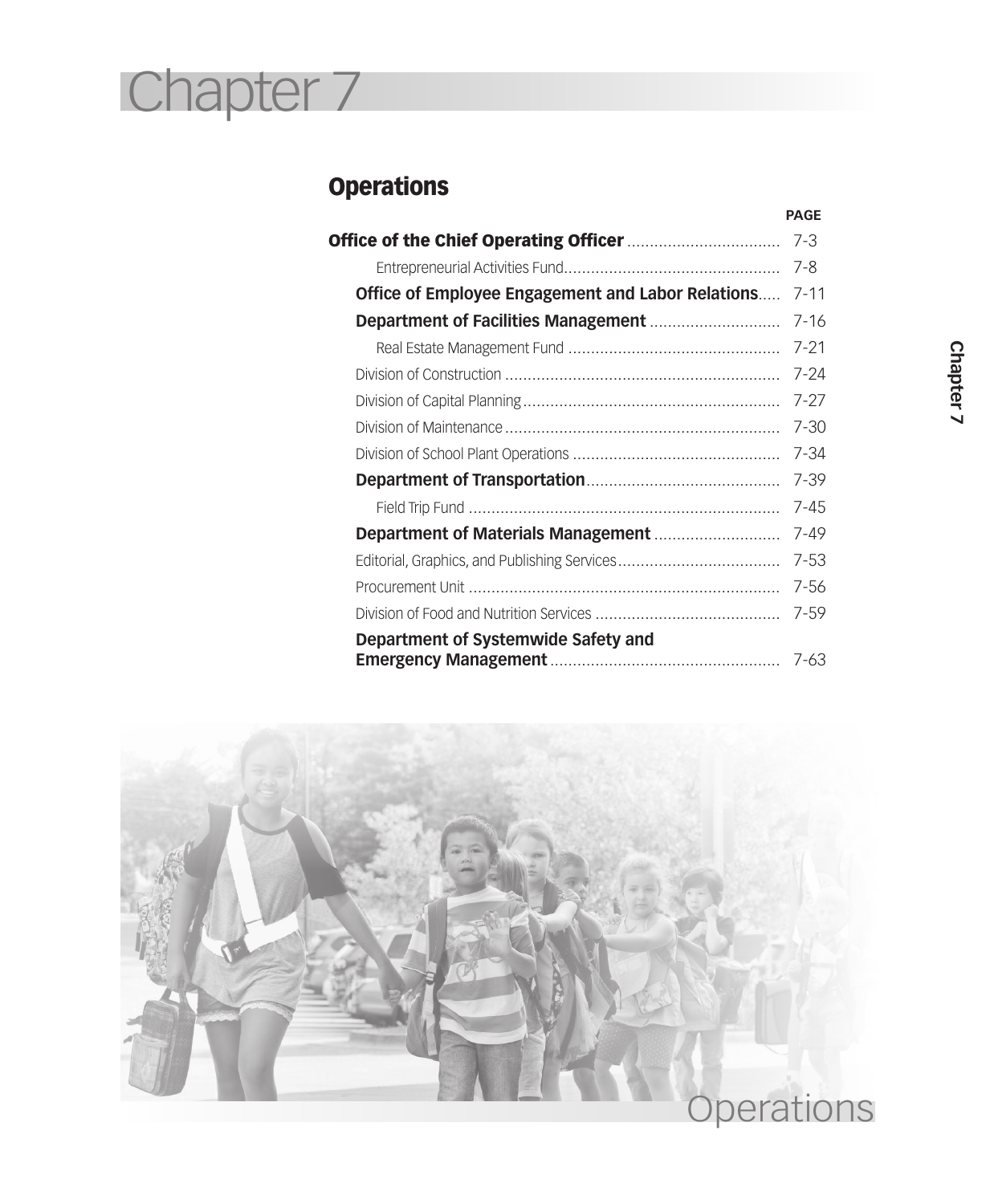# Chapter 7

## Operations

| | PAGE |
|---|---|
| **Office of the Chief Operating Officer** | 7-3 |
| Entrepreneurial Activities Fund | 7-8 |
| **Office of Employee Engagement and Labor Relations** | 7-11 |
| **Department of Facilities Management** | 7-16 |
| Real Estate Management Fund | 7-21 |
| Division of Construction | 7-24 |
| Division of Capital Planning | 7-27 |
| Division of Maintenance | 7-30 |
| Division of School Plant Operations | 7-34 |
| **Department of Transportation** | 7-39 |
| Field Trip Fund | 7-45 |
| **Department of Materials Management** | 7-49 |
| Editorial, Graphics, and Publishing Services | 7-53 |
| Procurement Unit | 7-56 |
| Division of Food and Nutrition Services | 7-59 |
| **Department of Systemwide Safety and Emergency Management** | 7-63 |

Operations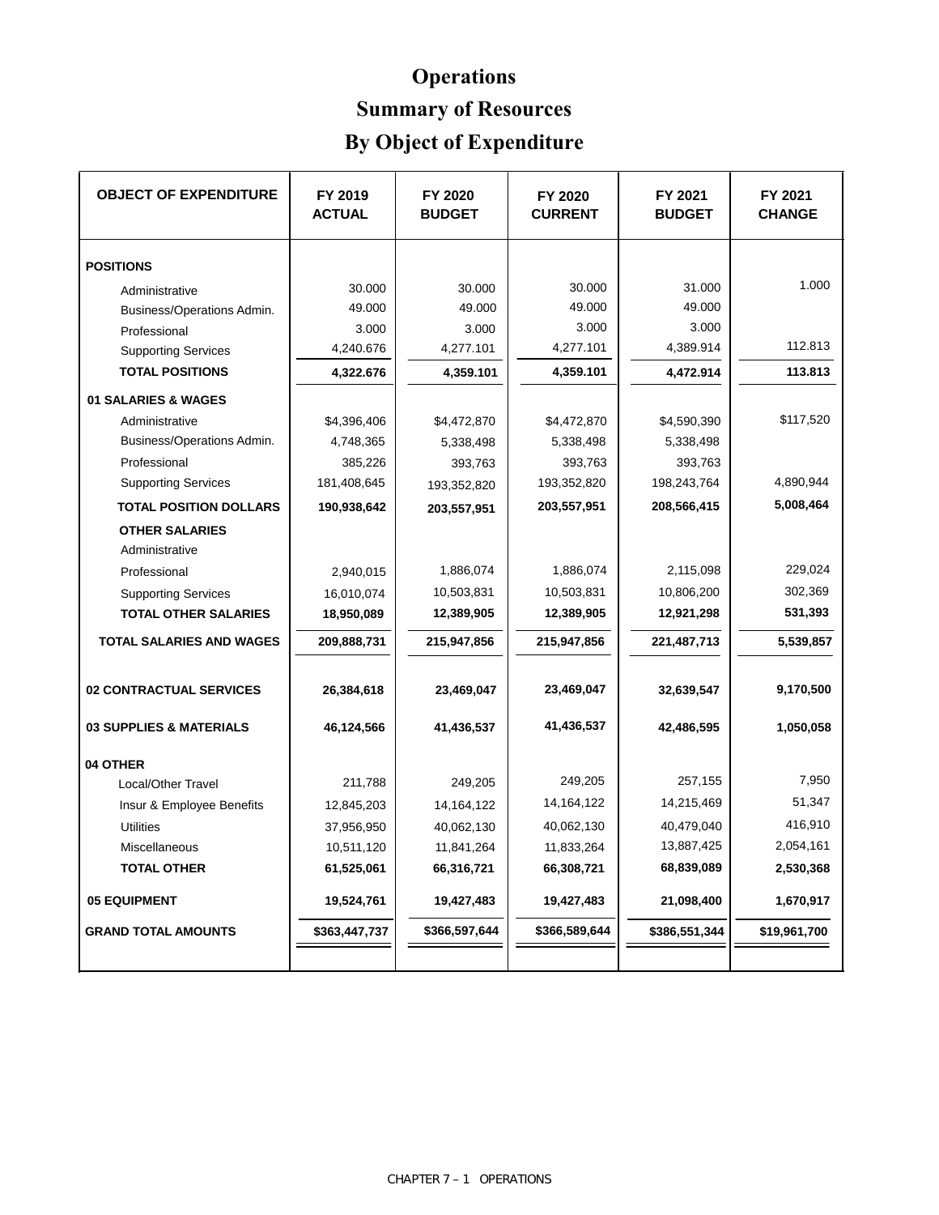# Operations

# Summary of Resources

# By Object of Expenditure

| OBJECT OF EXPENDITURE | FY 2019 ACTUAL | FY 2020 BUDGET | FY 2020 CURRENT | FY 2021 BUDGET | FY 2021 CHANGE |
|---|---|---|---|---|---|
| **POSITIONS** | | | | | |
| Administrative | 30.000 | 30.000 | 30.000 | 31.000 | 1.000 |
| Business/Operations Admin. | 49.000 | 49.000 | 49.000 | 49.000 | |
| Professional | 3.000 | 3.000 | 3.000 | 3.000 | |
| Supporting Services | 4,240.676 | 4,277.101 | 4,277.101 | 4,389.914 | 112.813 |
| **TOTAL POSITIONS** | **4,322.676** | **4,359.101** | **4,359.101** | **4,472.914** | **113.813** |
| **01 SALARIES & WAGES** | | | | | |
| Administrative | $4,396,406 | $4,472,870 | $4,472,870 | $4,590,390 | $117,520 |
| Business/Operations Admin. | 4,748,365 | 5,338,498 | 5,338,498 | 5,338,498 | |
| Professional | 385,226 | 393,763 | 393,763 | 393,763 | |
| Supporting Services | 181,408,645 | 193,352,820 | 193,352,820 | 198,243,764 | 4,890,944 |
| **TOTAL POSITION DOLLARS** | **190,938,642** | **203,557,951** | **203,557,951** | **208,566,415** | **5,008,464** |
| **OTHER SALARIES** | | | | | |
| Administrative | | | | | |
| Professional | 2,940,015 | 1,886,074 | 1,886,074 | 2,115,098 | 229,024 |
| Supporting Services | 16,010,074 | 10,503,831 | 10,503,831 | 10,806,200 | 302,369 |
| **TOTAL OTHER SALARIES** | **18,950,089** | **12,389,905** | **12,389,905** | **12,921,298** | **531,393** |
| **TOTAL SALARIES AND WAGES** | **209,888,731** | **215,947,856** | **215,947,856** | **221,487,713** | **5,539,857** |
| **02 CONTRACTUAL SERVICES** | **26,384,618** | **23,469,047** | **23,469,047** | **32,639,547** | **9,170,500** |
| **03 SUPPLIES & MATERIALS** | **46,124,566** | **41,436,537** | **41,436,537** | **42,486,595** | **1,050,058** |
| **04 OTHER** | | | | | |
| Local/Other Travel | 211,788 | 249,205 | 249,205 | 257,155 | 7,950 |
| Insur & Employee Benefits | 12,845,203 | 14,164,122 | 14,164,122 | 14,215,469 | 51,347 |
| Utilities | 37,956,950 | 40,062,130 | 40,062,130 | 40,479,040 | 416,910 |
| Miscellaneous | 10,511,120 | 11,841,264 | 11,833,264 | 13,887,425 | 2,054,161 |
| **TOTAL OTHER** | **61,525,061** | **66,316,721** | **66,308,721** | **68,839,089** | **2,530,368** |
| **05 EQUIPMENT** | **19,524,761** | **19,427,483** | **19,427,483** | **21,098,400** | **1,670,917** |
| **GRAND TOTAL AMOUNTS** | **$363,447,737** | **$366,597,644** | **$366,589,644** | **$386,551,344** | **$19,961,700** |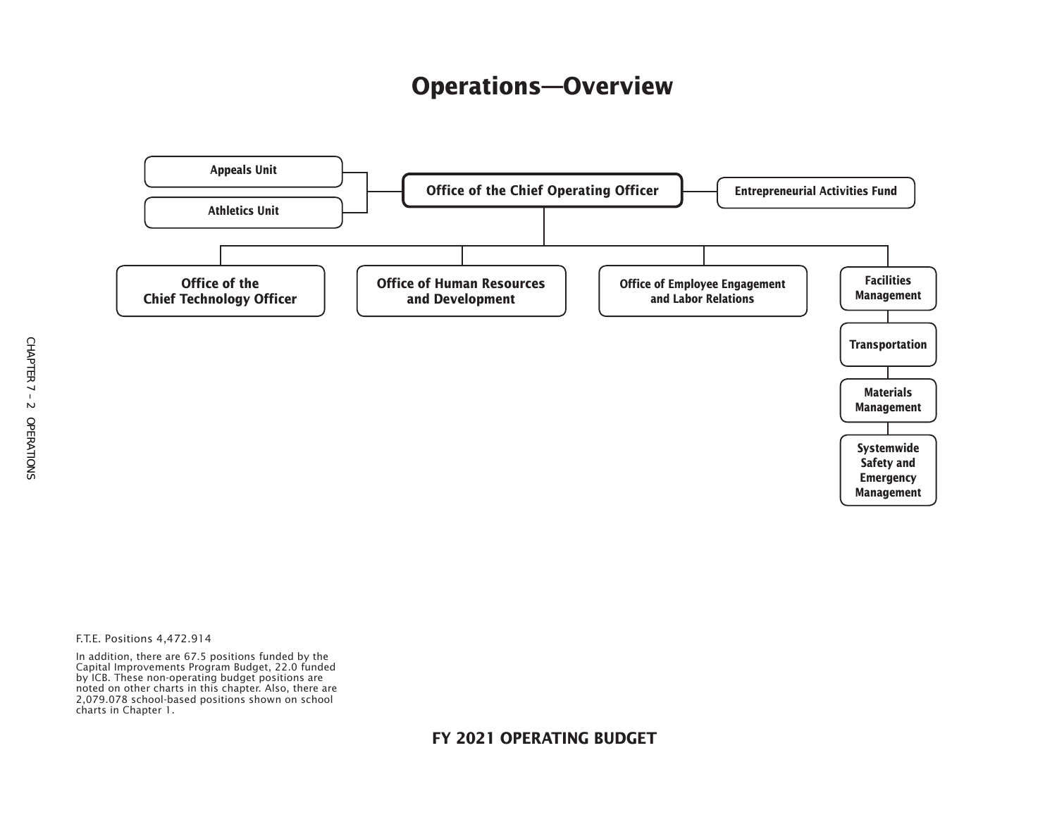# Operations—Overview

- **Office of the Chief Operating Officer**
  - Appeals Unit
  - Athletics Unit
  - Entrepreneurial Activities Fund
  - Office of the Chief Technology Officer
  - Office of Human Resources and Development
  - Office of Employee Engagement and Labor Relations
  - Facilities Management
  - Transportation
  - Materials Management
  - Systemwide Safety and Emergency Management

F.T.E. Positions 4,472.914

In addition, there are 67.5 positions funded by the Capital Improvements Program Budget, 22.0 funded by ICB. These non-operating budget positions are noted on other charts in this chapter. Also, there are 2,079.078 school-based positions shown on school charts in Chapter 1.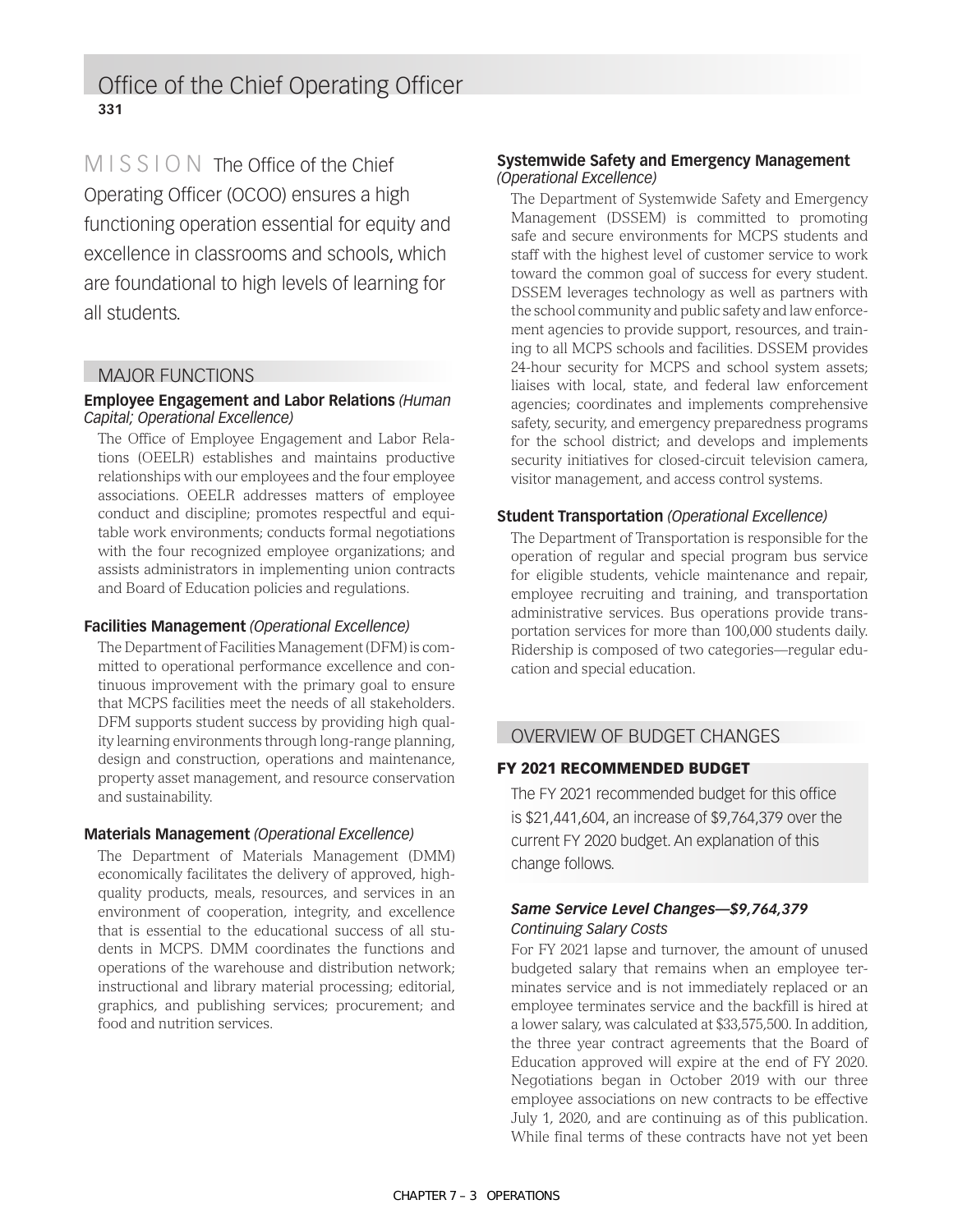# Office of the Chief Operating Officer

**331**

MISSION The Office of the Chief Operating Officer (OCOO) ensures a high functioning operation essential for equity and excellence in classrooms and schools, which are foundational to high levels of learning for all students.

## MAJOR FUNCTIONS

### Employee Engagement and Labor Relations *(Human Capital; Operational Excellence)*

The Office of Employee Engagement and Labor Relations (OEELR) establishes and maintains productive relationships with our employees and the four employee associations. OEELR addresses matters of employee conduct and discipline; promotes respectful and equitable work environments; conducts formal negotiations with the four recognized employee organizations; and assists administrators in implementing union contracts and Board of Education policies and regulations.

### Facilities Management *(Operational Excellence)*

The Department of Facilities Management (DFM) is committed to operational performance excellence and continuous improvement with the primary goal to ensure that MCPS facilities meet the needs of all stakeholders. DFM supports student success by providing high quality learning environments through long-range planning, design and construction, operations and maintenance, property asset management, and resource conservation and sustainability.

### Materials Management *(Operational Excellence)*

The Department of Materials Management (DMM) economically facilitates the delivery of approved, high-quality products, meals, resources, and services in an environment of cooperation, integrity, and excellence that is essential to the educational success of all students in MCPS. DMM coordinates the functions and operations of the warehouse and distribution network; instructional and library material processing; editorial, graphics, and publishing services; procurement; and food and nutrition services.

### Systemwide Safety and Emergency Management *(Operational Excellence)*

The Department of Systemwide Safety and Emergency Management (DSSEM) is committed to promoting safe and secure environments for MCPS students and staff with the highest level of customer service to work toward the common goal of success for every student. DSSEM leverages technology as well as partners with the school community and public safety and law enforcement agencies to provide support, resources, and training to all MCPS schools and facilities. DSSEM provides 24-hour security for MCPS and school system assets; liaises with local, state, and federal law enforcement agencies; coordinates and implements comprehensive safety, security, and emergency preparedness programs for the school district; and develops and implements security initiatives for closed-circuit television camera, visitor management, and access control systems.

### Student Transportation *(Operational Excellence)*

The Department of Transportation is responsible for the operation of regular and special program bus service for eligible students, vehicle maintenance and repair, employee recruiting and training, and transportation administrative services. Bus operations provide transportation services for more than 100,000 students daily. Ridership is composed of two categories—regular education and special education.

## OVERVIEW OF BUDGET CHANGES

### FY 2021 RECOMMENDED BUDGET

The FY 2021 recommended budget for this office is $21,441,604, an increase of $9,764,379 over the current FY 2020 budget. An explanation of this change follows.

#### *Same Service Level Changes—$9,764,379*

*Continuing Salary Costs*

For FY 2021 lapse and turnover, the amount of unused budgeted salary that remains when an employee terminates service and is not immediately replaced or an employee terminates service and the backfill is hired at a lower salary, was calculated at $33,575,500. In addition, the three year contract agreements that the Board of Education approved will expire at the end of FY 2020. Negotiations began in October 2019 with our three employee associations on new contracts to be effective July 1, 2020, and are continuing as of this publication. While final terms of these contracts have not yet been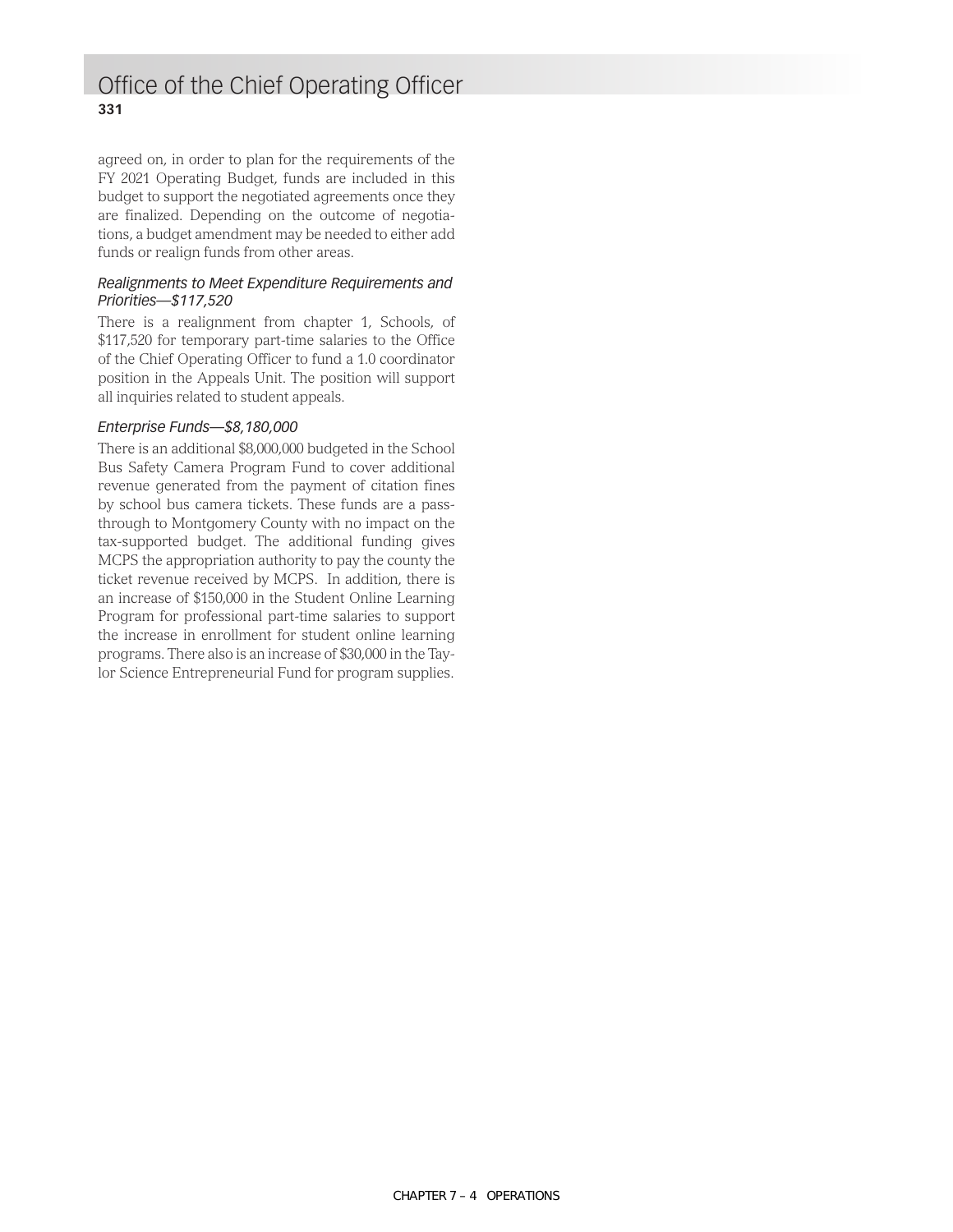agreed on, in order to plan for the requirements of the FY 2021 Operating Budget, funds are included in this budget to support the negotiated agreements once they are finalized. Depending on the outcome of negotiations, a budget amendment may be needed to either add funds or realign funds from other areas.

*Realignments to Meet Expenditure Requirements and Priorities—$117,520*

There is a realignment from chapter 1, Schools, of $117,520 for temporary part-time salaries to the Office of the Chief Operating Officer to fund a 1.0 coordinator position in the Appeals Unit. The position will support all inquiries related to student appeals.

*Enterprise Funds—$8,180,000*

There is an additional $8,000,000 budgeted in the School Bus Safety Camera Program Fund to cover additional revenue generated from the payment of citation fines by school bus camera tickets. These funds are a pass-through to Montgomery County with no impact on the tax-supported budget. The additional funding gives MCPS the appropriation authority to pay the county the ticket revenue received by MCPS. In addition, there is an increase of $150,000 in the Student Online Learning Program for professional part-time salaries to support the increase in enrollment for student online learning programs. There also is an increase of $30,000 in the Taylor Science Entrepreneurial Fund for program supplies.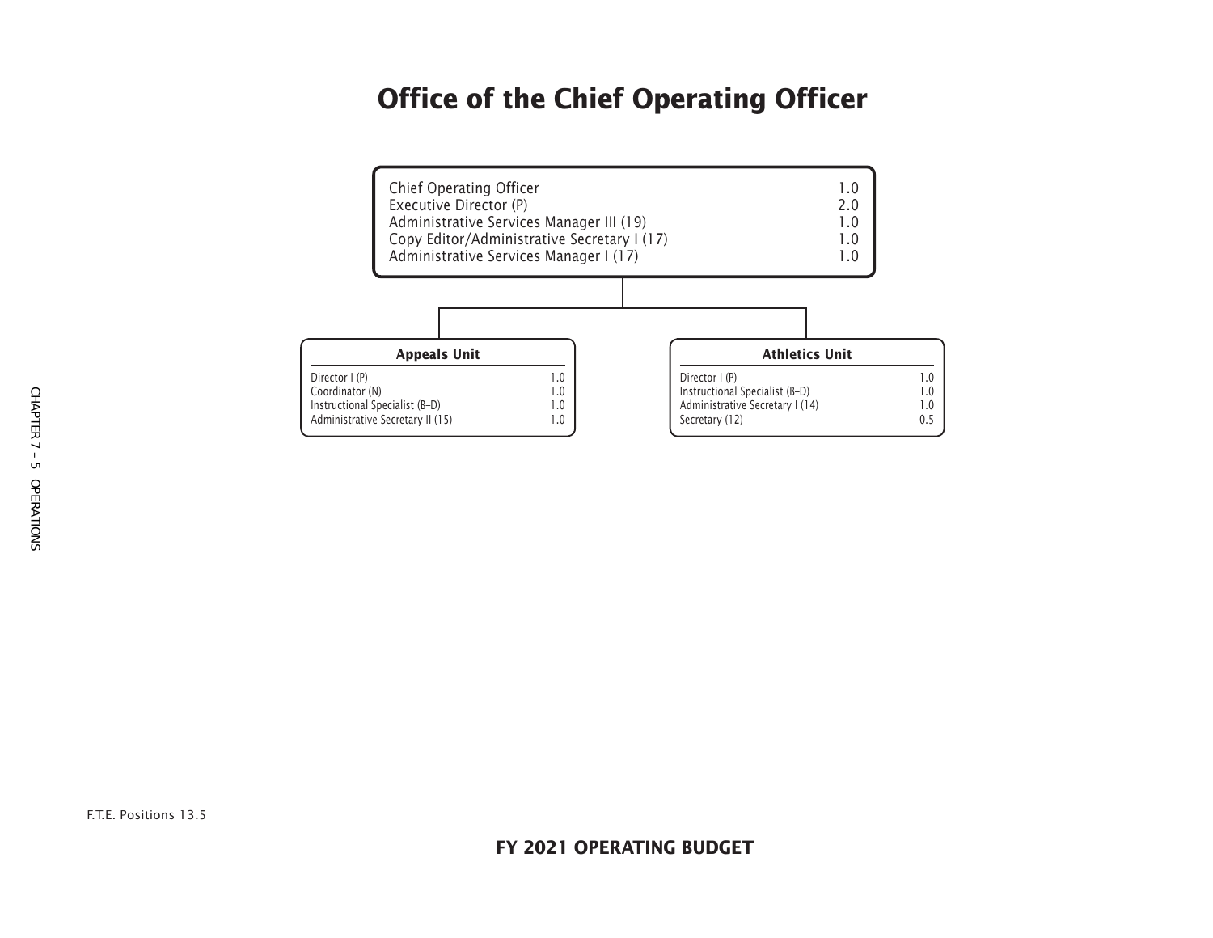# Office of the Chief Operating Officer

| Position | FTE |
|---|---|
| Chief Operating Officer | 1.0 |
| Executive Director (P) | 2.0 |
| Administrative Services Manager III (19) | 1.0 |
| Copy Editor/Administrative Secretary I (17) | 1.0 |
| Administrative Services Manager I (17) | 1.0 |

### Appeals Unit

| Position | FTE |
|---|---|
| Director I (P) | 1.0 |
| Coordinator (N) | 1.0 |
| Instructional Specialist (B–D) | 1.0 |
| Administrative Secretary II (15) | 1.0 |

### Athletics Unit

| Position | FTE |
|---|---|
| Director I (P) | 1.0 |
| Instructional Specialist (B–D) | 1.0 |
| Administrative Secretary I (14) | 1.0 |
| Secretary (12) | 0.5 |

F.T.E. Positions 13.5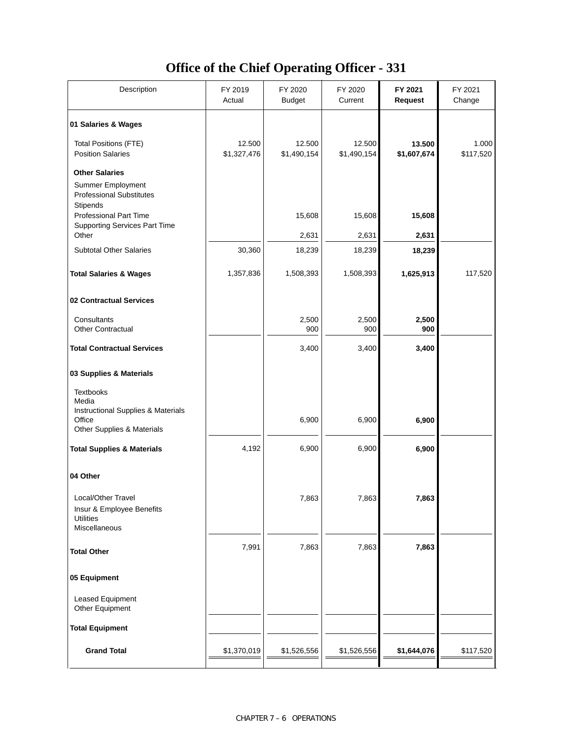# Office of the Chief Operating Officer - 331

| Description | FY 2019 Actual | FY 2020 Budget | FY 2020 Current | **FY 2021 Request** | FY 2021 Change |
|---|---|---|---|---|---|
| **01 Salaries & Wages** | | | | | |
| Total Positions (FTE) | 12.500 | 12.500 | 12.500 | **13.500** | 1.000 |
| Position Salaries | $1,327,476 | $1,490,154 | $1,490,154 | **$1,607,674** | $117,520 |
| **Other Salaries** | | | | | |
| Summer Employment | | | | | |
| Professional Substitutes | | | | | |
| Stipends | | | | | |
| Professional Part Time | | 15,608 | 15,608 | **15,608** | |
| Supporting Services Part Time | | | | | |
| Other | | 2,631 | 2,631 | **2,631** | |
| Subtotal Other Salaries | 30,360 | 18,239 | 18,239 | **18,239** | |
| **Total Salaries & Wages** | 1,357,836 | 1,508,393 | 1,508,393 | **1,625,913** | 117,520 |
| **02 Contractual Services** | | | | | |
| Consultants | | 2,500 | 2,500 | **2,500** | |
| Other Contractual | | 900 | 900 | **900** | |
| **Total Contractual Services** | | 3,400 | 3,400 | **3,400** | |
| **03 Supplies & Materials** | | | | | |
| Textbooks | | | | | |
| Media | | | | | |
| Instructional Supplies & Materials | | | | | |
| Office | | 6,900 | 6,900 | **6,900** | |
| Other Supplies & Materials | | | | | |
| **Total Supplies & Materials** | 4,192 | 6,900 | 6,900 | **6,900** | |
| **04 Other** | | | | | |
| Local/Other Travel | | 7,863 | 7,863 | **7,863** | |
| Insur & Employee Benefits | | | | | |
| Utilities | | | | | |
| Miscellaneous | | | | | |
| **Total Other** | 7,991 | 7,863 | 7,863 | **7,863** | |
| **05 Equipment** | | | | | |
| Leased Equipment | | | | | |
| Other Equipment | | | | | |
| **Total Equipment** | | | | | |
| **Grand Total** | $1,370,019 | $1,526,556 | $1,526,556 | **$1,644,076** | $117,520 |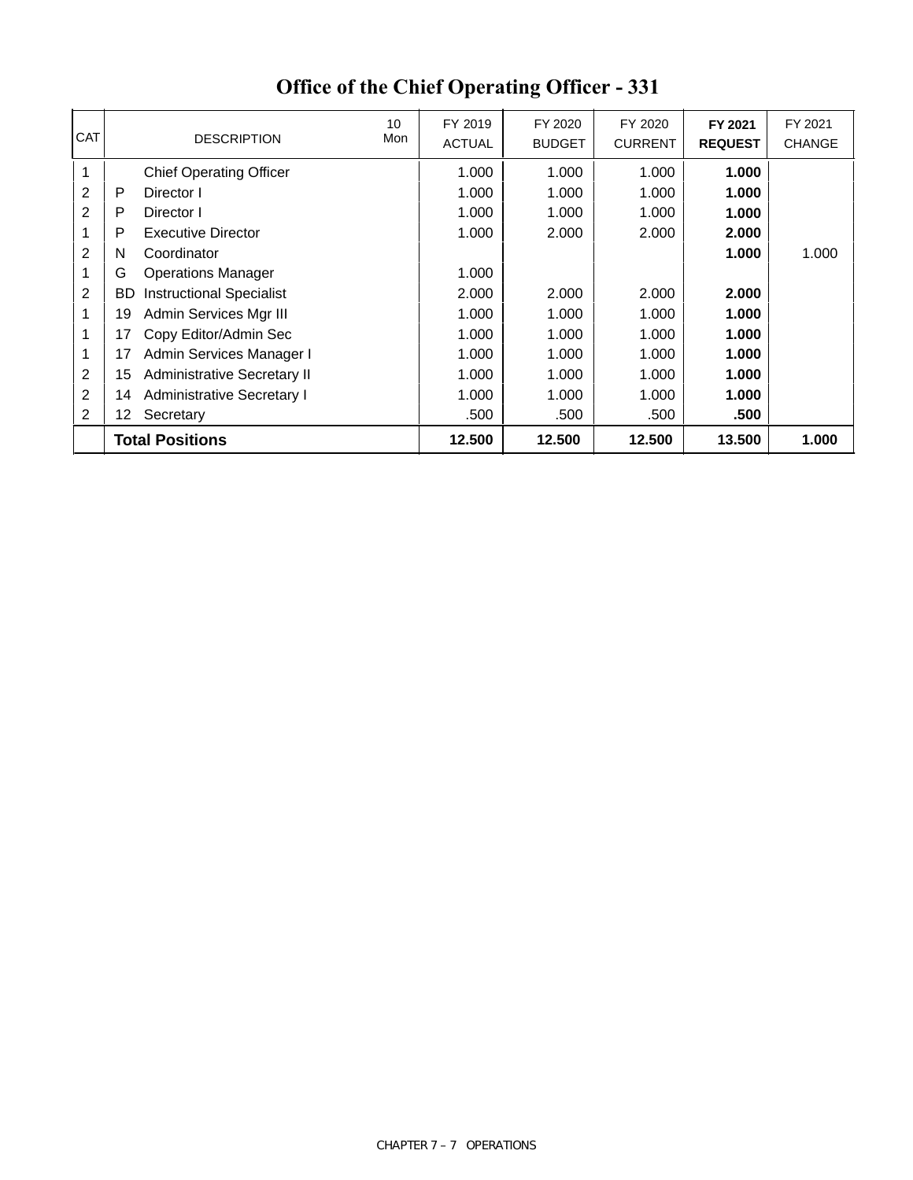# Office of the Chief Operating Officer - 331

| CAT | | DESCRIPTION | 10 Mon | FY 2019 ACTUAL | FY 2020 BUDGET | FY 2020 CURRENT | **FY 2021 REQUEST** | FY 2021 CHANGE |
|---|---|---|---|---|---|---|---|---|
| 1 | | Chief Operating Officer | | 1.000 | 1.000 | 1.000 | **1.000** | |
| 2 | P | Director I | | 1.000 | 1.000 | 1.000 | **1.000** | |
| 2 | P | Director I | | 1.000 | 1.000 | 1.000 | **1.000** | |
| 1 | P | Executive Director | | 1.000 | 2.000 | 2.000 | **2.000** | |
| 2 | N | Coordinator | | | | | **1.000** | 1.000 |
| 1 | G | Operations Manager | | 1.000 | | | | |
| 2 | BD | Instructional Specialist | | 2.000 | 2.000 | 2.000 | **2.000** | |
| 1 | 19 | Admin Services Mgr III | | 1.000 | 1.000 | 1.000 | **1.000** | |
| 1 | 17 | Copy Editor/Admin Sec | | 1.000 | 1.000 | 1.000 | **1.000** | |
| 1 | 17 | Admin Services Manager I | | 1.000 | 1.000 | 1.000 | **1.000** | |
| 2 | 15 | Administrative Secretary II | | 1.000 | 1.000 | 1.000 | **1.000** | |
| 2 | 14 | Administrative Secretary I | | 1.000 | 1.000 | 1.000 | **1.000** | |
| 2 | 12 | Secretary | | .500 | .500 | .500 | **.500** | |
| | | **Total Positions** | | **12.500** | **12.500** | **12.500** | **13.500** | **1.000** |

CHAPTER 7 – 7 OPERATIONS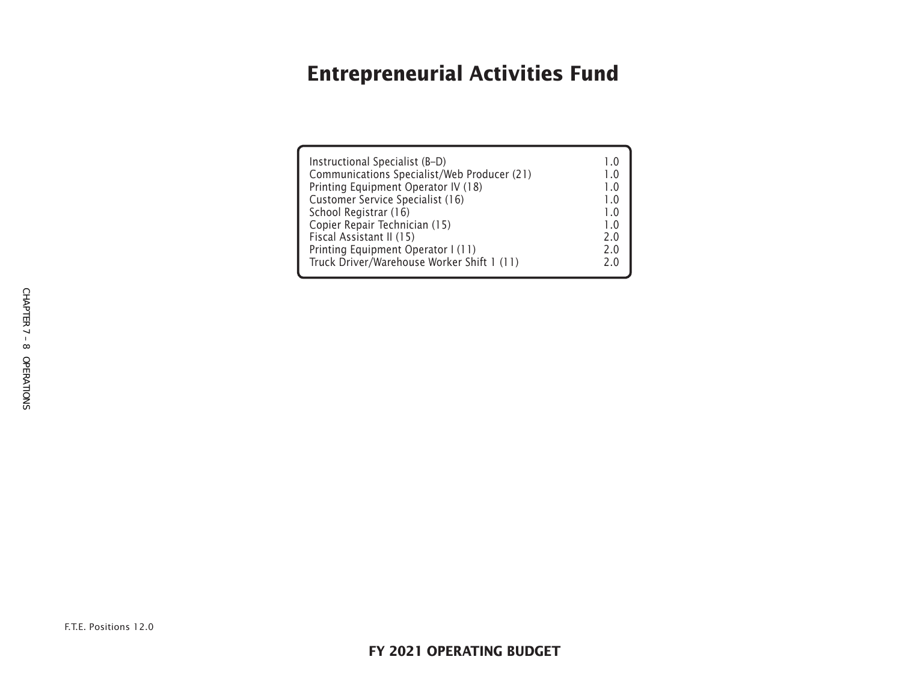# Entrepreneurial Activities Fund

| Position | F.T.E. |
|---|---|
| Instructional Specialist (B–D) | 1.0 |
| Communications Specialist/Web Producer (21) | 1.0 |
| Printing Equipment Operator IV (18) | 1.0 |
| Customer Service Specialist (16) | 1.0 |
| School Registrar (16) | 1.0 |
| Copier Repair Technician (15) | 1.0 |
| Fiscal Assistant II (15) | 2.0 |
| Printing Equipment Operator I (11) | 2.0 |
| Truck Driver/Warehouse Worker Shift 1 (11) | 2.0 |

F.T.E. Positions 12.0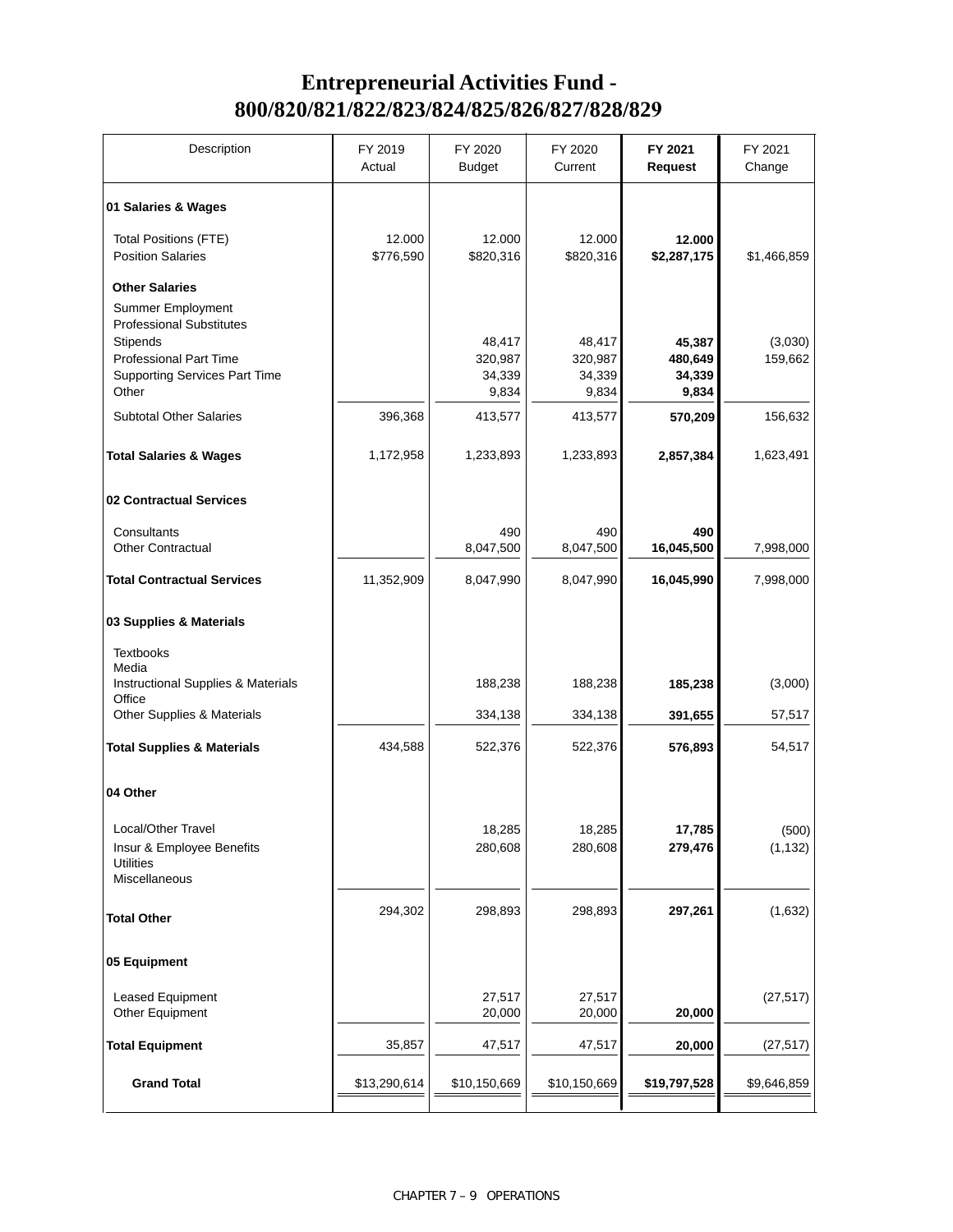# Entrepreneurial Activities Fund - 800/820/821/822/823/824/825/826/827/828/829

| Description | FY 2019 Actual | FY 2020 Budget | FY 2020 Current | **FY 2021 Request** | FY 2021 Change |
|---|---|---|---|---|---|
| **01 Salaries & Wages** | | | | | |
| Total Positions (FTE) | 12.000 | 12.000 | 12.000 | **12.000** | |
| Position Salaries | $776,590 | $820,316 | $820,316 | **$2,287,175** | $1,466,859 |
| **Other Salaries** | | | | | |
| Summer Employment | | | | | |
| Professional Substitutes | | | | | |
| Stipends | | 48,417 | 48,417 | **45,387** | (3,030) |
| Professional Part Time | | 320,987 | 320,987 | **480,649** | 159,662 |
| Supporting Services Part Time | | 34,339 | 34,339 | **34,339** | |
| Other | | 9,834 | 9,834 | **9,834** | |
| Subtotal Other Salaries | 396,368 | 413,577 | 413,577 | **570,209** | 156,632 |
| **Total Salaries & Wages** | 1,172,958 | 1,233,893 | 1,233,893 | **2,857,384** | 1,623,491 |
| **02 Contractual Services** | | | | | |
| Consultants | | 490 | 490 | **490** | |
| Other Contractual | | 8,047,500 | 8,047,500 | **16,045,500** | 7,998,000 |
| **Total Contractual Services** | 11,352,909 | 8,047,990 | 8,047,990 | **16,045,990** | 7,998,000 |
| **03 Supplies & Materials** | | | | | |
| Textbooks | | | | | |
| Media | | | | | |
| Instructional Supplies & Materials | | 188,238 | 188,238 | **185,238** | (3,000) |
| Office | | | | | |
| Other Supplies & Materials | | 334,138 | 334,138 | **391,655** | 57,517 |
| **Total Supplies & Materials** | 434,588 | 522,376 | 522,376 | **576,893** | 54,517 |
| **04 Other** | | | | | |
| Local/Other Travel | | 18,285 | 18,285 | **17,785** | (500) |
| Insur & Employee Benefits | | 280,608 | 280,608 | **279,476** | (1,132) |
| Utilities | | | | | |
| Miscellaneous | | | | | |
| **Total Other** | 294,302 | 298,893 | 298,893 | **297,261** | (1,632) |
| **05 Equipment** | | | | | |
| Leased Equipment | | 27,517 | 27,517 | | (27,517) |
| Other Equipment | | 20,000 | 20,000 | **20,000** | |
| **Total Equipment** | 35,857 | 47,517 | 47,517 | **20,000** | (27,517) |
| **Grand Total** | $13,290,614 | $10,150,669 | $10,150,669 | **$19,797,528** | $9,646,859 |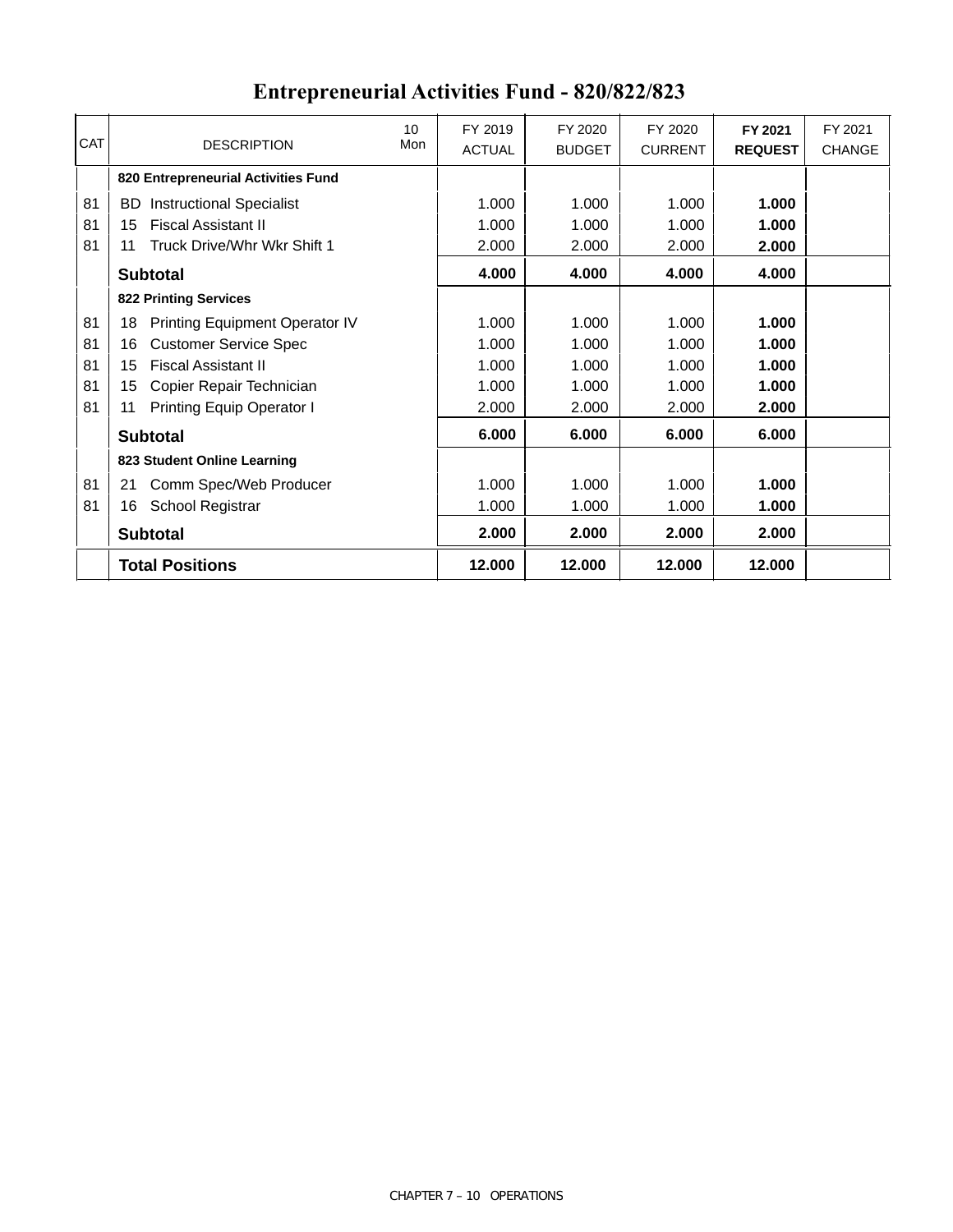# Entrepreneurial Activities Fund - 820/822/823

| CAT | DESCRIPTION | 10 Mon | FY 2019 ACTUAL | FY 2020 BUDGET | FY 2020 CURRENT | **FY 2021 REQUEST** | FY 2021 CHANGE |
|---|---|---|---|---|---|---|---|
| | **820 Entrepreneurial Activities Fund** | | | | | | |
| 81 | BD Instructional Specialist | | 1.000 | 1.000 | 1.000 | **1.000** | |
| 81 | 15 Fiscal Assistant II | | 1.000 | 1.000 | 1.000 | **1.000** | |
| 81 | 11 Truck Drive/Whr Wkr Shift 1 | | 2.000 | 2.000 | 2.000 | **2.000** | |
| | **Subtotal** | | **4.000** | **4.000** | **4.000** | **4.000** | |
| | **822 Printing Services** | | | | | | |
| 81 | 18 Printing Equipment Operator IV | | 1.000 | 1.000 | 1.000 | **1.000** | |
| 81 | 16 Customer Service Spec | | 1.000 | 1.000 | 1.000 | **1.000** | |
| 81 | 15 Fiscal Assistant II | | 1.000 | 1.000 | 1.000 | **1.000** | |
| 81 | 15 Copier Repair Technician | | 1.000 | 1.000 | 1.000 | **1.000** | |
| 81 | 11 Printing Equip Operator I | | 2.000 | 2.000 | 2.000 | **2.000** | |
| | **Subtotal** | | **6.000** | **6.000** | **6.000** | **6.000** | |
| | **823 Student Online Learning** | | | | | | |
| 81 | 21 Comm Spec/Web Producer | | 1.000 | 1.000 | 1.000 | **1.000** | |
| 81 | 16 School Registrar | | 1.000 | 1.000 | 1.000 | **1.000** | |
| | **Subtotal** | | **2.000** | **2.000** | **2.000** | **2.000** | |
| | **Total Positions** | | **12.000** | **12.000** | **12.000** | **12.000** | |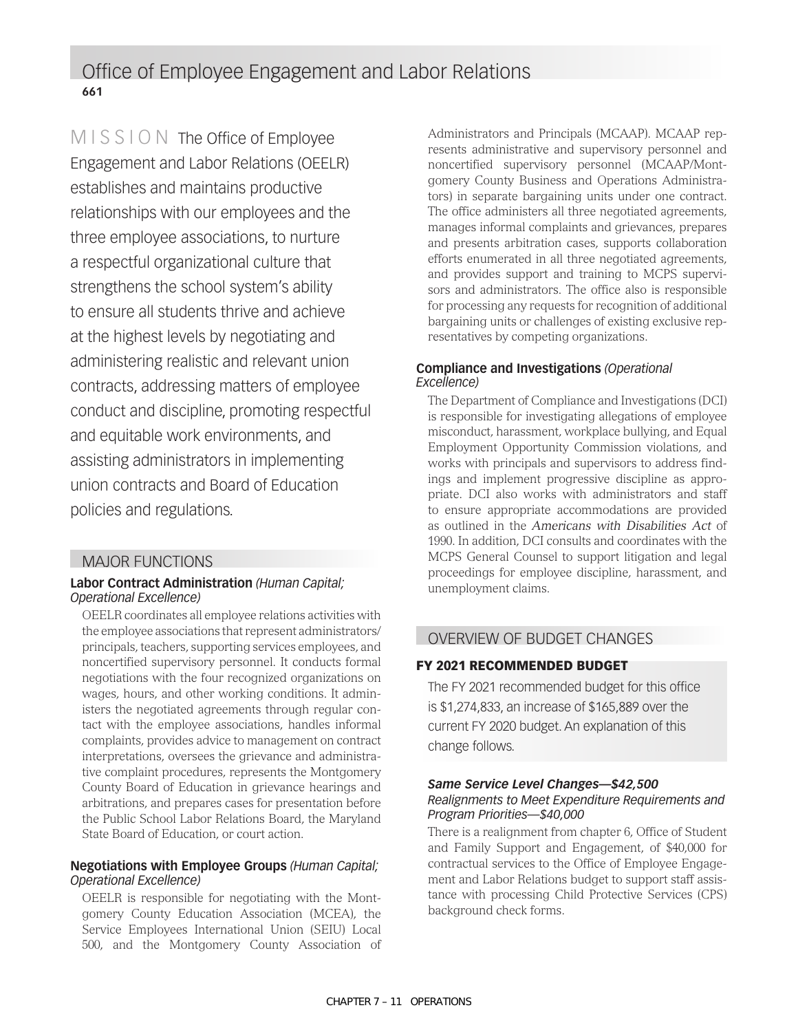# Office of Employee Engagement and Labor Relations

**661**

MISSION The Office of Employee Engagement and Labor Relations (OEELR) establishes and maintains productive relationships with our employees and the three employee associations, to nurture a respectful organizational culture that strengthens the school system's ability to ensure all students thrive and achieve at the highest levels by negotiating and administering realistic and relevant union contracts, addressing matters of employee conduct and discipline, promoting respectful and equitable work environments, and assisting administrators in implementing union contracts and Board of Education policies and regulations.

## MAJOR FUNCTIONS

**Labor Contract Administration** *(Human Capital; Operational Excellence)*

OEELR coordinates all employee relations activities with the employee associations that represent administrators/principals, teachers, supporting services employees, and noncertified supervisory personnel. It conducts formal negotiations with the four recognized organizations on wages, hours, and other working conditions. It administers the negotiated agreements through regular contact with the employee associations, handles informal complaints, provides advice to management on contract interpretations, oversees the grievance and administrative complaint procedures, represents the Montgomery County Board of Education in grievance hearings and arbitrations, and prepares cases for presentation before the Public School Labor Relations Board, the Maryland State Board of Education, or court action.

**Negotiations with Employee Groups** *(Human Capital; Operational Excellence)*

OEELR is responsible for negotiating with the Montgomery County Education Association (MCEA), the Service Employees International Union (SEIU) Local 500, and the Montgomery County Association of Administrators and Principals (MCAAP). MCAAP represents administrative and supervisory personnel and noncertified supervisory personnel (MCAAP/Montgomery County Business and Operations Administrators) in separate bargaining units under one contract. The office administers all three negotiated agreements, manages informal complaints and grievances, prepares and presents arbitration cases, supports collaboration efforts enumerated in all three negotiated agreements, and provides support and training to MCPS supervisors and administrators. The office also is responsible for processing any requests for recognition of additional bargaining units or challenges of existing exclusive representatives by competing organizations.

**Compliance and Investigations** *(Operational Excellence)*

The Department of Compliance and Investigations (DCI) is responsible for investigating allegations of employee misconduct, harassment, workplace bullying, and Equal Employment Opportunity Commission violations, and works with principals and supervisors to address findings and implement progressive discipline as appropriate. DCI also works with administrators and staff to ensure appropriate accommodations are provided as outlined in the *Americans with Disabilities Act* of 1990. In addition, DCI consults and coordinates with the MCPS General Counsel to support litigation and legal proceedings for employee discipline, harassment, and unemployment claims.

## OVERVIEW OF BUDGET CHANGES

### FY 2021 RECOMMENDED BUDGET

The FY 2021 recommended budget for this office is $1,274,833, an increase of $165,889 over the current FY 2020 budget. An explanation of this change follows.

***Same Service Level Changes—$42,500***

*Realignments to Meet Expenditure Requirements and Program Priorities—$40,000*

There is a realignment from chapter 6, Office of Student and Family Support and Engagement, of $40,000 for contractual services to the Office of Employee Engagement and Labor Relations budget to support staff assistance with processing Child Protective Services (CPS) background check forms.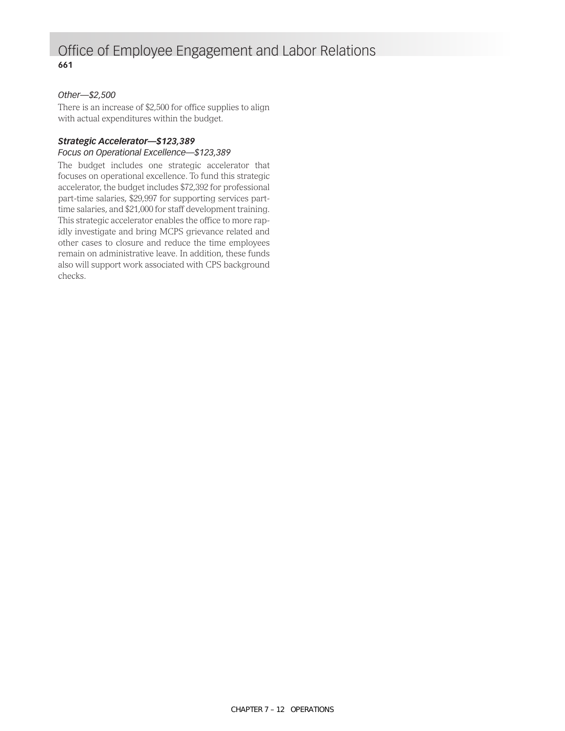# Office of Employee Engagement and Labor Relations

**661**

*Other—$2,500*

There is an increase of $2,500 for office supplies to align with actual expenditures within the budget.

***Strategic Accelerator—$123,389***

*Focus on Operational Excellence—$123,389*

The budget includes one strategic accelerator that focuses on operational excellence. To fund this strategic accelerator, the budget includes $72,392 for professional part-time salaries, $29,997 for supporting services part-time salaries, and $21,000 for staff development training. This strategic accelerator enables the office to more rapidly investigate and bring MCPS grievance related and other cases to closure and reduce the time employees remain on administrative leave. In addition, these funds also will support work associated with CPS background checks.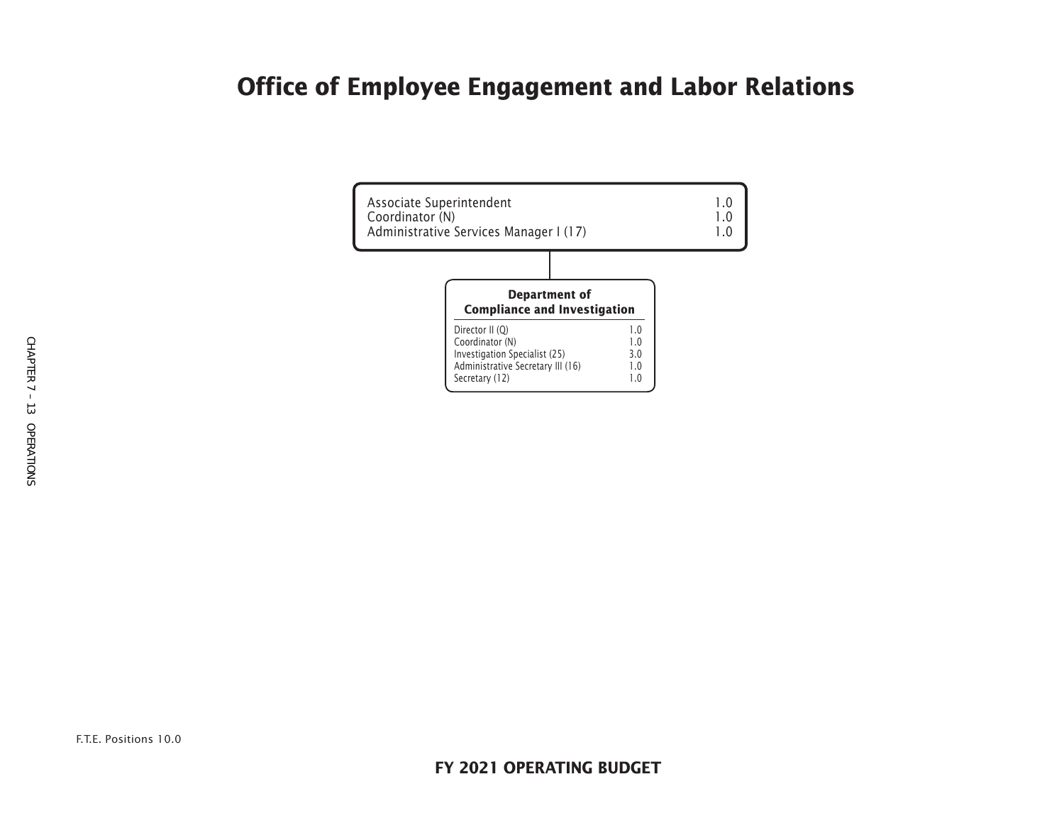# Office of Employee Engagement and Labor Relations

| Position | FTE |
| --- | --- |
| Associate Superintendent | 1.0 |
| Coordinator (N) | 1.0 |
| Administrative Services Manager I (17) | 1.0 |

### Department of Compliance and Investigation

| Position | FTE |
| --- | --- |
| Director II (Q) | 1.0 |
| Coordinator (N) | 1.0 |
| Investigation Specialist (25) | 3.0 |
| Administrative Secretary III (16) | 1.0 |
| Secretary (12) | 1.0 |

F.T.E. Positions 10.0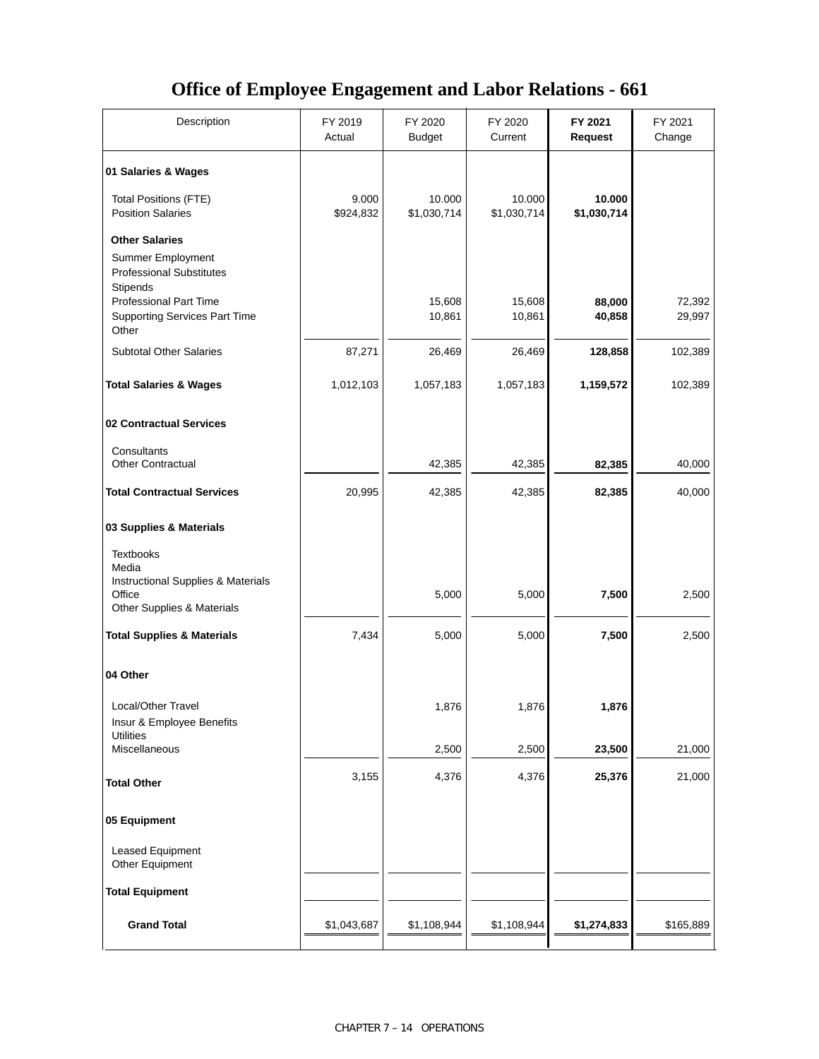# Office of Employee Engagement and Labor Relations - 661

| Description | FY 2019 Actual | FY 2020 Budget | FY 2020 Current | **FY 2021 Request** | FY 2021 Change |
|---|---|---|---|---|---|
| **01 Salaries & Wages** | | | | | |
| Total Positions (FTE) | 9.000 | 10.000 | 10.000 | **10.000** | |
| Position Salaries | $924,832 | $1,030,714 | $1,030,714 | **$1,030,714** | |
| **Other Salaries** | | | | | |
| Summer Employment | | | | | |
| Professional Substitutes | | | | | |
| Stipends | | | | | |
| Professional Part Time | | 15,608 | 15,608 | **88,000** | 72,392 |
| Supporting Services Part Time | | 10,861 | 10,861 | **40,858** | 29,997 |
| Other | | | | | |
| Subtotal Other Salaries | 87,271 | 26,469 | 26,469 | **128,858** | 102,389 |
| **Total Salaries & Wages** | 1,012,103 | 1,057,183 | 1,057,183 | **1,159,572** | 102,389 |
| **02 Contractual Services** | | | | | |
| Consultants | | | | | |
| Other Contractual | | 42,385 | 42,385 | **82,385** | 40,000 |
| **Total Contractual Services** | 20,995 | 42,385 | 42,385 | **82,385** | 40,000 |
| **03 Supplies & Materials** | | | | | |
| Textbooks | | | | | |
| Media | | | | | |
| Instructional Supplies & Materials | | | | | |
| Office | | 5,000 | 5,000 | **7,500** | 2,500 |
| Other Supplies & Materials | | | | | |
| **Total Supplies & Materials** | 7,434 | 5,000 | 5,000 | **7,500** | 2,500 |
| **04 Other** | | | | | |
| Local/Other Travel | | 1,876 | 1,876 | **1,876** | |
| Insur & Employee Benefits | | | | | |
| Utilities | | | | | |
| Miscellaneous | | 2,500 | 2,500 | **23,500** | 21,000 |
| **Total Other** | 3,155 | 4,376 | 4,376 | **25,376** | 21,000 |
| **05 Equipment** | | | | | |
| Leased Equipment | | | | | |
| Other Equipment | | | | | |
| **Total Equipment** | | | | | |
| **Grand Total** | $1,043,687 | $1,108,944 | $1,108,944 | **$1,274,833** | $165,889 |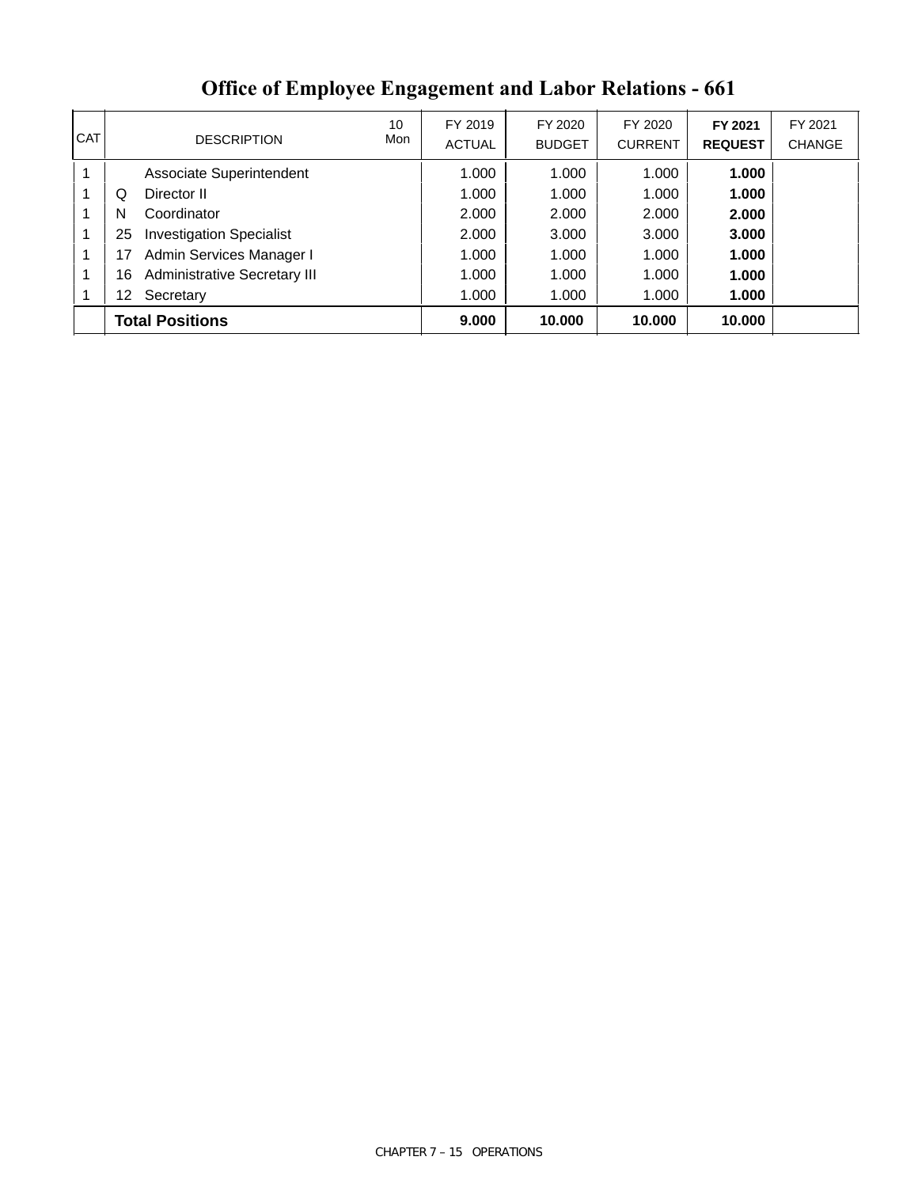# Office of Employee Engagement and Labor Relations - 661

| CAT | | DESCRIPTION | 10 Mon | FY 2019 ACTUAL | FY 2020 BUDGET | FY 2020 CURRENT | **FY 2021 REQUEST** | FY 2021 CHANGE |
|---|---|---|---|---|---|---|---|---|
| 1 | | Associate Superintendent | | 1.000 | 1.000 | 1.000 | **1.000** | |
| 1 | Q | Director II | | 1.000 | 1.000 | 1.000 | **1.000** | |
| 1 | N | Coordinator | | 2.000 | 2.000 | 2.000 | **2.000** | |
| 1 | 25 | Investigation Specialist | | 2.000 | 3.000 | 3.000 | **3.000** | |
| 1 | 17 | Admin Services Manager I | | 1.000 | 1.000 | 1.000 | **1.000** | |
| 1 | 16 | Administrative Secretary III | | 1.000 | 1.000 | 1.000 | **1.000** | |
| 1 | 12 | Secretary | | 1.000 | 1.000 | 1.000 | **1.000** | |
| | **Total Positions** | | | **9.000** | **10.000** | **10.000** | **10.000** | |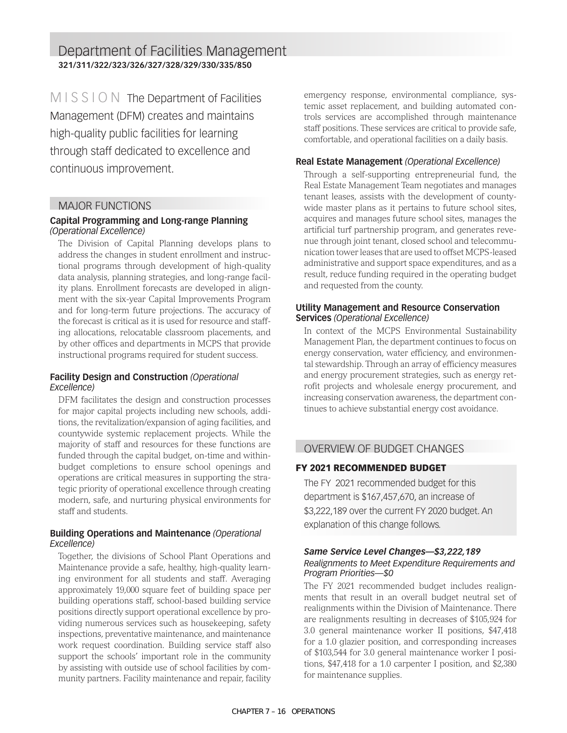# Department of Facilities Management

**321/311/322/323/326/327/328/329/330/335/850**

MISSION The Department of Facilities Management (DFM) creates and maintains high-quality public facilities for learning through staff dedicated to excellence and continuous improvement.

## MAJOR FUNCTIONS

**Capital Programming and Long-range Planning** *(Operational Excellence)*

The Division of Capital Planning develops plans to address the changes in student enrollment and instructional programs through development of high-quality data analysis, planning strategies, and long-range facility plans. Enrollment forecasts are developed in alignment with the six-year Capital Improvements Program and for long-term future projections. The accuracy of the forecast is critical as it is used for resource and staffing allocations, relocatable classroom placements, and by other offices and departments in MCPS that provide instructional programs required for student success.

**Facility Design and Construction** *(Operational Excellence)*

DFM facilitates the design and construction processes for major capital projects including new schools, additions, the revitalization/expansion of aging facilities, and countywide systemic replacement projects. While the majority of staff and resources for these functions are funded through the capital budget, on-time and within-budget completions to ensure school openings and operations are critical measures in supporting the strategic priority of operational excellence through creating modern, safe, and nurturing physical environments for staff and students.

**Building Operations and Maintenance** *(Operational Excellence)*

Together, the divisions of School Plant Operations and Maintenance provide a safe, healthy, high-quality learning environment for all students and staff. Averaging approximately 19,000 square feet of building space per building operations staff, school-based building service positions directly support operational excellence by providing numerous services such as housekeeping, safety inspections, preventative maintenance, and maintenance work request coordination. Building service staff also support the schools' important role in the community by assisting with outside use of school facilities by community partners. Facility maintenance and repair, facility emergency response, environmental compliance, systemic asset replacement, and building automated controls services are accomplished through maintenance staff positions. These services are critical to provide safe, comfortable, and operational facilities on a daily basis.

**Real Estate Management** *(Operational Excellence)*

Through a self-supporting entrepreneurial fund, the Real Estate Management Team negotiates and manages tenant leases, assists with the development of countywide master plans as it pertains to future school sites, acquires and manages future school sites, manages the artificial turf partnership program, and generates revenue through joint tenant, closed school and telecommunication tower leases that are used to offset MCPS-leased administrative and support space expenditures, and as a result, reduce funding required in the operating budget and requested from the county.

**Utility Management and Resource Conservation Services** *(Operational Excellence)*

In context of the MCPS Environmental Sustainability Management Plan, the department continues to focus on energy conservation, water efficiency, and environmental stewardship. Through an array of efficiency measures and energy procurement strategies, such as energy retrofit projects and wholesale energy procurement, and increasing conservation awareness, the department continues to achieve substantial energy cost avoidance.

## OVERVIEW OF BUDGET CHANGES

### FY 2021 RECOMMENDED BUDGET

The FY 2021 recommended budget for this department is $167,457,670, an increase of $3,222,189 over the current FY 2020 budget. An explanation of this change follows.

***Same Service Level Changes—$3,222,189***

*Realignments to Meet Expenditure Requirements and Program Priorities—$0*

The FY 2021 recommended budget includes realignments that result in an overall budget neutral set of realignments within the Division of Maintenance. There are realignments resulting in decreases of $105,924 for 3.0 general maintenance worker II positions, $47,418 for a 1.0 glazier position, and corresponding increases of $103,544 for 3.0 general maintenance worker I positions, $47,418 for a 1.0 carpenter I position, and $2,380 for maintenance supplies.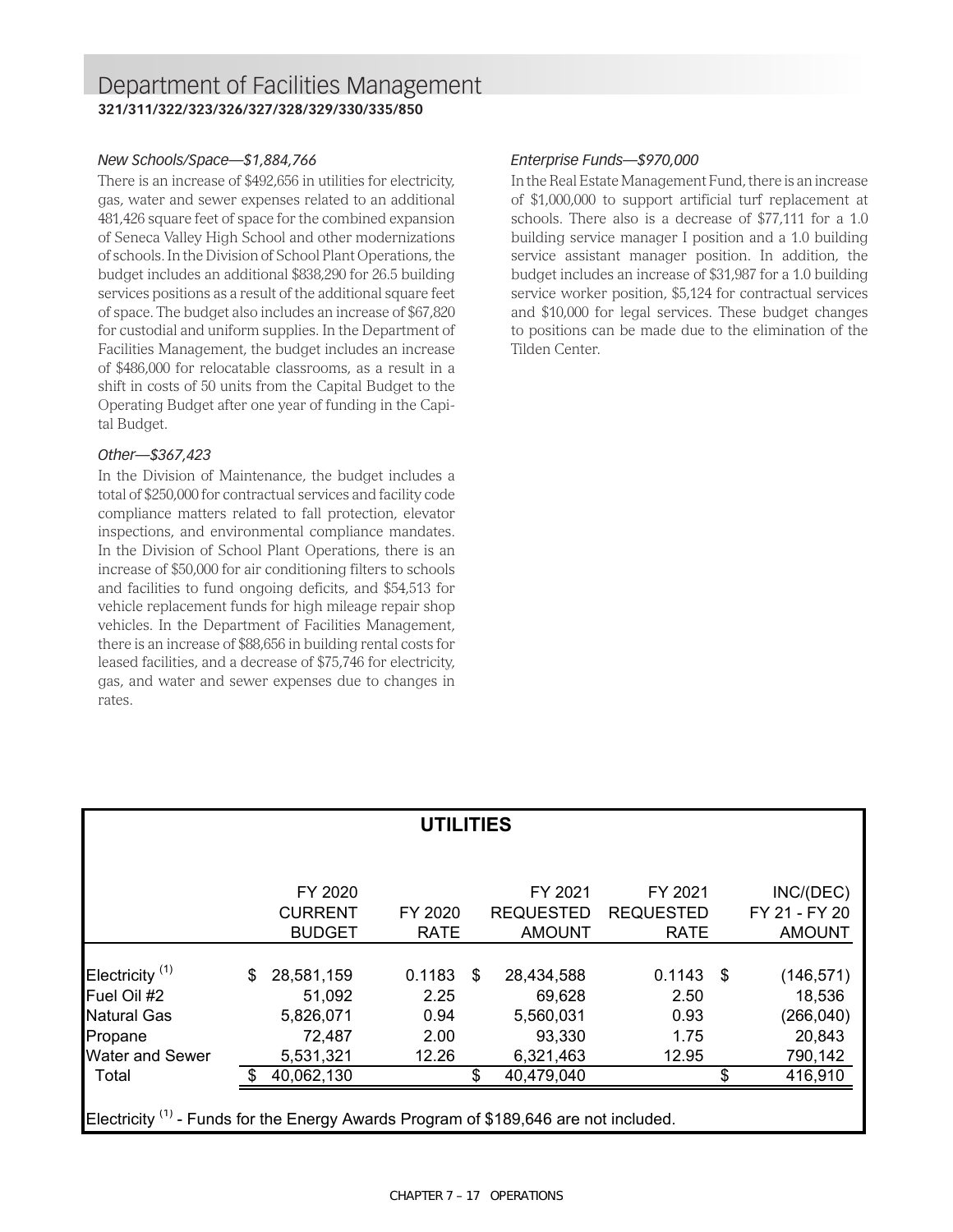# Department of Facilities Management

**321/311/322/323/326/327/328/329/330/335/850**

*New Schools/Space—$1,884,766*

There is an increase of $492,656 in utilities for electricity, gas, water and sewer expenses related to an additional 481,426 square feet of space for the combined expansion of Seneca Valley High School and other modernizations of schools. In the Division of School Plant Operations, the budget includes an additional $838,290 for 26.5 building services positions as a result of the additional square feet of space. The budget also includes an increase of $67,820 for custodial and uniform supplies. In the Department of Facilities Management, the budget includes an increase of $486,000 for relocatable classrooms, as a result in a shift in costs of 50 units from the Capital Budget to the Operating Budget after one year of funding in the Capital Budget.

*Other—$367,423*

In the Division of Maintenance, the budget includes a total of $250,000 for contractual services and facility code compliance matters related to fall protection, elevator inspections, and environmental compliance mandates. In the Division of School Plant Operations, there is an increase of $50,000 for air conditioning filters to schools and facilities to fund ongoing deficits, and $54,513 for vehicle replacement funds for high mileage repair shop vehicles. In the Department of Facilities Management, there is an increase of $88,656 in building rental costs for leased facilities, and a decrease of $75,746 for electricity, gas, and water and sewer expenses due to changes in rates.

*Enterprise Funds—$970,000*

In the Real Estate Management Fund, there is an increase of $1,000,000 to support artificial turf replacement at schools. There also is a decrease of $77,111 for a 1.0 building service manager I position and a 1.0 building service assistant manager position. In addition, the budget includes an increase of $31,987 for a 1.0 building service worker position, $5,124 for contractual services and $10,000 for legal services. These budget changes to positions can be made due to the elimination of the Tilden Center.

## UTILITIES

| | FY 2020 CURRENT BUDGET | FY 2020 RATE | FY 2021 REQUESTED AMOUNT | FY 2021 REQUESTED RATE | INC/(DEC) FY 21 - FY 20 AMOUNT |
|---|---|---|---|---|---|
| Electricity [1] | $ 28,581,159 | 0.1183 | $ 28,434,588 | 0.1143 | $ (146,571) |
| Fuel Oil #2 | 51,092 | 2.25 | 69,628 | 2.50 | 18,536 |
| Natural Gas | 5,826,071 | 0.94 | 5,560,031 | 0.93 | (266,040) |
| Propane | 72,487 | 2.00 | 93,330 | 1.75 | 20,843 |
| Water and Sewer | 5,531,321 | 12.26 | 6,321,463 | 12.95 | 790,142 |
| Total | $ 40,062,130 | | $ 40,479,040 | | $ 416,910 |

Electricity [1] - Funds for the Energy Awards Program of $189,646 are not included.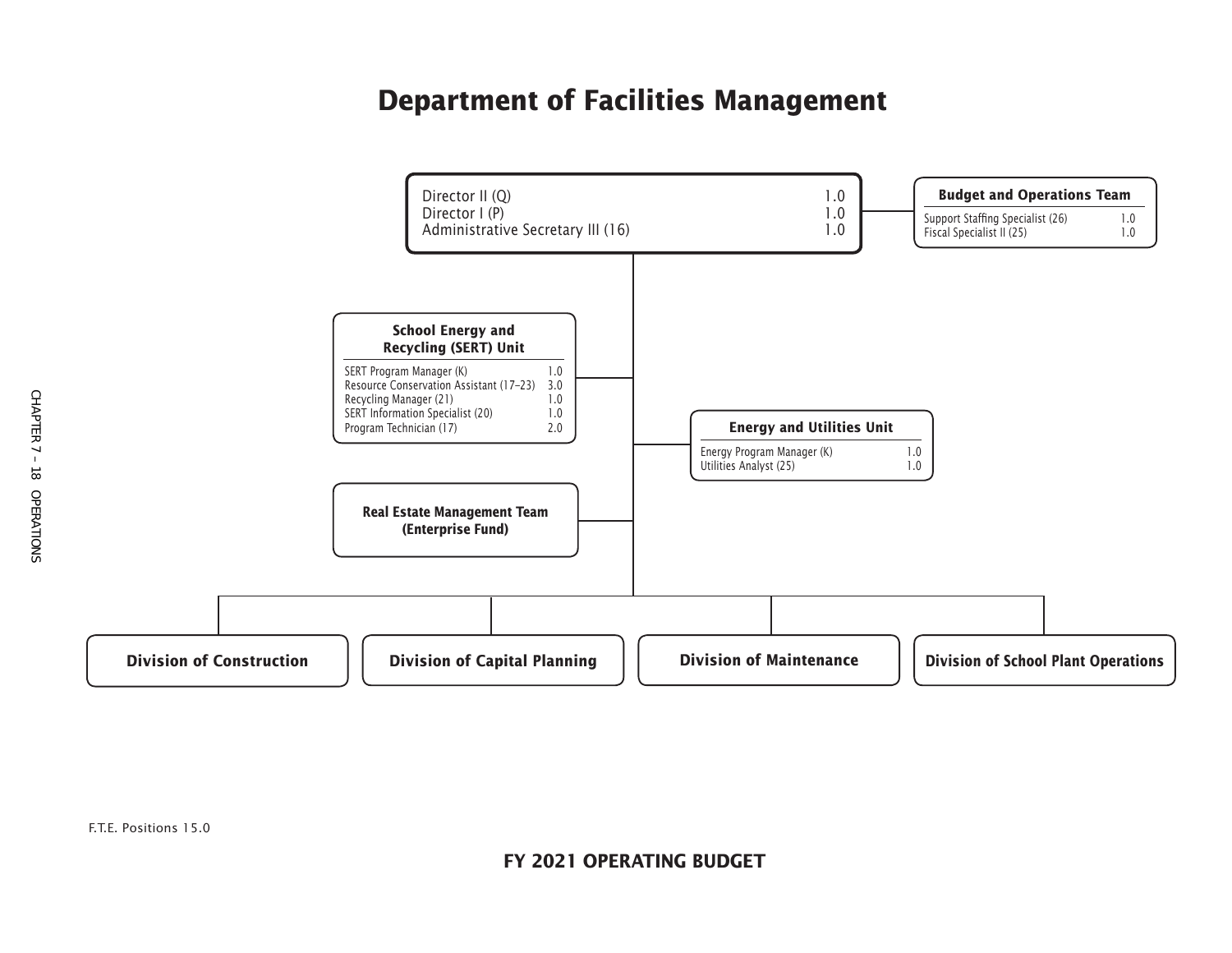# Department of Facilities Management

| Position | FTE |
|---|---|
| Director II (Q) | 1.0 |
| Director I (P) | 1.0 |
| Administrative Secretary III (16) | 1.0 |

**Budget and Operations Team**

| Position | FTE |
|---|---|
| Support Staffing Specialist (26) | 1.0 |
| Fiscal Specialist II (25) | 1.0 |

**School Energy and Recycling (SERT) Unit**

| Position | FTE |
|---|---|
| SERT Program Manager (K) | 1.0 |
| Resource Conservation Assistant (17–23) | 3.0 |
| Recycling Manager (21) | 1.0 |
| SERT Information Specialist (20) | 1.0 |
| Program Technician (17) | 2.0 |

**Energy and Utilities Unit**

| Position | FTE |
|---|---|
| Energy Program Manager (K) | 1.0 |
| Utilities Analyst (25) | 1.0 |

**Real Estate Management Team (Enterprise Fund)**

**Division of Construction**

**Division of Capital Planning**

**Division of Maintenance**

**Division of School Plant Operations**

F.T.E. Positions 15.0

**FY 2021 OPERATING BUDGET**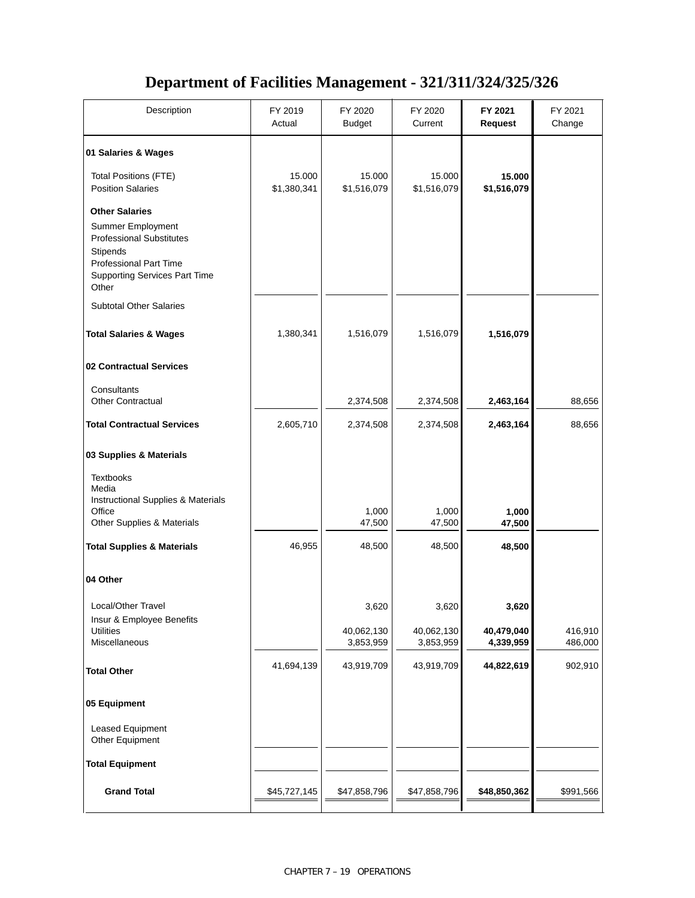# Department of Facilities Management - 321/311/324/325/326

| Description | FY 2019 Actual | FY 2020 Budget | FY 2020 Current | **FY 2021 Request** | FY 2021 Change |
|---|---|---|---|---|---|
| **01 Salaries & Wages** | | | | | |
| Total Positions (FTE) | 15.000 | 15.000 | 15.000 | **15.000** | |
| Position Salaries | $1,380,341 | $1,516,079 | $1,516,079 | **$1,516,079** | |
| **Other Salaries** | | | | | |
| Summer Employment | | | | | |
| Professional Substitutes | | | | | |
| Stipends | | | | | |
| Professional Part Time | | | | | |
| Supporting Services Part Time | | | | | |
| Other | | | | | |
| Subtotal Other Salaries | | | | | |
| **Total Salaries & Wages** | 1,380,341 | 1,516,079 | 1,516,079 | **1,516,079** | |
| **02 Contractual Services** | | | | | |
| Consultants | | | | | |
| Other Contractual | | 2,374,508 | 2,374,508 | **2,463,164** | 88,656 |
| **Total Contractual Services** | 2,605,710 | 2,374,508 | 2,374,508 | **2,463,164** | 88,656 |
| **03 Supplies & Materials** | | | | | |
| Textbooks | | | | | |
| Media | | | | | |
| Instructional Supplies & Materials | | | | | |
| Office | | 1,000 | 1,000 | **1,000** | |
| Other Supplies & Materials | | 47,500 | 47,500 | **47,500** | |
| **Total Supplies & Materials** | 46,955 | 48,500 | 48,500 | **48,500** | |
| **04 Other** | | | | | |
| Local/Other Travel | | 3,620 | 3,620 | **3,620** | |
| Insur & Employee Benefits | | | | | |
| Utilities | | 40,062,130 | 40,062,130 | **40,479,040** | 416,910 |
| Miscellaneous | | 3,853,959 | 3,853,959 | **4,339,959** | 486,000 |
| **Total Other** | 41,694,139 | 43,919,709 | 43,919,709 | **44,822,619** | 902,910 |
| **05 Equipment** | | | | | |
| Leased Equipment | | | | | |
| Other Equipment | | | | | |
| **Total Equipment** | | | | | |
| **Grand Total** | $45,727,145 | $47,858,796 | $47,858,796 | **$48,850,362** | $991,566 |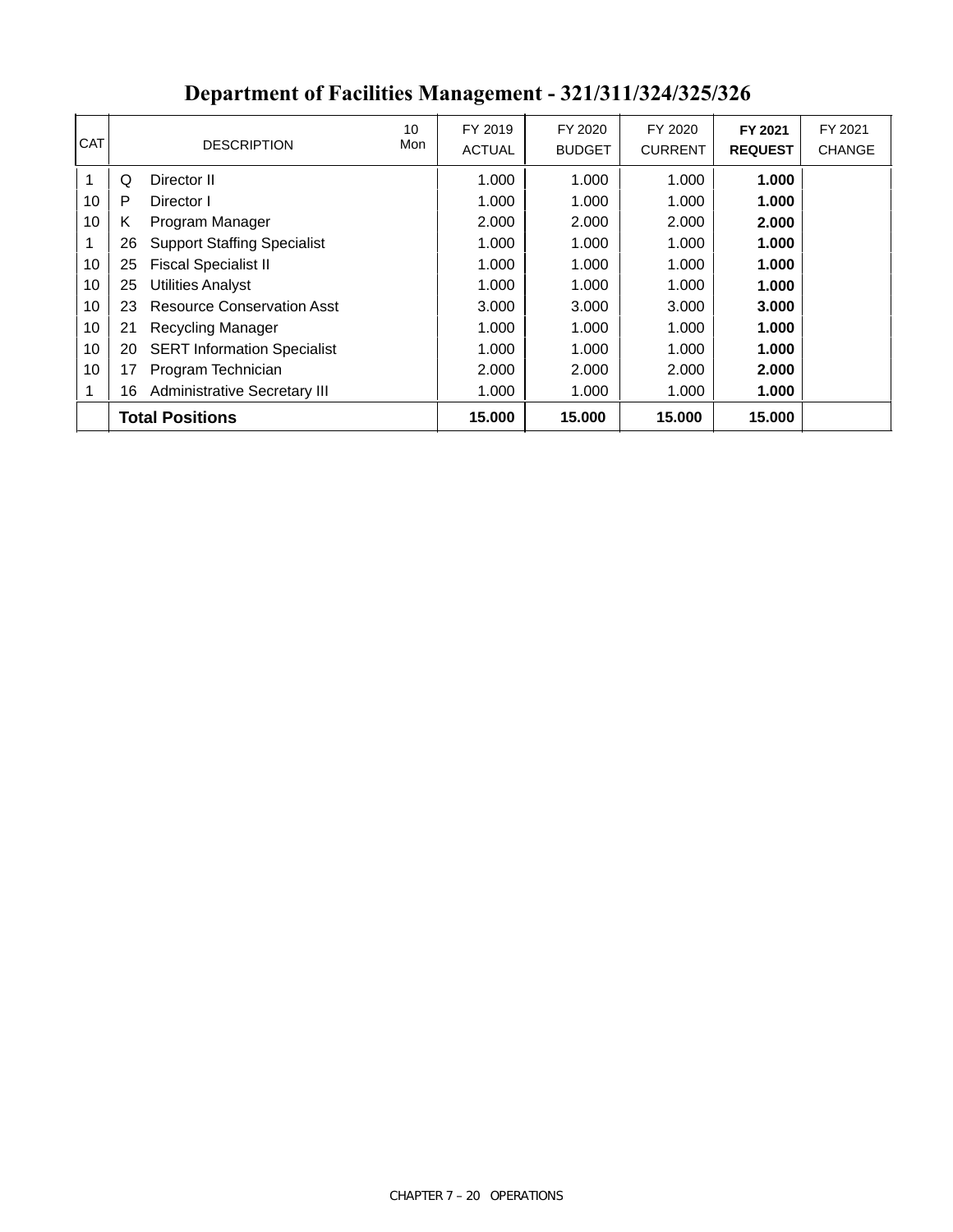# Department of Facilities Management - 321/311/324/325/326

| CAT | | DESCRIPTION | 10 Mon | FY 2019 ACTUAL | FY 2020 BUDGET | FY 2020 CURRENT | **FY 2021 REQUEST** | FY 2021 CHANGE |
|---|---|---|---|---|---|---|---|---|
| 1 | Q | Director II | | 1.000 | 1.000 | 1.000 | **1.000** | |
| 10 | P | Director I | | 1.000 | 1.000 | 1.000 | **1.000** | |
| 10 | K | Program Manager | | 2.000 | 2.000 | 2.000 | **2.000** | |
| 1 | 26 | Support Staffing Specialist | | 1.000 | 1.000 | 1.000 | **1.000** | |
| 10 | 25 | Fiscal Specialist II | | 1.000 | 1.000 | 1.000 | **1.000** | |
| 10 | 25 | Utilities Analyst | | 1.000 | 1.000 | 1.000 | **1.000** | |
| 10 | 23 | Resource Conservation Asst | | 3.000 | 3.000 | 3.000 | **3.000** | |
| 10 | 21 | Recycling Manager | | 1.000 | 1.000 | 1.000 | **1.000** | |
| 10 | 20 | SERT Information Specialist | | 1.000 | 1.000 | 1.000 | **1.000** | |
| 10 | 17 | Program Technician | | 2.000 | 2.000 | 2.000 | **2.000** | |
| 1 | 16 | Administrative Secretary III | | 1.000 | 1.000 | 1.000 | **1.000** | |
| | **Total Positions** | | | **15.000** | **15.000** | **15.000** | **15.000** | |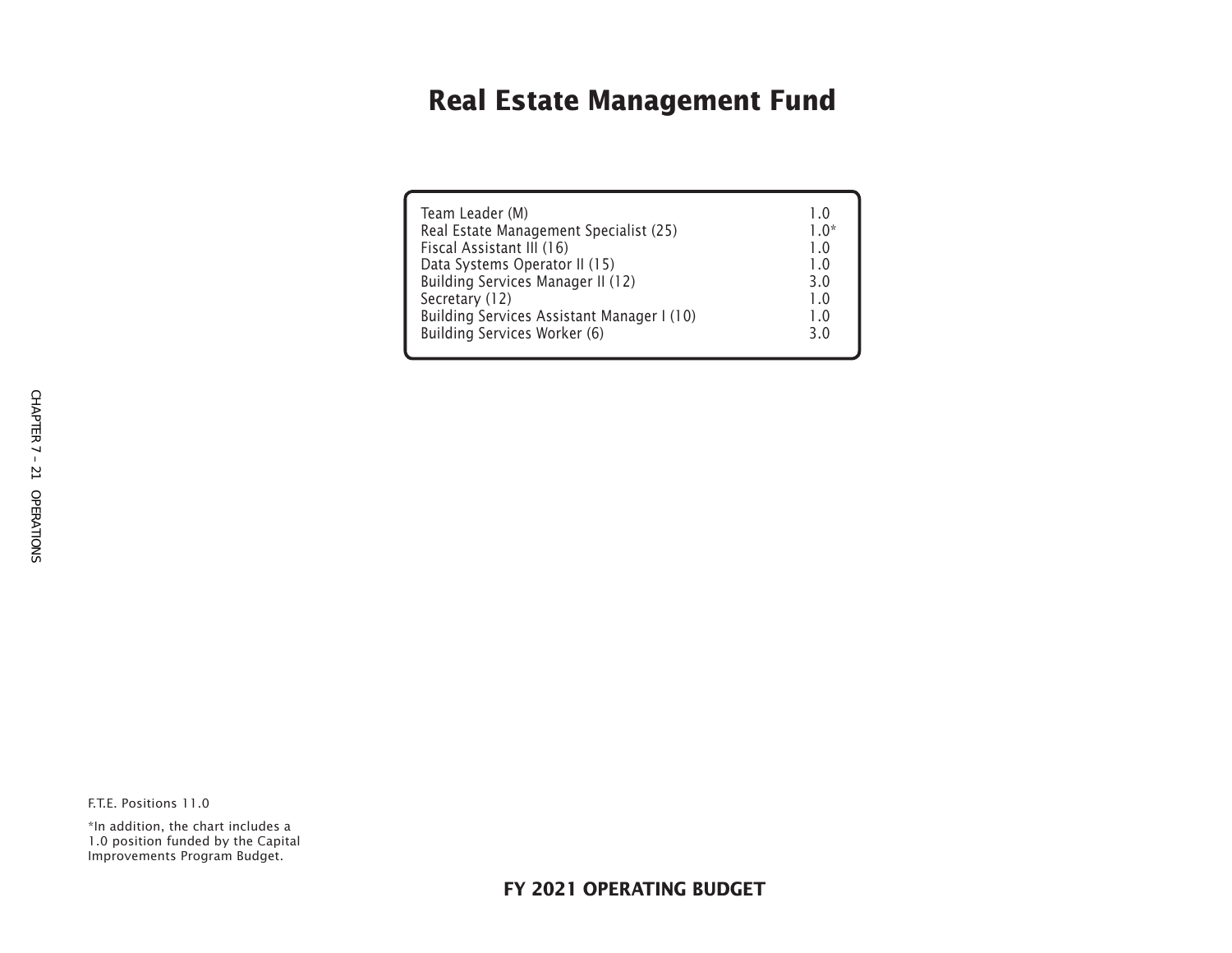# Real Estate Management Fund

| Position | FTE |
|---|---|
| Team Leader (M) | 1.0 |
| Real Estate Management Specialist (25) | 1.0* |
| Fiscal Assistant III (16) | 1.0 |
| Data Systems Operator II (15) | 1.0 |
| Building Services Manager II (12) | 3.0 |
| Secretary (12) | 1.0 |
| Building Services Assistant Manager I (10) | 1.0 |
| Building Services Worker (6) | 3.0 |

F.T.E. Positions 11.0

*In addition, the chart includes a 1.0 position funded by the Capital Improvements Program Budget.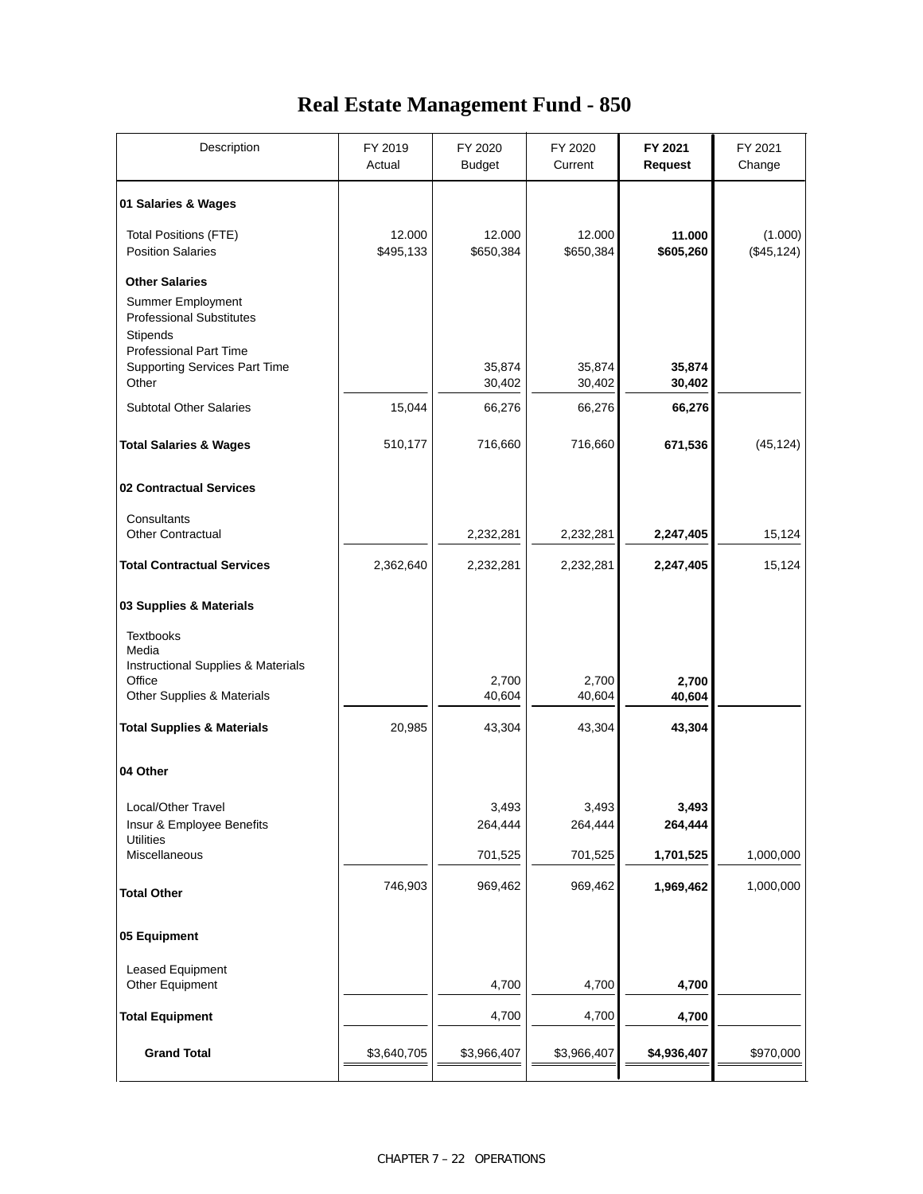# Real Estate Management Fund - 850

| Description | FY 2019 Actual | FY 2020 Budget | FY 2020 Current | **FY 2021 Request** | FY 2021 Change |
|---|---|---|---|---|---|
| **01 Salaries & Wages** | | | | | |
| Total Positions (FTE) | 12.000 | 12.000 | 12.000 | **11.000** | (1.000) |
| Position Salaries | $495,133 | $650,384 | $650,384 | **$605,260** | ($45,124) |
| **Other Salaries** | | | | | |
| Summer Employment | | | | | |
| Professional Substitutes | | | | | |
| Stipends | | | | | |
| Professional Part Time | | | | | |
| Supporting Services Part Time | | 35,874 | 35,874 | **35,874** | |
| Other | | 30,402 | 30,402 | **30,402** | |
| Subtotal Other Salaries | 15,044 | 66,276 | 66,276 | **66,276** | |
| **Total Salaries & Wages** | 510,177 | 716,660 | 716,660 | **671,536** | (45,124) |
| **02 Contractual Services** | | | | | |
| Consultants | | | | | |
| Other Contractual | | 2,232,281 | 2,232,281 | **2,247,405** | 15,124 |
| **Total Contractual Services** | 2,362,640 | 2,232,281 | 2,232,281 | **2,247,405** | 15,124 |
| **03 Supplies & Materials** | | | | | |
| Textbooks | | | | | |
| Media | | | | | |
| Instructional Supplies & Materials | | | | | |
| Office | | 2,700 | 2,700 | **2,700** | |
| Other Supplies & Materials | | 40,604 | 40,604 | **40,604** | |
| **Total Supplies & Materials** | 20,985 | 43,304 | 43,304 | **43,304** | |
| **04 Other** | | | | | |
| Local/Other Travel | | 3,493 | 3,493 | **3,493** | |
| Insur & Employee Benefits | | 264,444 | 264,444 | **264,444** | |
| Utilities | | | | | |
| Miscellaneous | | 701,525 | 701,525 | **1,701,525** | 1,000,000 |
| **Total Other** | 746,903 | 969,462 | 969,462 | **1,969,462** | 1,000,000 |
| **05 Equipment** | | | | | |
| Leased Equipment | | | | | |
| Other Equipment | | 4,700 | 4,700 | **4,700** | |
| **Total Equipment** | | 4,700 | 4,700 | **4,700** | |
| **Grand Total** | $3,640,705 | $3,966,407 | $3,966,407 | **$4,936,407** | $970,000 |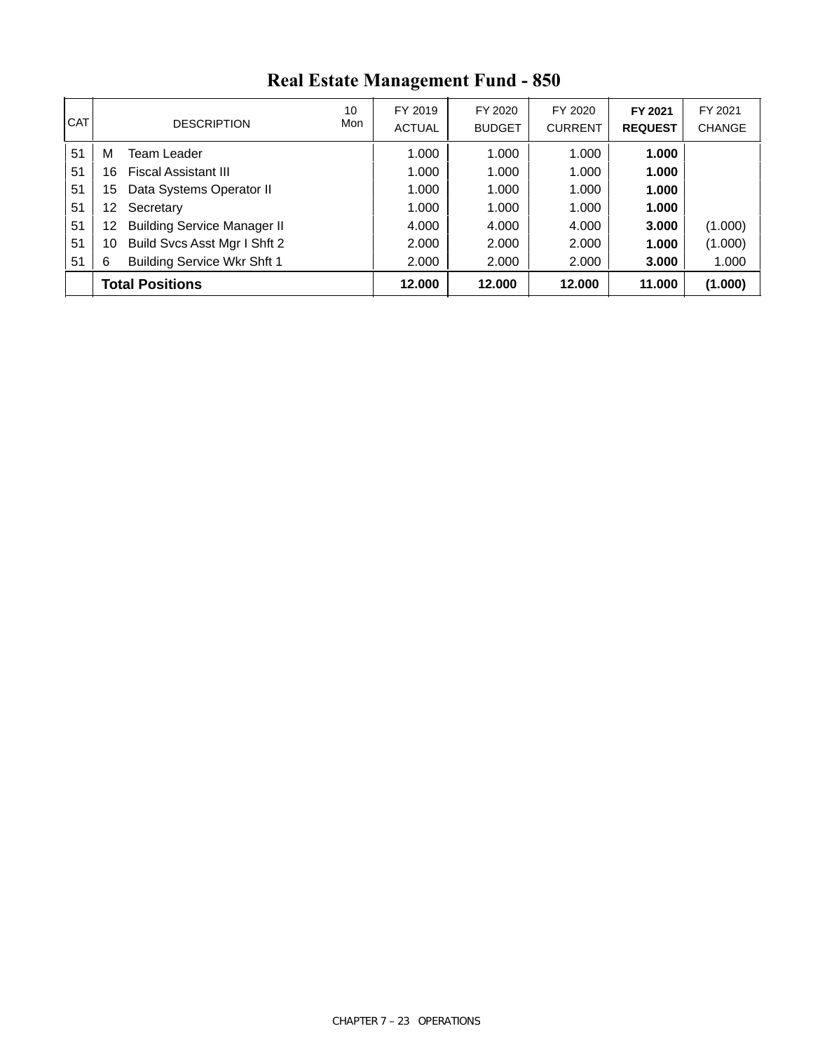# Real Estate Management Fund - 850

| CAT | | DESCRIPTION | 10 Mon | FY 2019 ACTUAL | FY 2020 BUDGET | FY 2020 CURRENT | **FY 2021 REQUEST** | FY 2021 CHANGE |
|---|---|---|---|---|---|---|---|---|
| 51 | M | Team Leader | | 1.000 | 1.000 | 1.000 | **1.000** | |
| 51 | 16 | Fiscal Assistant III | | 1.000 | 1.000 | 1.000 | **1.000** | |
| 51 | 15 | Data Systems Operator II | | 1.000 | 1.000 | 1.000 | **1.000** | |
| 51 | 12 | Secretary | | 1.000 | 1.000 | 1.000 | **1.000** | |
| 51 | 12 | Building Service Manager II | | 4.000 | 4.000 | 4.000 | **3.000** | (1.000) |
| 51 | 10 | Build Svcs Asst Mgr I Shft 2 | | 2.000 | 2.000 | 2.000 | **1.000** | (1.000) |
| 51 | 6 | Building Service Wkr Shft 1 | | 2.000 | 2.000 | 2.000 | **3.000** | 1.000 |
| | | **Total Positions** | | **12.000** | **12.000** | **12.000** | **11.000** | **(1.000)** |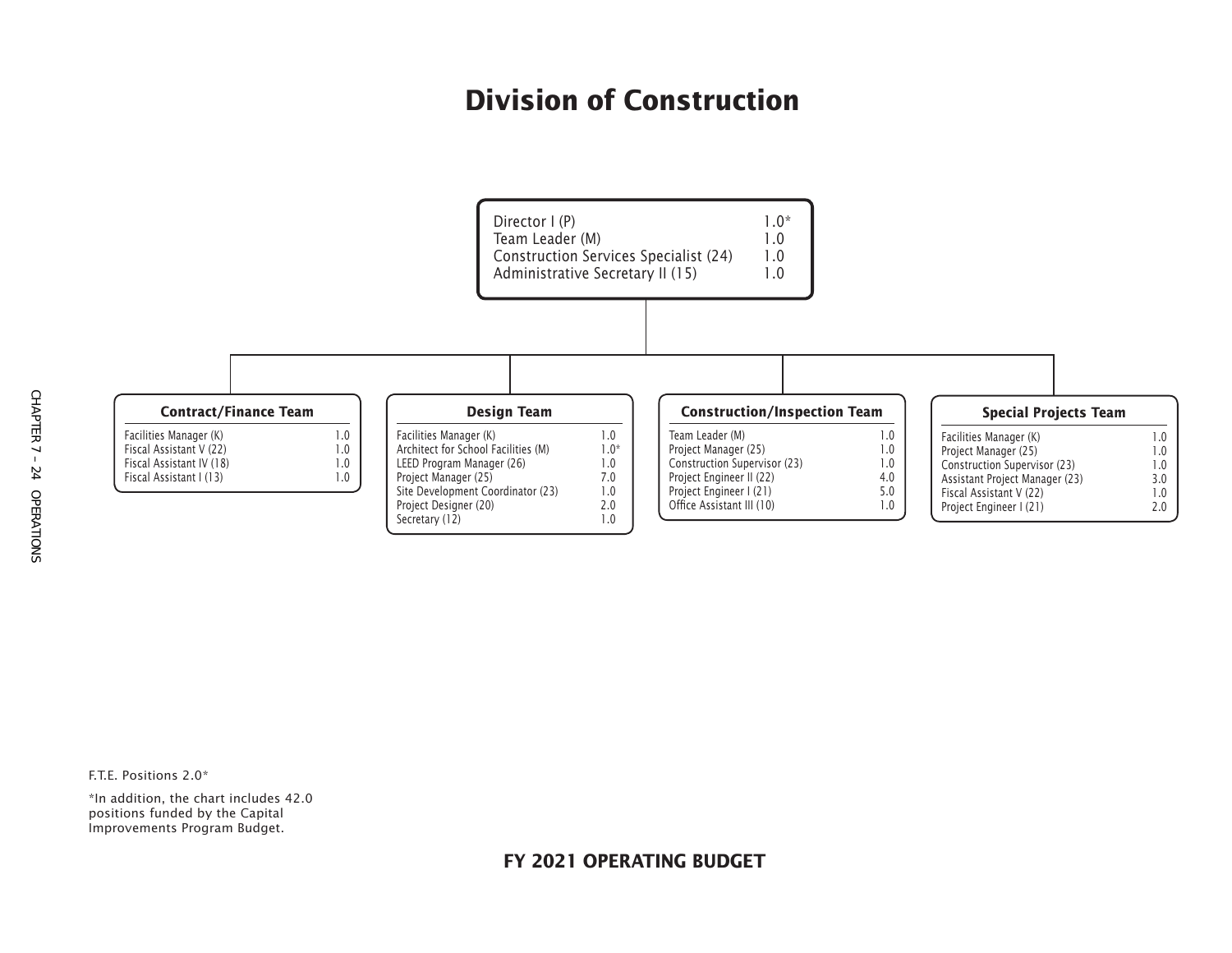# Division of Construction

| Position | FTE |
|---|---|
| Director I (P) | 1.0* |
| Team Leader (M) | 1.0 |
| Construction Services Specialist (24) | 1.0 |
| Administrative Secretary II (15) | 1.0 |

### Contract/Finance Team

| Position | FTE |
|---|---|
| Facilities Manager (K) | 1.0 |
| Fiscal Assistant V (22) | 1.0 |
| Fiscal Assistant IV (18) | 1.0 |
| Fiscal Assistant I (13) | 1.0 |

### Design Team

| Position | FTE |
|---|---|
| Facilities Manager (K) | 1.0 |
| Architect for School Facilities (M) | 1.0* |
| LEED Program Manager (26) | 1.0 |
| Project Manager (25) | 7.0 |
| Site Development Coordinator (23) | 1.0 |
| Project Designer (20) | 2.0 |
| Secretary (12) | 1.0 |

### Construction/Inspection Team

| Position | FTE |
|---|---|
| Team Leader (M) | 1.0 |
| Project Manager (25) | 1.0 |
| Construction Supervisor (23) | 1.0 |
| Project Engineer II (22) | 4.0 |
| Project Engineer I (21) | 5.0 |
| Office Assistant III (10) | 1.0 |

### Special Projects Team

| Position | FTE |
|---|---|
| Facilities Manager (K) | 1.0 |
| Project Manager (25) | 1.0 |
| Construction Supervisor (23) | 1.0 |
| Assistant Project Manager (23) | 3.0 |
| Fiscal Assistant V (22) | 1.0 |
| Project Engineer I (21) | 2.0 |

F.T.E. Positions 2.0*

*In addition, the chart includes 42.0 positions funded by the Capital Improvements Program Budget.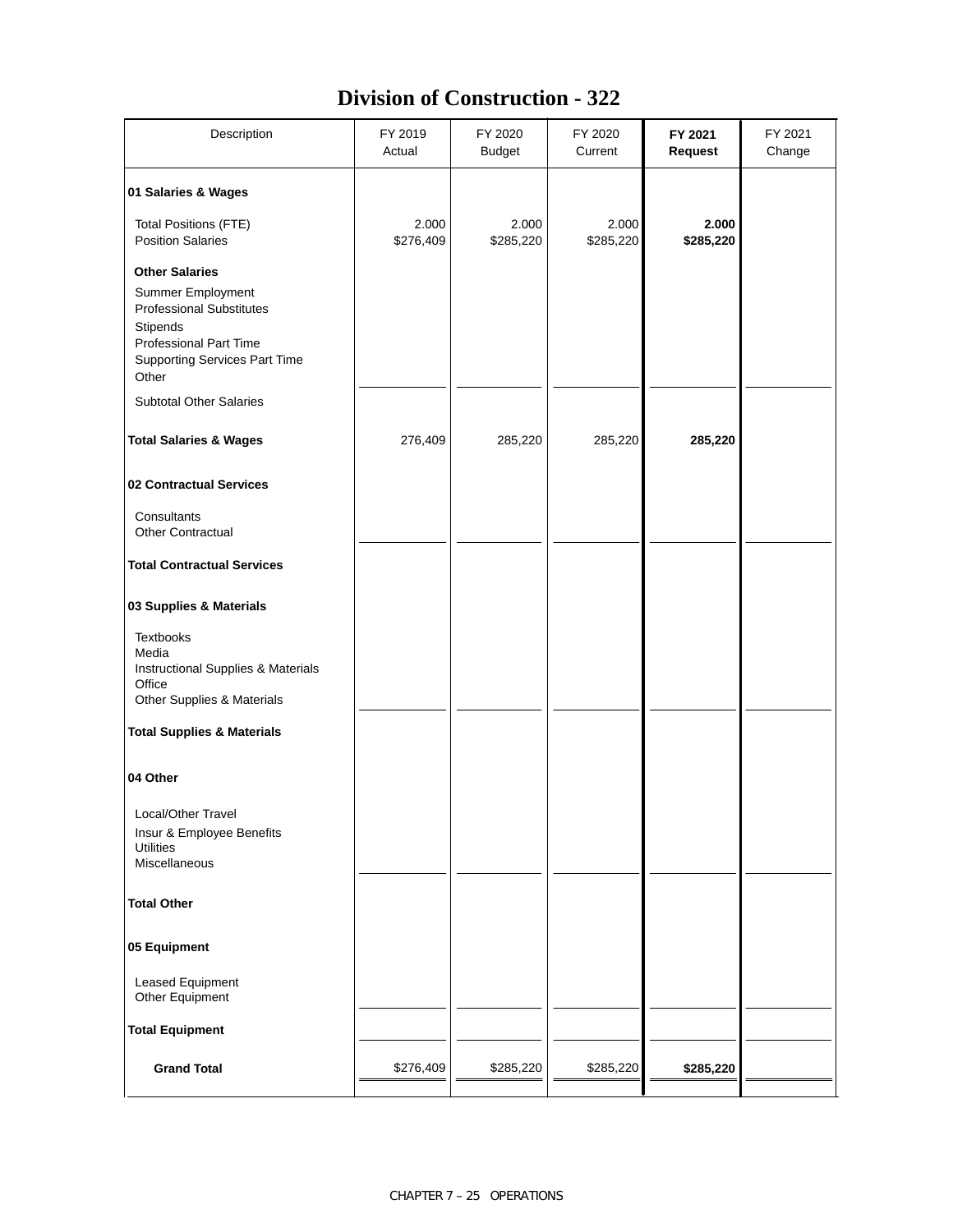# Division of Construction - 322

| Description | FY 2019 Actual | FY 2020 Budget | FY 2020 Current | **FY 2021 Request** | FY 2021 Change |
|---|---|---|---|---|---|
| **01 Salaries & Wages** | | | | | |
| Total Positions (FTE) | 2.000 | 2.000 | 2.000 | **2.000** | |
| Position Salaries | $276,409 | $285,220 | $285,220 | **$285,220** | |
| **Other Salaries** | | | | | |
| Summer Employment | | | | | |
| Professional Substitutes | | | | | |
| Stipends | | | | | |
| Professional Part Time | | | | | |
| Supporting Services Part Time | | | | | |
| Other | | | | | |
| Subtotal Other Salaries | | | | | |
| **Total Salaries & Wages** | 276,409 | 285,220 | 285,220 | **285,220** | |
| **02 Contractual Services** | | | | | |
| Consultants | | | | | |
| Other Contractual | | | | | |
| **Total Contractual Services** | | | | | |
| **03 Supplies & Materials** | | | | | |
| Textbooks | | | | | |
| Media | | | | | |
| Instructional Supplies & Materials | | | | | |
| Office | | | | | |
| Other Supplies & Materials | | | | | |
| **Total Supplies & Materials** | | | | | |
| **04 Other** | | | | | |
| Local/Other Travel | | | | | |
| Insur & Employee Benefits | | | | | |
| Utilities | | | | | |
| Miscellaneous | | | | | |
| **Total Other** | | | | | |
| **05 Equipment** | | | | | |
| Leased Equipment | | | | | |
| Other Equipment | | | | | |
| **Total Equipment** | | | | | |
| **Grand Total** | $276,409 | $285,220 | $285,220 | **$285,220** | |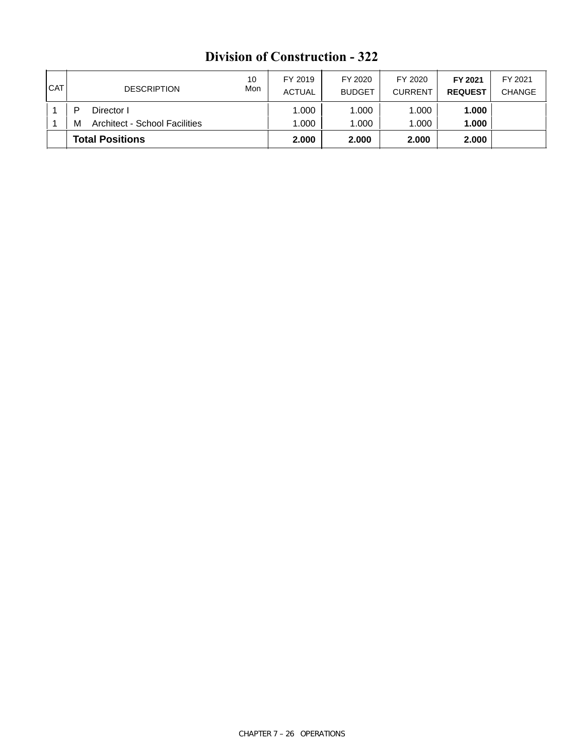# Division of Construction - 322

| CAT | | DESCRIPTION | 10 Mon | FY 2019 ACTUAL | FY 2020 BUDGET | FY 2020 CURRENT | **FY 2021 REQUEST** | FY 2021 CHANGE |
|---|---|---|---|---|---|---|---|---|
| 1 | P | Director I | | 1.000 | 1.000 | 1.000 | **1.000** | |
| 1 | M | Architect - School Facilities | | 1.000 | 1.000 | 1.000 | **1.000** | |
| | | **Total Positions** | | **2.000** | **2.000** | **2.000** | **2.000** | |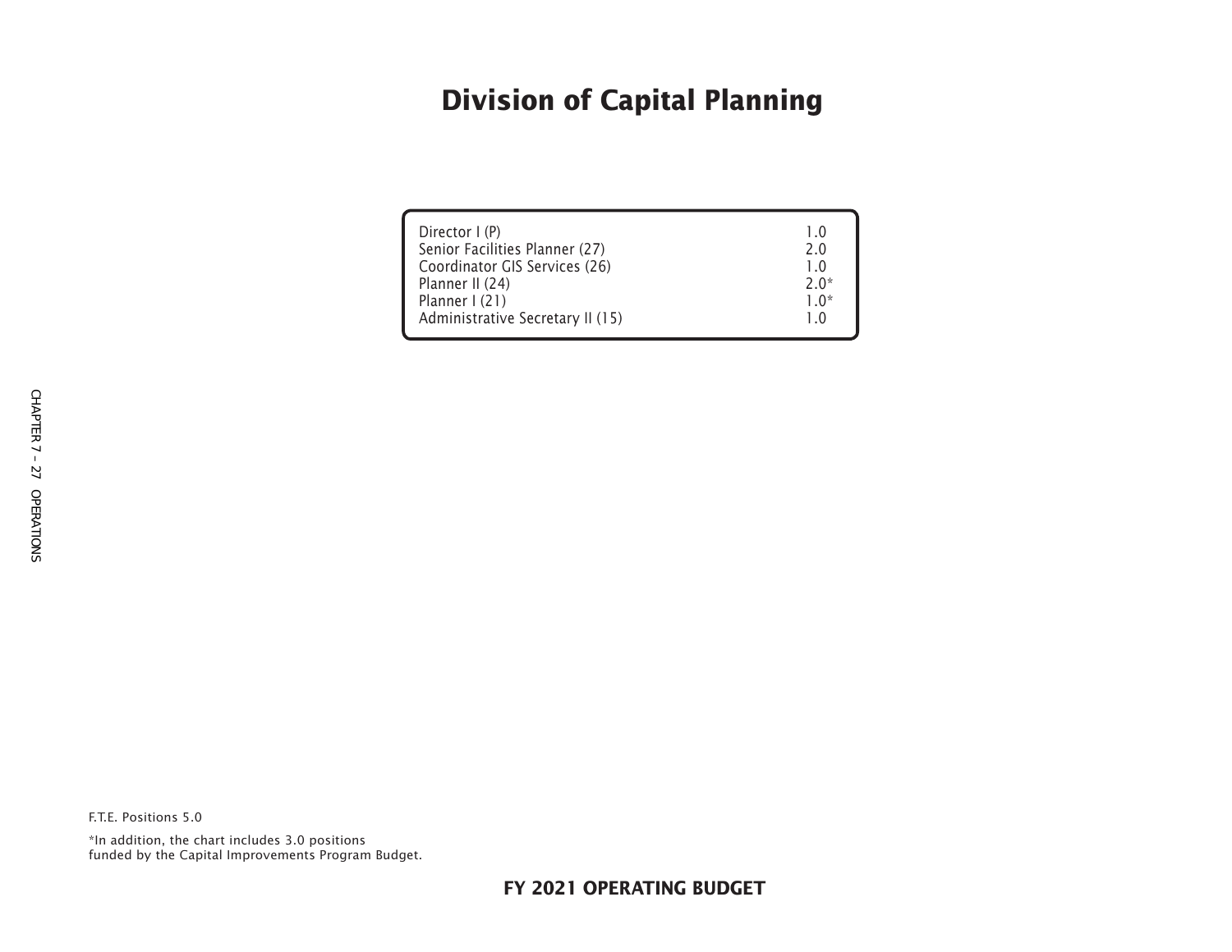# Division of Capital Planning

| Position | FTE |
|---|---|
| Director I (P) | 1.0 |
| Senior Facilities Planner (27) | 2.0 |
| Coordinator GIS Services (26) | 1.0 |
| Planner II (24) | 2.0* |
| Planner I (21) | 1.0* |
| Administrative Secretary II (15) | 1.0 |

F.T.E. Positions 5.0

*In addition, the chart includes 3.0 positions funded by the Capital Improvements Program Budget.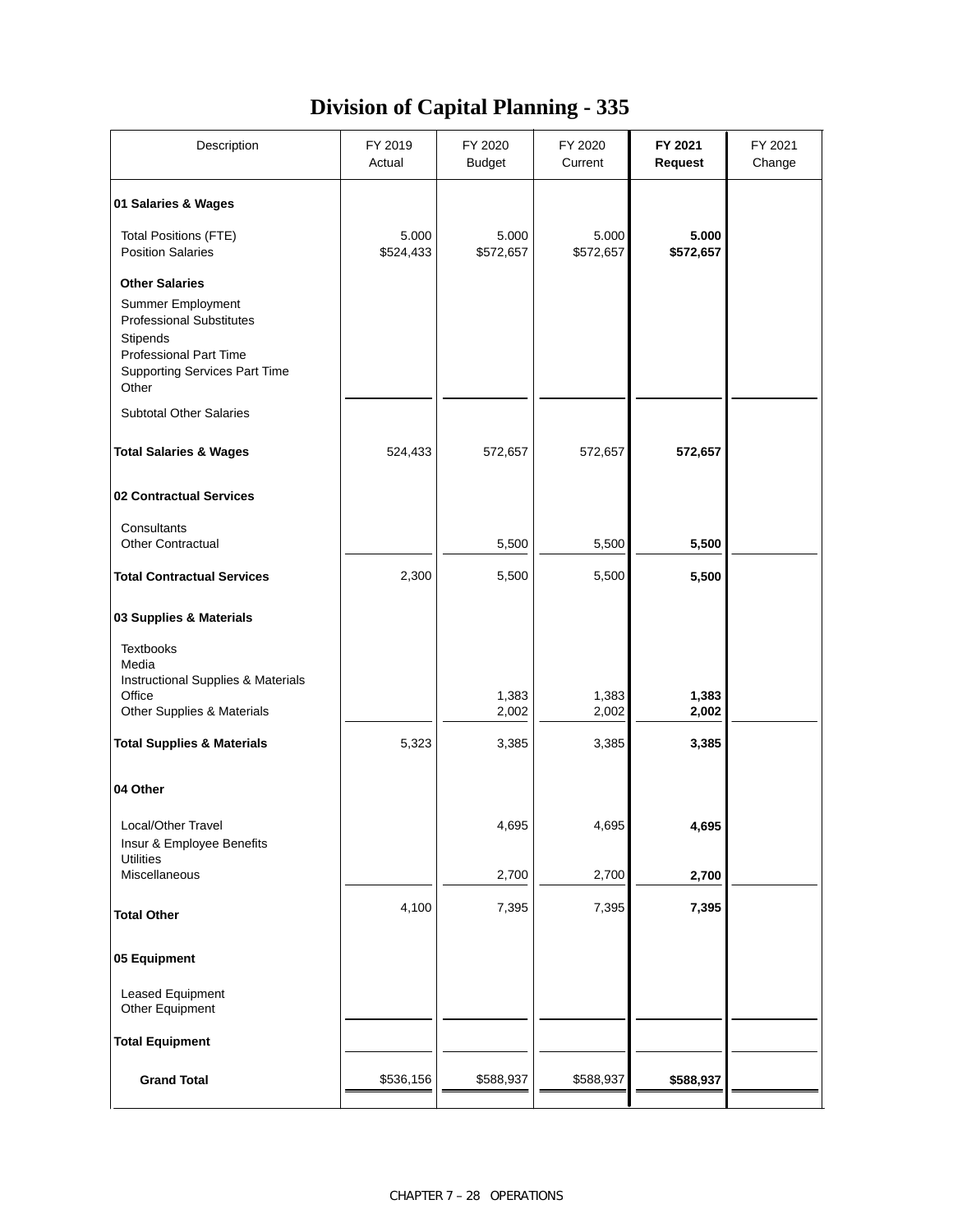# Division of Capital Planning - 335

| Description | FY 2019 Actual | FY 2020 Budget | FY 2020 Current | **FY 2021 Request** | FY 2021 Change |
|---|---|---|---|---|---|
| **01 Salaries & Wages** | | | | | |
| Total Positions (FTE) | 5.000 | 5.000 | 5.000 | **5.000** | |
| Position Salaries | $524,433 | $572,657 | $572,657 | **$572,657** | |
| **Other Salaries** | | | | | |
| Summer Employment | | | | | |
| Professional Substitutes | | | | | |
| Stipends | | | | | |
| Professional Part Time | | | | | |
| Supporting Services Part Time | | | | | |
| Other | | | | | |
| Subtotal Other Salaries | | | | | |
| **Total Salaries & Wages** | 524,433 | 572,657 | 572,657 | **572,657** | |
| **02 Contractual Services** | | | | | |
| Consultants | | | | | |
| Other Contractual | | 5,500 | 5,500 | **5,500** | |
| **Total Contractual Services** | 2,300 | 5,500 | 5,500 | **5,500** | |
| **03 Supplies & Materials** | | | | | |
| Textbooks | | | | | |
| Media | | | | | |
| Instructional Supplies & Materials | | | | | |
| Office | | 1,383 | 1,383 | **1,383** | |
| Other Supplies & Materials | | 2,002 | 2,002 | **2,002** | |
| **Total Supplies & Materials** | 5,323 | 3,385 | 3,385 | **3,385** | |
| **04 Other** | | | | | |
| Local/Other Travel | | 4,695 | 4,695 | **4,695** | |
| Insur & Employee Benefits | | | | | |
| Utilities | | | | | |
| Miscellaneous | | 2,700 | 2,700 | **2,700** | |
| **Total Other** | 4,100 | 7,395 | 7,395 | **7,395** | |
| **05 Equipment** | | | | | |
| Leased Equipment | | | | | |
| Other Equipment | | | | | |
| **Total Equipment** | | | | | |
| **Grand Total** | $536,156 | $588,937 | $588,937 | **$588,937** | |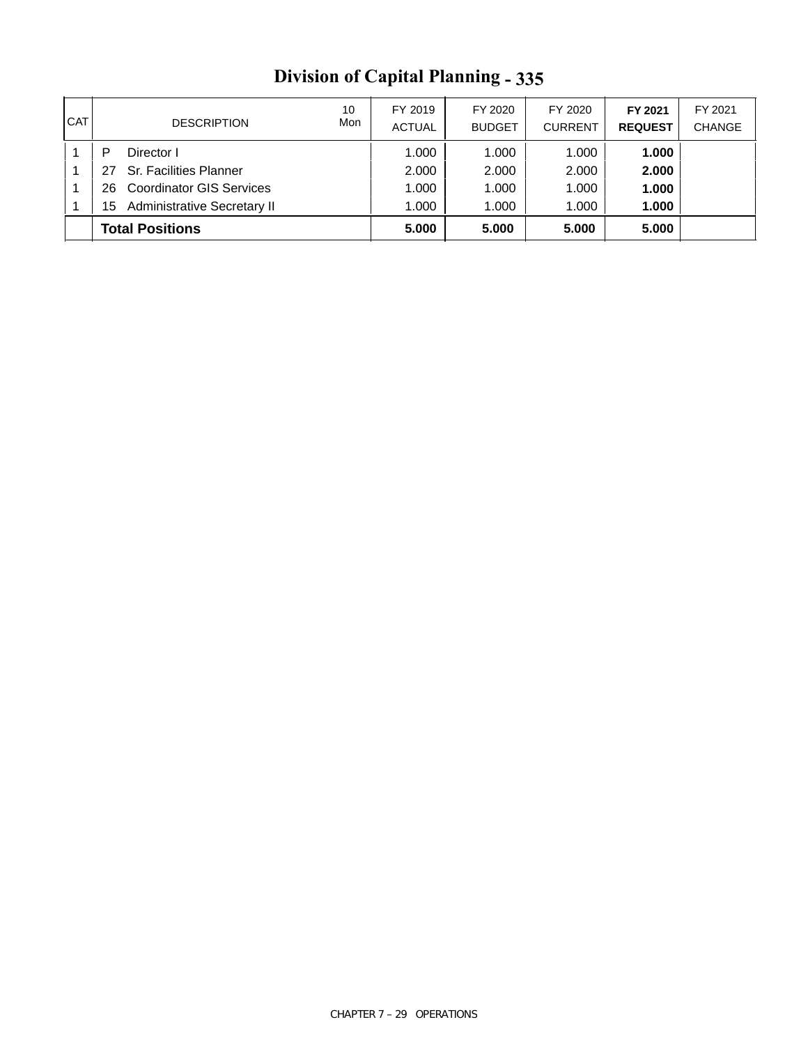# Division of Capital Planning - 335

| CAT | | DESCRIPTION | 10 Mon | FY 2019 ACTUAL | FY 2020 BUDGET | FY 2020 CURRENT | FY 2021 REQUEST | FY 2021 CHANGE |
|---|---|---|---|---|---|---|---|---|
| 1 | P | Director I | | 1.000 | 1.000 | 1.000 | **1.000** | |
| 1 | 27 | Sr. Facilities Planner | | 2.000 | 2.000 | 2.000 | **2.000** | |
| 1 | 26 | Coordinator GIS Services | | 1.000 | 1.000 | 1.000 | **1.000** | |
| 1 | 15 | Administrative Secretary II | | 1.000 | 1.000 | 1.000 | **1.000** | |
| | | **Total Positions** | | **5.000** | **5.000** | **5.000** | **5.000** | |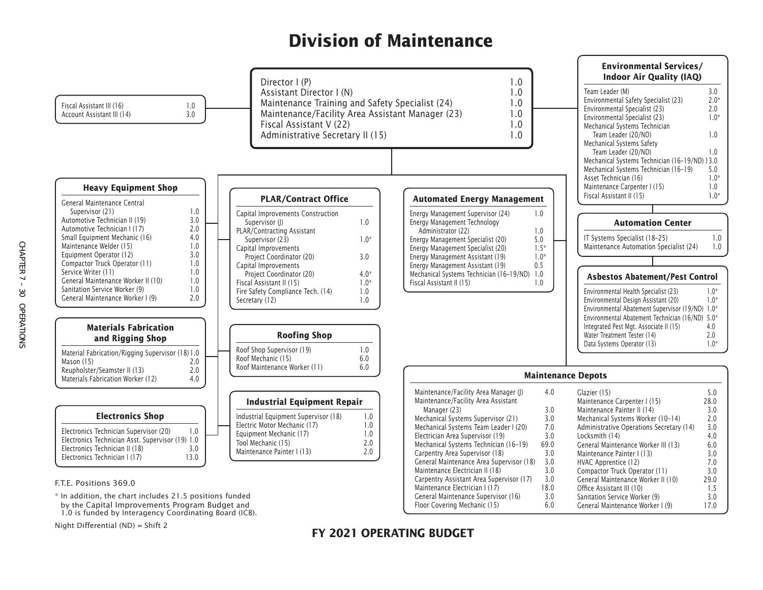# Division of Maintenance

| Director's Office | |
|---|---|
| Director I (P) | 1.0 |
| Assistant Director I (N) | 1.0 |
| Maintenance Training and Safety Specialist (24) | 1.0 |
| Maintenance/Facility Area Assistant Manager (23) | 1.0 |
| Fiscal Assistant V (22) | 1.0 |
| Administrative Secretary II (15) | 1.0 |

| Position | |
|---|---|
| Fiscal Assistant III (16) | 1.0 |
| Account Assistant III (14) | 3.0 |

### Environmental Services/ Indoor Air Quality (IAQ)

| Position | |
|---|---|
| Team Leader (M) | 3.0 |
| Environmental Safety Specialist (23) | 2.0* |
| Environmental Specialist (23) | 2.0 |
| Environmental Specialist (23) | 1.0* |
| Mechanical Systems Technician Team Leader (20/ND) | 1.0 |
| Mechanical Systems Safety Team Leader (20/ND) | 1.0 |
| Mechanical Systems Technician (16–19/ND) | 13.0 |
| Mechanical Systems Technician (16–19) | 5.0 |
| Asset Technician (16) | 1.0* |
| Maintenance Carpenter I (15) | 1.0 |
| Fiscal Assistant II (15) | 1.0* |

### Automation Center

| Position | |
|---|---|
| IT Systems Specialist (18–25) | 1.0 |
| Maintenance Automation Specialist (24) | 1.0 |

### Asbestos Abatement/Pest Control

| Position | |
|---|---|
| Environmental Health Specialist (23) | 1.0* |
| Environmental Design Assistant (20) | 1.0* |
| Environmental Abatement Supervisor (19/ND) | 1.0* |
| Environmental Abatement Technician (16/ND) | 5.0* |
| Integrated Pest Mgt. Associate II (15) | 4.0 |
| Water Treatment Tester (14) | 2.0 |
| Data Systems Operator (13) | 1.0* |

### Heavy Equipment Shop

| Position | |
|---|---|
| General Maintenance Central Supervisor (21) | 1.0 |
| Automotive Technician II (19) | 3.0 |
| Automotive Technician I (17) | 2.0 |
| Small Equipment Mechanic (16) | 4.0 |
| Maintenance Welder (15) | 1.0 |
| Equipment Operator (12) | 3.0 |
| Compactor Truck Operator (11) | 1.0 |
| Service Writer (11) | 1.0 |
| General Maintenance Worker II (10) | 1.0 |
| Sanitation Service Worker (9) | 1.0 |
| General Maintenance Worker I (9) | 2.0 |

### Materials Fabrication and Rigging Shop

| Position | |
|---|---|
| Material Fabrication/Rigging Supervisor (18) | 1.0 |
| Mason (15) | 2.0 |
| Reupholster/Seamster II (13) | 2.0 |
| Materials Fabrication Worker (12) | 4.0 |

### Electronics Shop

| Position | |
|---|---|
| Electronics Technician Supervisor (20) | 1.0 |
| Electronics Technician Asst. Supervisor (19) | 1.0 |
| Electronics Technician II (18) | 3.0 |
| Electronics Technician I (17) | 13.0 |

### PLAR/Contract Office

| Position | |
|---|---|
| Capital Improvements Construction Supervisor (J) | 1.0 |
| PLAR/Contracting Assistant Supervisor (23) | 1.0* |
| Capital Improvements Project Coordinator (20) | 3.0 |
| Capital Improvements Project Coordinator (20) | 4.0* |
| Fiscal Assistant II (15) | 1.0* |
| Fire Safety Compliance Tech. (14) | 1.0 |
| Secretary (12) | 1.0 |

### Roofing Shop

| Position | |
|---|---|
| Roof Shop Supervisor (19) | 1.0 |
| Roof Mechanic (15) | 6.0 |
| Roof Maintenance Worker (11) | 6.0 |

### Industrial Equipment Repair

| Position | |
|---|---|
| Industrial Equipment Supervisor (18) | 1.0 |
| Electric Motor Mechanic (17) | 1.0 |
| Equipment Mechanic (17) | 1.0 |
| Tool Mechanic (15) | 2.0 |
| Maintenance Painter I (13) | 2.0 |

### Automated Energy Management

| Position | |
|---|---|
| Energy Management Supervisor (24) | 1.0 |
| Energy Management Technology Administrator (22) | 1.0 |
| Energy Management Specialist (20) | 5.0 |
| Energy Management Specialist (20) | 1.5* |
| Energy Management Assistant (19) | 1.0* |
| Energy Management Assistant (19) | 0.5 |
| Mechanical Systems Technician (16–19/ND) | 1.0 |
| Fiscal Assistant II (15) | 1.0 |

### Maintenance Depots

| Position | |
|---|---|
| Maintenance/Facility Area Manager (J) | 4.0 |
| Maintenance/Facility Area Assistant Manager (23) | 3.0 |
| Mechanical Systems Supervisor (21) | 3.0 |
| Mechanical Systems Team Leader I (20) | 7.0 |
| Electrician Area Supervisor (19) | 3.0 |
| Mechanical Systems Technician (16–19) | 69.0 |
| Carpentry Area Supervisor (18) | 3.0 |
| General Maintenance Area Supervisor (18) | 3.0 |
| Maintenance Electrician II (18) | 3.0 |
| Carpentry Assistant Area Supervisor (17) | 3.0 |
| Maintenance Electrician I (17) | 18.0 |
| General Maintenance Supervisor (16) | 3.0 |
| Floor Covering Mechanic (15) | 6.0 |
| Glazier (15) | 5.0 |
| Maintenance Carpenter I (15) | 28.0 |
| Maintenance Painter II (14) | 3.0 |
| Mechanical Systems Worker (10–14) | 2.0 |
| Administrative Operations Secretary (14) | 3.0 |
| Locksmith (14) | 4.0 |
| General Maintenance Worker III (13) | 6.0 |
| Maintenance Painter I (13) | 3.0 |
| HVAC Apprentice (12) | 7.0 |
| Compactor Truck Operator (11) | 3.0 |
| General Maintenance Worker II (10) | 29.0 |
| Office Assistant III (10) | 1.5 |
| Sanitation Service Worker (9) | 3.0 |
| General Maintenance Worker I (9) | 17.0 |

F.T.E. Positions 369.0

* In addition, the chart includes 21.5 positions funded by the Capital Improvements Program Budget and 1.0 is funded by Interagency Coordinating Board (ICB).

Night Differential (ND) = Shift 2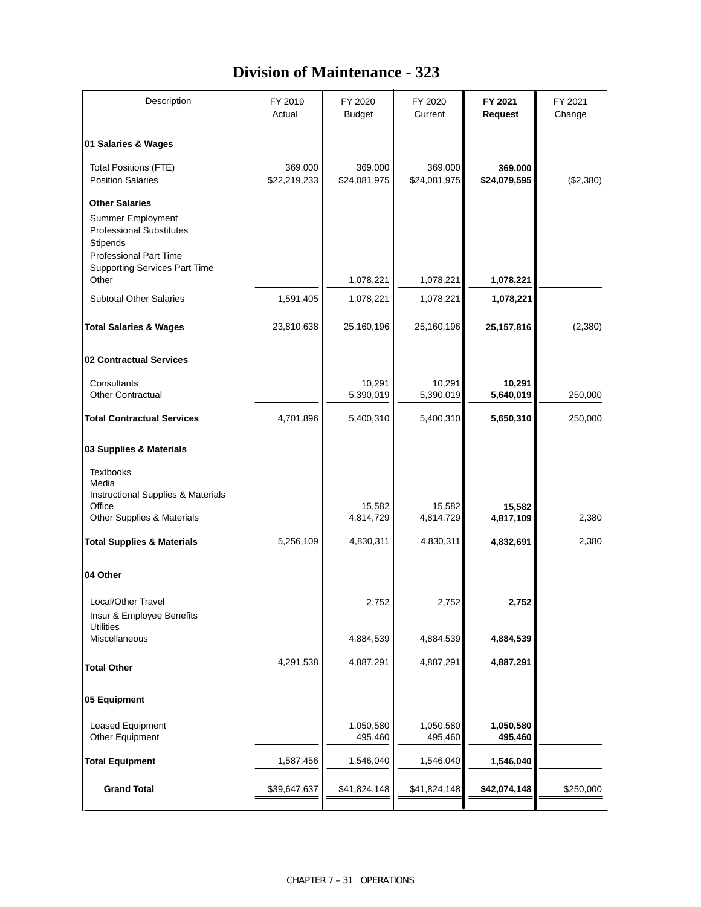# Division of Maintenance - 323

| Description | FY 2019 Actual | FY 2020 Budget | FY 2020 Current | FY 2021 Request | FY 2021 Change |
|---|---|---|---|---|---|
| **01 Salaries & Wages** | | | | | |
| Total Positions (FTE) | 369.000 | 369.000 | 369.000 | **369.000** | |
| Position Salaries | $22,219,233 | $24,081,975 | $24,081,975 | **$24,079,595** | ($2,380) |
| **Other Salaries** | | | | | |
| Summer Employment | | | | | |
| Professional Substitutes | | | | | |
| Stipends | | | | | |
| Professional Part Time | | | | | |
| Supporting Services Part Time | | | | | |
| Other | | 1,078,221 | 1,078,221 | **1,078,221** | |
| Subtotal Other Salaries | 1,591,405 | 1,078,221 | 1,078,221 | **1,078,221** | |
| **Total Salaries & Wages** | 23,810,638 | 25,160,196 | 25,160,196 | **25,157,816** | (2,380) |
| **02 Contractual Services** | | | | | |
| Consultants | | 10,291 | 10,291 | **10,291** | |
| Other Contractual | | 5,390,019 | 5,390,019 | **5,640,019** | 250,000 |
| **Total Contractual Services** | 4,701,896 | 5,400,310 | 5,400,310 | **5,650,310** | 250,000 |
| **03 Supplies & Materials** | | | | | |
| Textbooks | | | | | |
| Media | | | | | |
| Instructional Supplies & Materials | | | | | |
| Office | | 15,582 | 15,582 | **15,582** | |
| Other Supplies & Materials | | 4,814,729 | 4,814,729 | **4,817,109** | 2,380 |
| **Total Supplies & Materials** | 5,256,109 | 4,830,311 | 4,830,311 | **4,832,691** | 2,380 |
| **04 Other** | | | | | |
| Local/Other Travel | | 2,752 | 2,752 | **2,752** | |
| Insur & Employee Benefits | | | | | |
| Utilities | | | | | |
| Miscellaneous | | 4,884,539 | 4,884,539 | **4,884,539** | |
| **Total Other** | 4,291,538 | 4,887,291 | 4,887,291 | **4,887,291** | |
| **05 Equipment** | | | | | |
| Leased Equipment | | 1,050,580 | 1,050,580 | **1,050,580** | |
| Other Equipment | | 495,460 | 495,460 | **495,460** | |
| **Total Equipment** | 1,587,456 | 1,546,040 | 1,546,040 | **1,546,040** | |
| **Grand Total** | $39,647,637 | $41,824,148 | $41,824,148 | **$42,074,148** | $250,000 |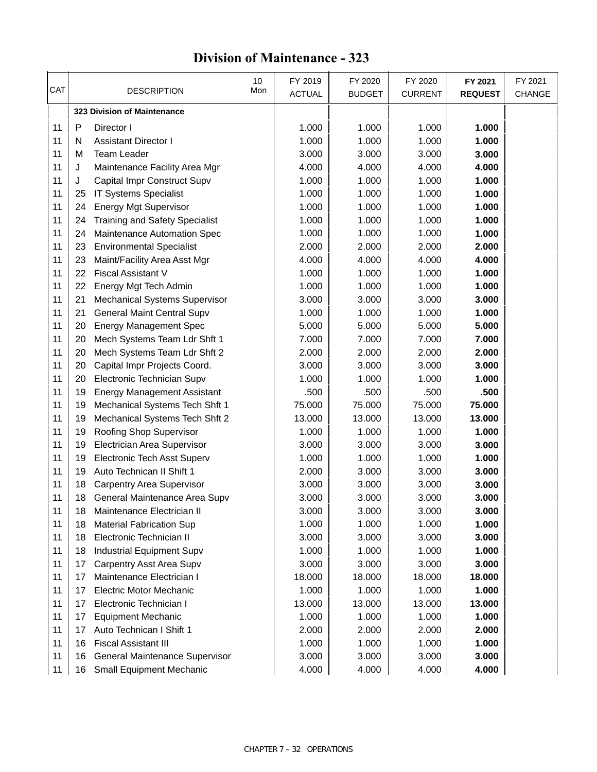# Division of Maintenance - 323

| CAT | | DESCRIPTION | 10 Mon | FY 2019 ACTUAL | FY 2020 BUDGET | FY 2020 CURRENT | **FY 2021 REQUEST** | FY 2021 CHANGE |
|---|---|---|---|---|---|---|---|---|
| | | **323 Division of Maintenance** | | | | | | |
| 11 | P | Director I | | 1.000 | 1.000 | 1.000 | **1.000** | |
| 11 | N | Assistant Director I | | 1.000 | 1.000 | 1.000 | **1.000** | |
| 11 | M | Team Leader | | 3.000 | 3.000 | 3.000 | **3.000** | |
| 11 | J | Maintenance Facility Area Mgr | | 4.000 | 4.000 | 4.000 | **4.000** | |
| 11 | J | Capital Impr Construct Supv | | 1.000 | 1.000 | 1.000 | **1.000** | |
| 11 | 25 | IT Systems Specialist | | 1.000 | 1.000 | 1.000 | **1.000** | |
| 11 | 24 | Energy Mgt Supervisor | | 1.000 | 1.000 | 1.000 | **1.000** | |
| 11 | 24 | Training and Safety Specialist | | 1.000 | 1.000 | 1.000 | **1.000** | |
| 11 | 24 | Maintenance Automation Spec | | 1.000 | 1.000 | 1.000 | **1.000** | |
| 11 | 23 | Environmental Specialist | | 2.000 | 2.000 | 2.000 | **2.000** | |
| 11 | 23 | Maint/Facility Area Asst Mgr | | 4.000 | 4.000 | 4.000 | **4.000** | |
| 11 | 22 | Fiscal Assistant V | | 1.000 | 1.000 | 1.000 | **1.000** | |
| 11 | 22 | Energy Mgt Tech Admin | | 1.000 | 1.000 | 1.000 | **1.000** | |
| 11 | 21 | Mechanical Systems Supervisor | | 3.000 | 3.000 | 3.000 | **3.000** | |
| 11 | 21 | General Maint Central Supv | | 1.000 | 1.000 | 1.000 | **1.000** | |
| 11 | 20 | Energy Management Spec | | 5.000 | 5.000 | 5.000 | **5.000** | |
| 11 | 20 | Mech Systems Team Ldr Shft 1 | | 7.000 | 7.000 | 7.000 | **7.000** | |
| 11 | 20 | Mech Systems Team Ldr Shft 2 | | 2.000 | 2.000 | 2.000 | **2.000** | |
| 11 | 20 | Capital Impr Projects Coord. | | 3.000 | 3.000 | 3.000 | **3.000** | |
| 11 | 20 | Electronic Technician Supv | | 1.000 | 1.000 | 1.000 | **1.000** | |
| 11 | 19 | Energy Management Assistant | | .500 | .500 | .500 | **.500** | |
| 11 | 19 | Mechanical Systems Tech Shft 1 | | 75.000 | 75.000 | 75.000 | **75.000** | |
| 11 | 19 | Mechanical Systems Tech Shft 2 | | 13.000 | 13.000 | 13.000 | **13.000** | |
| 11 | 19 | Roofing Shop Supervisor | | 1.000 | 1.000 | 1.000 | **1.000** | |
| 11 | 19 | Electrician Area Supervisor | | 3.000 | 3.000 | 3.000 | **3.000** | |
| 11 | 19 | Electronic Tech Asst Superv | | 1.000 | 1.000 | 1.000 | **1.000** | |
| 11 | 19 | Auto Technican II Shift 1 | | 2.000 | 3.000 | 3.000 | **3.000** | |
| 11 | 18 | Carpentry Area Supervisor | | 3.000 | 3.000 | 3.000 | **3.000** | |
| 11 | 18 | General Maintenance Area Supv | | 3.000 | 3.000 | 3.000 | **3.000** | |
| 11 | 18 | Maintenance Electrician II | | 3.000 | 3.000 | 3.000 | **3.000** | |
| 11 | 18 | Material Fabrication Sup | | 1.000 | 1.000 | 1.000 | **1.000** | |
| 11 | 18 | Electronic Technician II | | 3.000 | 3.000 | 3.000 | **3.000** | |
| 11 | 18 | Industrial Equipment Supv | | 1.000 | 1.000 | 1.000 | **1.000** | |
| 11 | 17 | Carpentry Asst Area Supv | | 3.000 | 3.000 | 3.000 | **3.000** | |
| 11 | 17 | Maintenance Electrician I | | 18.000 | 18.000 | 18.000 | **18.000** | |
| 11 | 17 | Electric Motor Mechanic | | 1.000 | 1.000 | 1.000 | **1.000** | |
| 11 | 17 | Electronic Technician I | | 13.000 | 13.000 | 13.000 | **13.000** | |
| 11 | 17 | Equipment Mechanic | | 1.000 | 1.000 | 1.000 | **1.000** | |
| 11 | 17 | Auto Technican I Shift 1 | | 2.000 | 2.000 | 2.000 | **2.000** | |
| 11 | 16 | Fiscal Assistant III | | 1.000 | 1.000 | 1.000 | **1.000** | |
| 11 | 16 | General Maintenance Supervisor | | 3.000 | 3.000 | 3.000 | **3.000** | |
| 11 | 16 | Small Equipment Mechanic | | 4.000 | 4.000 | 4.000 | **4.000** | |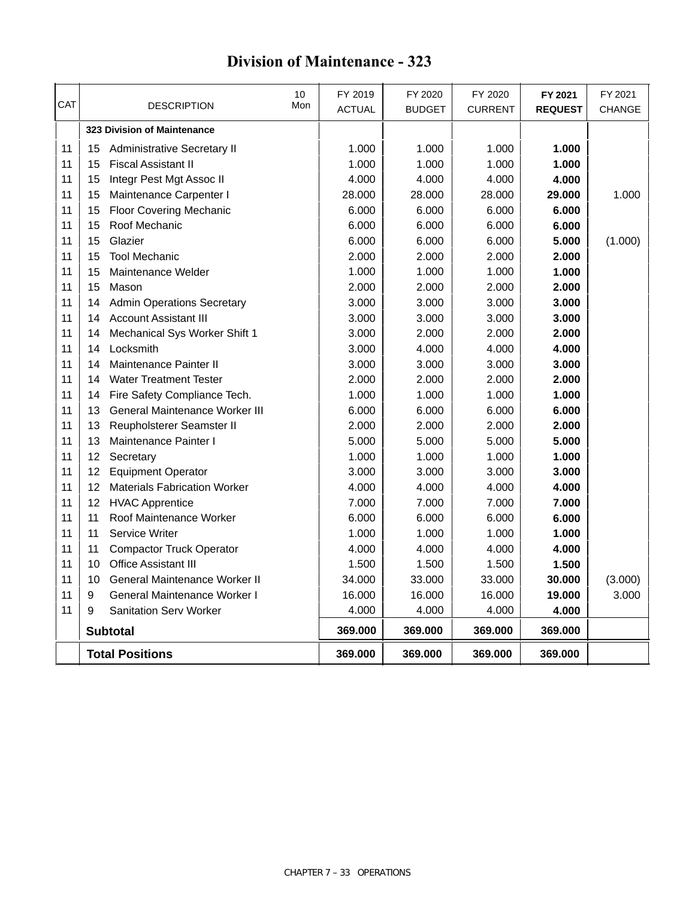# Division of Maintenance - 323

| CAT | DESCRIPTION | 10 Mon | FY 2019 ACTUAL | FY 2020 BUDGET | FY 2020 CURRENT | **FY 2021 REQUEST** | FY 2021 CHANGE |
|---|---|---|---|---|---|---|---|
| | **323 Division of Maintenance** | | | | | | |
| 11 | 15 Administrative Secretary II | | 1.000 | 1.000 | 1.000 | **1.000** | |
| 11 | 15 Fiscal Assistant II | | 1.000 | 1.000 | 1.000 | **1.000** | |
| 11 | 15 Integr Pest Mgt Assoc II | | 4.000 | 4.000 | 4.000 | **4.000** | |
| 11 | 15 Maintenance Carpenter I | | 28.000 | 28.000 | 28.000 | **29.000** | 1.000 |
| 11 | 15 Floor Covering Mechanic | | 6.000 | 6.000 | 6.000 | **6.000** | |
| 11 | 15 Roof Mechanic | | 6.000 | 6.000 | 6.000 | **6.000** | |
| 11 | 15 Glazier | | 6.000 | 6.000 | 6.000 | **5.000** | (1.000) |
| 11 | 15 Tool Mechanic | | 2.000 | 2.000 | 2.000 | **2.000** | |
| 11 | 15 Maintenance Welder | | 1.000 | 1.000 | 1.000 | **1.000** | |
| 11 | 15 Mason | | 2.000 | 2.000 | 2.000 | **2.000** | |
| 11 | 14 Admin Operations Secretary | | 3.000 | 3.000 | 3.000 | **3.000** | |
| 11 | 14 Account Assistant III | | 3.000 | 3.000 | 3.000 | **3.000** | |
| 11 | 14 Mechanical Sys Worker Shift 1 | | 3.000 | 2.000 | 2.000 | **2.000** | |
| 11 | 14 Locksmith | | 3.000 | 4.000 | 4.000 | **4.000** | |
| 11 | 14 Maintenance Painter II | | 3.000 | 3.000 | 3.000 | **3.000** | |
| 11 | 14 Water Treatment Tester | | 2.000 | 2.000 | 2.000 | **2.000** | |
| 11 | 14 Fire Safety Compliance Tech. | | 1.000 | 1.000 | 1.000 | **1.000** | |
| 11 | 13 General Maintenance Worker III | | 6.000 | 6.000 | 6.000 | **6.000** | |
| 11 | 13 Reupholsterer Seamster II | | 2.000 | 2.000 | 2.000 | **2.000** | |
| 11 | 13 Maintenance Painter I | | 5.000 | 5.000 | 5.000 | **5.000** | |
| 11 | 12 Secretary | | 1.000 | 1.000 | 1.000 | **1.000** | |
| 11 | 12 Equipment Operator | | 3.000 | 3.000 | 3.000 | **3.000** | |
| 11 | 12 Materials Fabrication Worker | | 4.000 | 4.000 | 4.000 | **4.000** | |
| 11 | 12 HVAC Apprentice | | 7.000 | 7.000 | 7.000 | **7.000** | |
| 11 | 11 Roof Maintenance Worker | | 6.000 | 6.000 | 6.000 | **6.000** | |
| 11 | 11 Service Writer | | 1.000 | 1.000 | 1.000 | **1.000** | |
| 11 | 11 Compactor Truck Operator | | 4.000 | 4.000 | 4.000 | **4.000** | |
| 11 | 10 Office Assistant III | | 1.500 | 1.500 | 1.500 | **1.500** | |
| 11 | 10 General Maintenance Worker II | | 34.000 | 33.000 | 33.000 | **30.000** | (3.000) |
| 11 | 9 General Maintenance Worker I | | 16.000 | 16.000 | 16.000 | **19.000** | 3.000 |
| 11 | 9 Sanitation Serv Worker | | 4.000 | 4.000 | 4.000 | **4.000** | |
| | **Subtotal** | | **369.000** | **369.000** | **369.000** | **369.000** | |
| | **Total Positions** | | **369.000** | **369.000** | **369.000** | **369.000** | |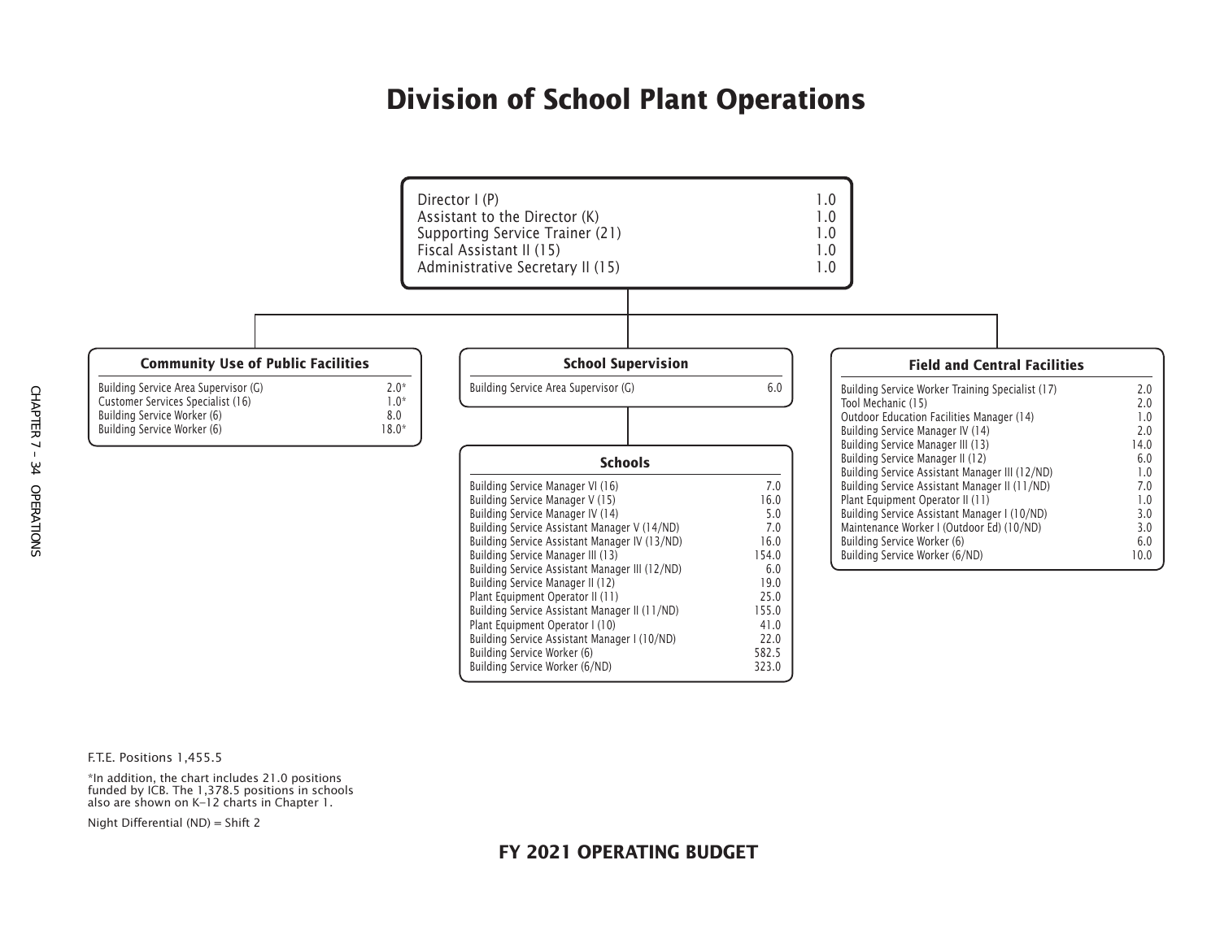# Division of School Plant Operations

| Position | FTE |
| --- | --- |
| Director I (P) | 1.0 |
| Assistant to the Director (K) | 1.0 |
| Supporting Service Trainer (21) | 1.0 |
| Fiscal Assistant II (15) | 1.0 |
| Administrative Secretary II (15) | 1.0 |

### Community Use of Public Facilities

| Position | FTE |
| --- | --- |
| Building Service Area Supervisor (G) | 2.0* |
| Customer Services Specialist (16) | 1.0* |
| Building Service Worker (6) | 8.0 |
| Building Service Worker (6) | 18.0* |

### School Supervision

| Position | FTE |
| --- | --- |
| Building Service Area Supervisor (G) | 6.0 |

### Schools

| Position | FTE |
| --- | --- |
| Building Service Manager VI (16) | 7.0 |
| Building Service Manager V (15) | 16.0 |
| Building Service Manager IV (14) | 5.0 |
| Building Service Assistant Manager V (14/ND) | 7.0 |
| Building Service Assistant Manager IV (13/ND) | 16.0 |
| Building Service Manager III (13) | 154.0 |
| Building Service Assistant Manager III (12/ND) | 6.0 |
| Building Service Manager II (12) | 19.0 |
| Plant Equipment Operator II (11) | 25.0 |
| Building Service Assistant Manager II (11/ND) | 155.0 |
| Plant Equipment Operator I (10) | 41.0 |
| Building Service Assistant Manager I (10/ND) | 22.0 |
| Building Service Worker (6) | 582.5 |
| Building Service Worker (6/ND) | 323.0 |

### Field and Central Facilities

| Position | FTE |
| --- | --- |
| Building Service Worker Training Specialist (17) | 2.0 |
| Tool Mechanic (15) | 2.0 |
| Outdoor Education Facilities Manager (14) | 1.0 |
| Building Service Manager IV (14) | 2.0 |
| Building Service Manager III (13) | 14.0 |
| Building Service Manager II (12) | 6.0 |
| Building Service Assistant Manager III (12/ND) | 1.0 |
| Building Service Assistant Manager II (11/ND) | 7.0 |
| Plant Equipment Operator II (11) | 1.0 |
| Building Service Assistant Manager I (10/ND) | 3.0 |
| Maintenance Worker I (Outdoor Ed) (10/ND) | 3.0 |
| Building Service Worker (6) | 6.0 |
| Building Service Worker (6/ND) | 10.0 |

F.T.E. Positions 1,455.5

*In addition, the chart includes 21.0 positions funded by ICB. The 1,378.5 positions in schools also are shown on K–12 charts in Chapter 1.

Night Differential (ND) = Shift 2

**FY 2021 OPERATING BUDGET**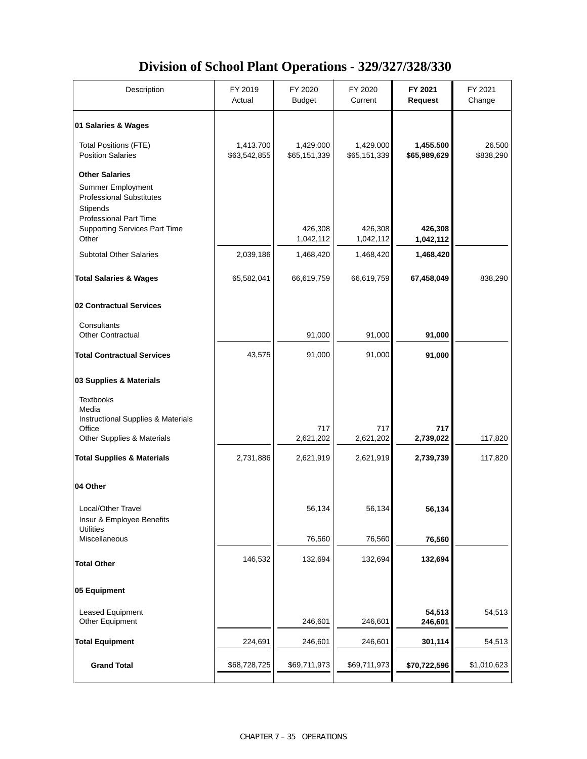# Division of School Plant Operations - 329/327/328/330

| Description | FY 2019 Actual | FY 2020 Budget | FY 2020 Current | **FY 2021 Request** | FY 2021 Change |
|---|---|---|---|---|---|
| **01 Salaries & Wages** | | | | | |
| Total Positions (FTE) | 1,413.700 | 1,429.000 | 1,429.000 | **1,455.500** | 26.500 |
| Position Salaries | $63,542,855 | $65,151,339 | $65,151,339 | **$65,989,629** | $838,290 |
| **Other Salaries** | | | | | |
| Summer Employment | | | | | |
| Professional Substitutes | | | | | |
| Stipends | | | | | |
| Professional Part Time | | | | | |
| Supporting Services Part Time | | 426,308 | 426,308 | **426,308** | |
| Other | | 1,042,112 | 1,042,112 | **1,042,112** | |
| Subtotal Other Salaries | 2,039,186 | 1,468,420 | 1,468,420 | **1,468,420** | |
| **Total Salaries & Wages** | 65,582,041 | 66,619,759 | 66,619,759 | **67,458,049** | 838,290 |
| **02 Contractual Services** | | | | | |
| Consultants | | | | | |
| Other Contractual | | 91,000 | 91,000 | **91,000** | |
| **Total Contractual Services** | 43,575 | 91,000 | 91,000 | **91,000** | |
| **03 Supplies & Materials** | | | | | |
| Textbooks | | | | | |
| Media | | | | | |
| Instructional Supplies & Materials | | | | | |
| Office | | 717 | 717 | **717** | |
| Other Supplies & Materials | | 2,621,202 | 2,621,202 | **2,739,022** | 117,820 |
| **Total Supplies & Materials** | 2,731,886 | 2,621,919 | 2,621,919 | **2,739,739** | 117,820 |
| **04 Other** | | | | | |
| Local/Other Travel | | 56,134 | 56,134 | **56,134** | |
| Insur & Employee Benefits | | | | | |
| Utilities | | | | | |
| Miscellaneous | | 76,560 | 76,560 | **76,560** | |
| **Total Other** | 146,532 | 132,694 | 132,694 | **132,694** | |
| **05 Equipment** | | | | | |
| Leased Equipment | | | | **54,513** | 54,513 |
| Other Equipment | | 246,601 | 246,601 | **246,601** | |
| **Total Equipment** | 224,691 | 246,601 | 246,601 | **301,114** | 54,513 |
| **Grand Total** | $68,728,725 | $69,711,973 | $69,711,973 | **$70,722,596** | $1,010,623 |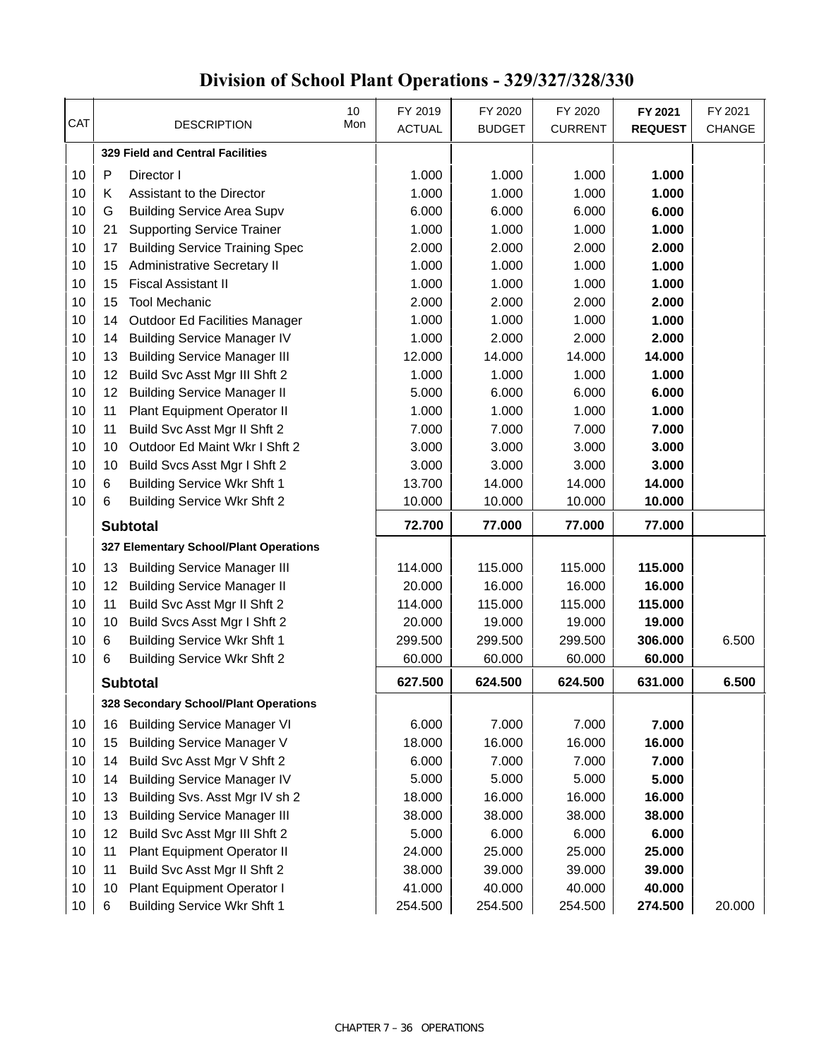# Division of School Plant Operations - 329/327/328/330

| CAT | | DESCRIPTION | 10 Mon | FY 2019 ACTUAL | FY 2020 BUDGET | FY 2020 CURRENT | FY 2021 REQUEST | FY 2021 CHANGE |
|---|---|---|---|---|---|---|---|---|
| | | **329 Field and Central Facilities** | | | | | | |
| 10 | P | Director I | | 1.000 | 1.000 | 1.000 | **1.000** | |
| 10 | K | Assistant to the Director | | 1.000 | 1.000 | 1.000 | **1.000** | |
| 10 | G | Building Service Area Supv | | 6.000 | 6.000 | 6.000 | **6.000** | |
| 10 | 21 | Supporting Service Trainer | | 1.000 | 1.000 | 1.000 | **1.000** | |
| 10 | 17 | Building Service Training Spec | | 2.000 | 2.000 | 2.000 | **2.000** | |
| 10 | 15 | Administrative Secretary II | | 1.000 | 1.000 | 1.000 | **1.000** | |
| 10 | 15 | Fiscal Assistant II | | 1.000 | 1.000 | 1.000 | **1.000** | |
| 10 | 15 | Tool Mechanic | | 2.000 | 2.000 | 2.000 | **2.000** | |
| 10 | 14 | Outdoor Ed Facilities Manager | | 1.000 | 1.000 | 1.000 | **1.000** | |
| 10 | 14 | Building Service Manager IV | | 1.000 | 2.000 | 2.000 | **2.000** | |
| 10 | 13 | Building Service Manager III | | 12.000 | 14.000 | 14.000 | **14.000** | |
| 10 | 12 | Build Svc Asst Mgr III Shft 2 | | 1.000 | 1.000 | 1.000 | **1.000** | |
| 10 | 12 | Building Service Manager II | | 5.000 | 6.000 | 6.000 | **6.000** | |
| 10 | 11 | Plant Equipment Operator II | | 1.000 | 1.000 | 1.000 | **1.000** | |
| 10 | 11 | Build Svc Asst Mgr II Shft 2 | | 7.000 | 7.000 | 7.000 | **7.000** | |
| 10 | 10 | Outdoor Ed Maint Wkr I Shft 2 | | 3.000 | 3.000 | 3.000 | **3.000** | |
| 10 | 10 | Build Svcs Asst Mgr I Shft 2 | | 3.000 | 3.000 | 3.000 | **3.000** | |
| 10 | 6 | Building Service Wkr Shft 1 | | 13.700 | 14.000 | 14.000 | **14.000** | |
| 10 | 6 | Building Service Wkr Shft 2 | | 10.000 | 10.000 | 10.000 | **10.000** | |
| | | **Subtotal** | | **72.700** | **77.000** | **77.000** | **77.000** | |
| | | **327 Elementary School/Plant Operations** | | | | | | |
| 10 | 13 | Building Service Manager III | | 114.000 | 115.000 | 115.000 | **115.000** | |
| 10 | 12 | Building Service Manager II | | 20.000 | 16.000 | 16.000 | **16.000** | |
| 10 | 11 | Build Svc Asst Mgr II Shft 2 | | 114.000 | 115.000 | 115.000 | **115.000** | |
| 10 | 10 | Build Svcs Asst Mgr I Shft 2 | | 20.000 | 19.000 | 19.000 | **19.000** | |
| 10 | 6 | Building Service Wkr Shft 1 | | 299.500 | 299.500 | 299.500 | **306.000** | 6.500 |
| 10 | 6 | Building Service Wkr Shft 2 | | 60.000 | 60.000 | 60.000 | **60.000** | |
| | | **Subtotal** | | **627.500** | **624.500** | **624.500** | **631.000** | **6.500** |
| | | **328 Secondary School/Plant Operations** | | | | | | |
| 10 | 16 | Building Service Manager VI | | 6.000 | 7.000 | 7.000 | **7.000** | |
| 10 | 15 | Building Service Manager V | | 18.000 | 16.000 | 16.000 | **16.000** | |
| 10 | 14 | Build Svc Asst Mgr V Shft 2 | | 6.000 | 7.000 | 7.000 | **7.000** | |
| 10 | 14 | Building Service Manager IV | | 5.000 | 5.000 | 5.000 | **5.000** | |
| 10 | 13 | Building Svs. Asst Mgr IV sh 2 | | 18.000 | 16.000 | 16.000 | **16.000** | |
| 10 | 13 | Building Service Manager III | | 38.000 | 38.000 | 38.000 | **38.000** | |
| 10 | 12 | Build Svc Asst Mgr III Shft 2 | | 5.000 | 6.000 | 6.000 | **6.000** | |
| 10 | 11 | Plant Equipment Operator II | | 24.000 | 25.000 | 25.000 | **25.000** | |
| 10 | 11 | Build Svc Asst Mgr II Shft 2 | | 38.000 | 39.000 | 39.000 | **39.000** | |
| 10 | 10 | Plant Equipment Operator I | | 41.000 | 40.000 | 40.000 | **40.000** | |
| 10 | 6 | Building Service Wkr Shft 1 | | 254.500 | 254.500 | 254.500 | **274.500** | 20.000 |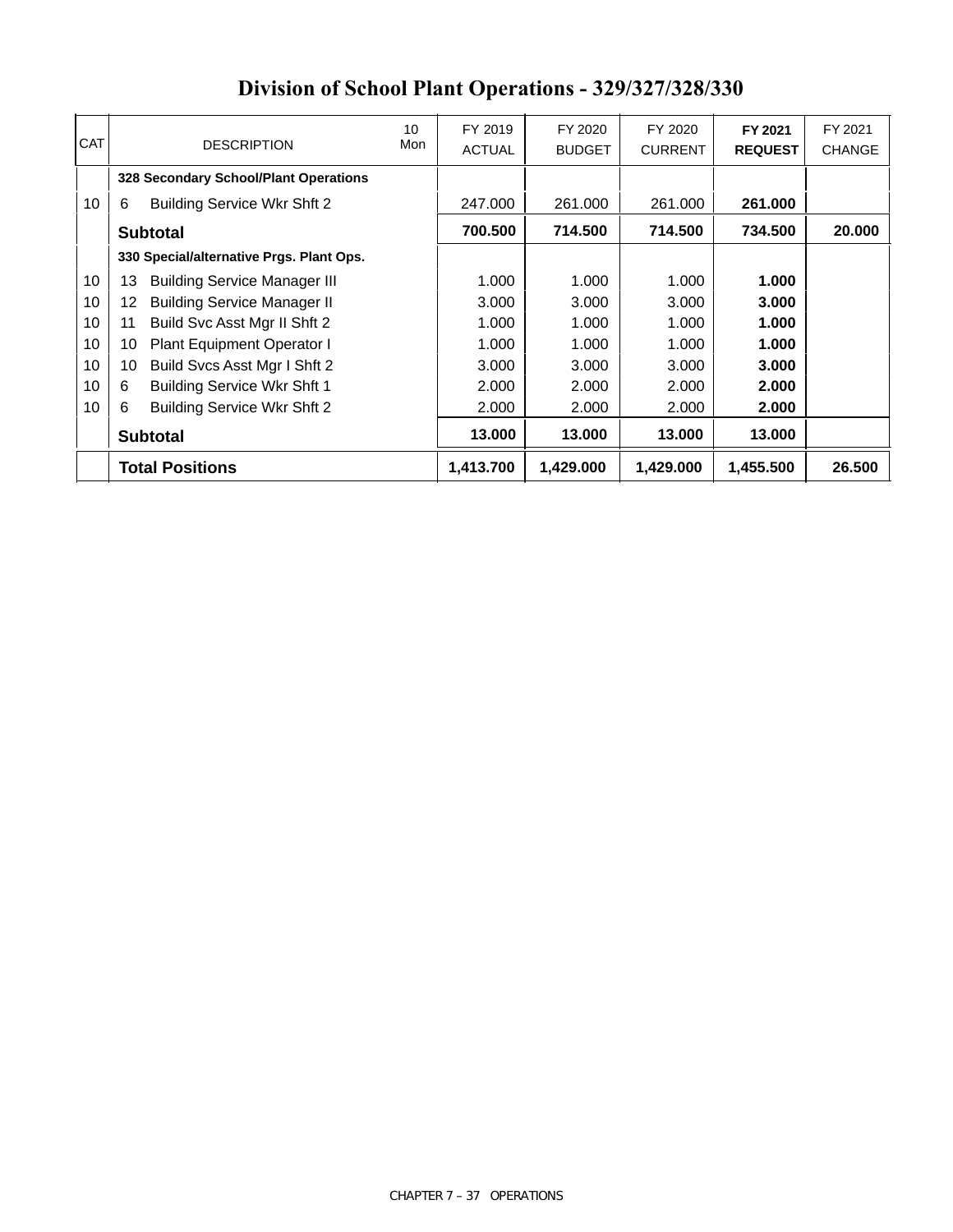# Division of School Plant Operations - 329/327/328/330

| CAT | DESCRIPTION | 10 Mon | FY 2019 ACTUAL | FY 2020 BUDGET | FY 2020 CURRENT | FY 2021 REQUEST | FY 2021 CHANGE |
|---|---|---|---|---|---|---|---|
| | **328 Secondary School/Plant Operations** | | | | | | |
| 10 | 6 Building Service Wkr Shft 2 | | 247.000 | 261.000 | 261.000 | **261.000** | |
| | **Subtotal** | | **700.500** | **714.500** | **714.500** | **734.500** | **20.000** |
| | **330 Special/alternative Prgs. Plant Ops.** | | | | | | |
| 10 | 13 Building Service Manager III | | 1.000 | 1.000 | 1.000 | **1.000** | |
| 10 | 12 Building Service Manager II | | 3.000 | 3.000 | 3.000 | **3.000** | |
| 10 | 11 Build Svc Asst Mgr II Shft 2 | | 1.000 | 1.000 | 1.000 | **1.000** | |
| 10 | 10 Plant Equipment Operator I | | 1.000 | 1.000 | 1.000 | **1.000** | |
| 10 | 10 Build Svcs Asst Mgr I Shft 2 | | 3.000 | 3.000 | 3.000 | **3.000** | |
| 10 | 6 Building Service Wkr Shft 1 | | 2.000 | 2.000 | 2.000 | **2.000** | |
| 10 | 6 Building Service Wkr Shft 2 | | 2.000 | 2.000 | 2.000 | **2.000** | |
| | **Subtotal** | | **13.000** | **13.000** | **13.000** | **13.000** | |
| | **Total Positions** | | **1,413.700** | **1,429.000** | **1,429.000** | **1,455.500** | **26.500** |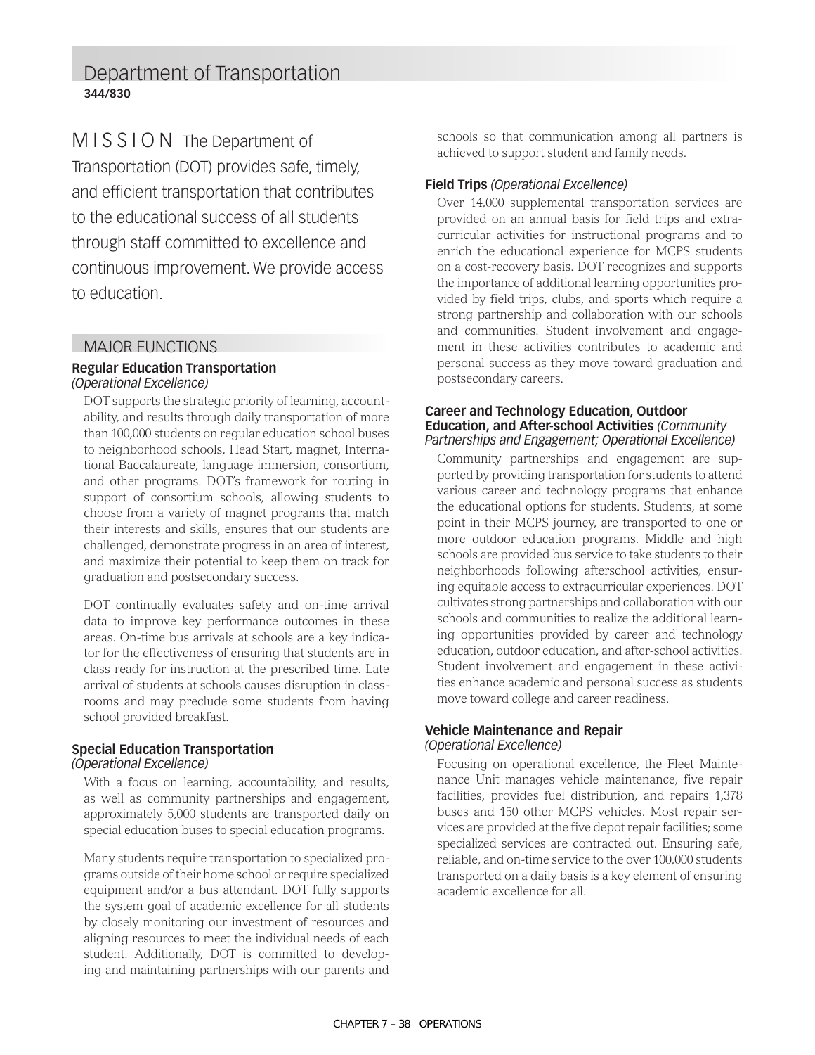# Department of Transportation

**344/830**

MISSION The Department of Transportation (DOT) provides safe, timely, and efficient transportation that contributes to the educational success of all students through staff committed to excellence and continuous improvement. We provide access to education.

## MAJOR FUNCTIONS

### Regular Education Transportation
*(Operational Excellence)*

DOT supports the strategic priority of learning, accountability, and results through daily transportation of more than 100,000 students on regular education school buses to neighborhood schools, Head Start, magnet, International Baccalaureate, language immersion, consortium, and other programs. DOT's framework for routing in support of consortium schools, allowing students to choose from a variety of magnet programs that match their interests and skills, ensures that our students are challenged, demonstrate progress in an area of interest, and maximize their potential to keep them on track for graduation and postsecondary success.

DOT continually evaluates safety and on-time arrival data to improve key performance outcomes in these areas. On-time bus arrivals at schools are a key indicator for the effectiveness of ensuring that students are in class ready for instruction at the prescribed time. Late arrival of students at schools causes disruption in classrooms and may preclude some students from having school provided breakfast.

### Special Education Transportation
*(Operational Excellence)*

With a focus on learning, accountability, and results, as well as community partnerships and engagement, approximately 5,000 students are transported daily on special education buses to special education programs.

Many students require transportation to specialized programs outside of their home school or require specialized equipment and/or a bus attendant. DOT fully supports the system goal of academic excellence for all students by closely monitoring our investment of resources and aligning resources to meet the individual needs of each student. Additionally, DOT is committed to developing and maintaining partnerships with our parents and schools so that communication among all partners is achieved to support student and family needs.

### Field Trips *(Operational Excellence)*

Over 14,000 supplemental transportation services are provided on an annual basis for field trips and extracurricular activities for instructional programs and to enrich the educational experience for MCPS students on a cost-recovery basis. DOT recognizes and supports the importance of additional learning opportunities provided by field trips, clubs, and sports which require a strong partnership and collaboration with our schools and communities. Student involvement and engagement in these activities contributes to academic and personal success as they move toward graduation and postsecondary careers.

### Career and Technology Education, Outdoor Education, and After-school Activities *(Community Partnerships and Engagement; Operational Excellence)*

Community partnerships and engagement are supported by providing transportation for students to attend various career and technology programs that enhance the educational options for students. Students, at some point in their MCPS journey, are transported to one or more outdoor education programs. Middle and high schools are provided bus service to take students to their neighborhoods following afterschool activities, ensuring equitable access to extracurricular experiences. DOT cultivates strong partnerships and collaboration with our schools and communities to realize the additional learning opportunities provided by career and technology education, outdoor education, and after-school activities. Student involvement and engagement in these activities enhance academic and personal success as students move toward college and career readiness.

### Vehicle Maintenance and Repair
*(Operational Excellence)*

Focusing on operational excellence, the Fleet Maintenance Unit manages vehicle maintenance, five repair facilities, provides fuel distribution, and repairs 1,378 buses and 150 other MCPS vehicles. Most repair services are provided at the five depot repair facilities; some specialized services are contracted out. Ensuring safe, reliable, and on-time service to the over 100,000 students transported on a daily basis is a key element of ensuring academic excellence for all.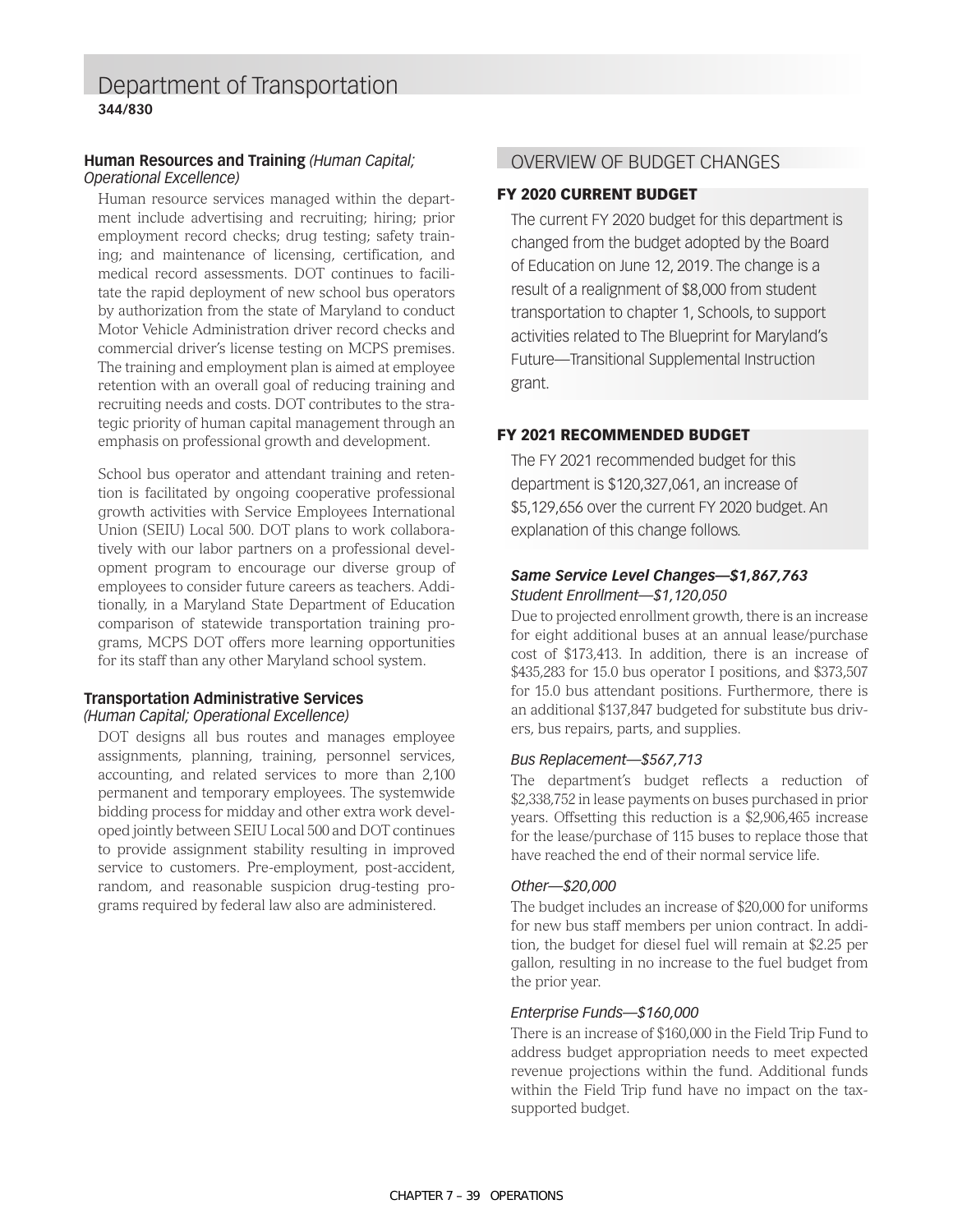# Department of Transportation

**344/830**

### Human Resources and Training *(Human Capital; Operational Excellence)*

Human resource services managed within the department include advertising and recruiting; hiring; prior employment record checks; drug testing; safety training; and maintenance of licensing, certification, and medical record assessments. DOT continues to facilitate the rapid deployment of new school bus operators by authorization from the state of Maryland to conduct Motor Vehicle Administration driver record checks and commercial driver's license testing on MCPS premises. The training and employment plan is aimed at employee retention with an overall goal of reducing training and recruiting needs and costs. DOT contributes to the strategic priority of human capital management through an emphasis on professional growth and development.

School bus operator and attendant training and retention is facilitated by ongoing cooperative professional growth activities with Service Employees International Union (SEIU) Local 500. DOT plans to work collaboratively with our labor partners on a professional development program to encourage our diverse group of employees to consider future careers as teachers. Additionally, in a Maryland State Department of Education comparison of statewide transportation training programs, MCPS DOT offers more learning opportunities for its staff than any other Maryland school system.

### Transportation Administrative Services *(Human Capital; Operational Excellence)*

DOT designs all bus routes and manages employee assignments, planning, training, personnel services, accounting, and related services to more than 2,100 permanent and temporary employees. The systemwide bidding process for midday and other extra work developed jointly between SEIU Local 500 and DOT continues to provide assignment stability resulting in improved service to customers. Pre-employment, post-accident, random, and reasonable suspicion drug-testing programs required by federal law also are administered.

## OVERVIEW OF BUDGET CHANGES

### FY 2020 CURRENT BUDGET

The current FY 2020 budget for this department is changed from the budget adopted by the Board of Education on June 12, 2019. The change is a result of a realignment of $8,000 from student transportation to chapter 1, Schools, to support activities related to The Blueprint for Maryland's Future—Transitional Supplemental Instruction grant.

### FY 2021 RECOMMENDED BUDGET

The FY 2021 recommended budget for this department is $120,327,061, an increase of $5,129,656 over the current FY 2020 budget. An explanation of this change follows.

#### *Same Service Level Changes—$1,867,763*

*Student Enrollment—$1,120,050*

Due to projected enrollment growth, there is an increase for eight additional buses at an annual lease/purchase cost of $173,413. In addition, there is an increase of $435,283 for 15.0 bus operator I positions, and $373,507 for 15.0 bus attendant positions. Furthermore, there is an additional $137,847 budgeted for substitute bus drivers, bus repairs, parts, and supplies.

*Bus Replacement—$567,713*

The department's budget reflects a reduction of $2,338,752 in lease payments on buses purchased in prior years. Offsetting this reduction is a $2,906,465 increase for the lease/purchase of 115 buses to replace those that have reached the end of their normal service life.

*Other—$20,000*

The budget includes an increase of $20,000 for uniforms for new bus staff members per union contract. In addition, the budget for diesel fuel will remain at $2.25 per gallon, resulting in no increase to the fuel budget from the prior year.

*Enterprise Funds—$160,000*

There is an increase of $160,000 in the Field Trip Fund to address budget appropriation needs to meet expected revenue projections within the fund. Additional funds within the Field Trip fund have no impact on the tax-supported budget.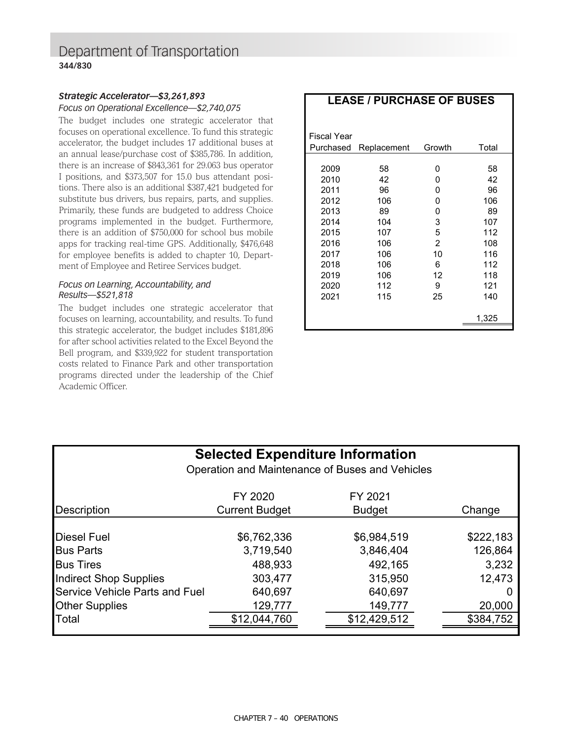# Department of Transportation

**344/830**

### *Strategic Accelerator—$3,261,893*

*Focus on Operational Excellence—$2,740,075*

The budget includes one strategic accelerator that focuses on operational excellence. To fund this strategic accelerator, the budget includes 17 additional buses at an annual lease/purchase cost of $385,786. In addition, there is an increase of $843,361 for 29.063 bus operator I positions, and $373,507 for 15.0 bus attendant positions. There also is an additional $387,421 budgeted for substitute bus drivers, bus repairs, parts, and supplies. Primarily, these funds are budgeted to address Choice programs implemented in the budget. Furthermore, there is an addition of $750,000 for school bus mobile apps for tracking real-time GPS. Additionally, $476,648 for employee benefits is added to chapter 10, Department of Employee and Retiree Services budget.

*Focus on Learning, Accountability, and Results—$521,818*

The budget includes one strategic accelerator that focuses on learning, accountability, and results. To fund this strategic accelerator, the budget includes $181,896 for after school activities related to the Excel Beyond the Bell program, and $339,922 for student transportation costs related to Finance Park and other transportation programs directed under the leadership of the Chief Academic Officer.

**LEASE / PURCHASE OF BUSES**

| Fiscal Year Purchased | Replacement | Growth | Total |
|---|---|---|---|
| 2009 | 58 | 0 | 58 |
| 2010 | 42 | 0 | 42 |
| 2011 | 96 | 0 | 96 |
| 2012 | 106 | 0 | 106 |
| 2013 | 89 | 0 | 89 |
| 2014 | 104 | 3 | 107 |
| 2015 | 107 | 5 | 112 |
| 2016 | 106 | 2 | 108 |
| 2017 | 106 | 10 | 116 |
| 2018 | 106 | 6 | 112 |
| 2019 | 106 | 12 | 118 |
| 2020 | 112 | 9 | 121 |
| 2021 | 115 | 25 | 140 |
| | | | 1,325 |

**Selected Expenditure Information**

Operation and Maintenance of Buses and Vehicles

| Description | FY 2020 Current Budget | FY 2021 Budget | Change |
|---|---|---|---|
| Diesel Fuel | $6,762,336 | $6,984,519 | $222,183 |
| Bus Parts | 3,719,540 | 3,846,404 | 126,864 |
| Bus Tires | 488,933 | 492,165 | 3,232 |
| Indirect Shop Supplies | 303,477 | 315,950 | 12,473 |
| Service Vehicle Parts and Fuel | 640,697 | 640,697 | 0 |
| Other Supplies | 129,777 | 149,777 | 20,000 |
| Total | $12,044,760 | $12,429,512 | $384,752 |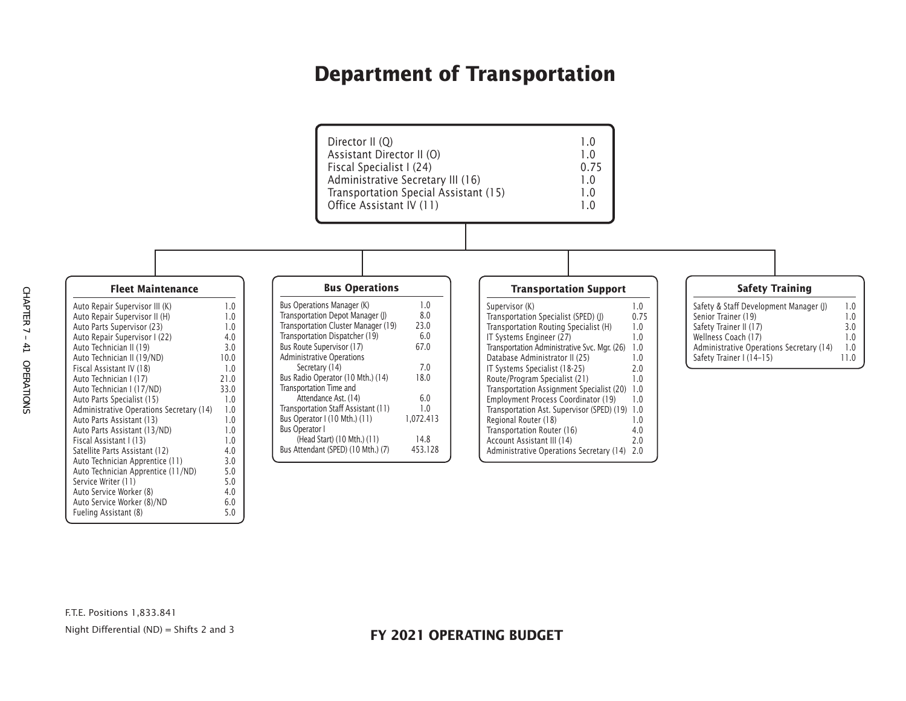# Department of Transportation

| Position | FTE |
|---|---|
| Director II (Q) | 1.0 |
| Assistant Director II (O) | 1.0 |
| Fiscal Specialist I (24) | 0.75 |
| Administrative Secretary III (16) | 1.0 |
| Transportation Special Assistant (15) | 1.0 |
| Office Assistant IV (11) | 1.0 |

## Fleet Maintenance

| Position | FTE |
|---|---|
| Auto Repair Supervisor III (K) | 1.0 |
| Auto Repair Supervisor II (H) | 1.0 |
| Auto Parts Supervisor (23) | 1.0 |
| Auto Repair Supervisor I (22) | 4.0 |
| Auto Technician II (19) | 3.0 |
| Auto Technician II (19/ND) | 10.0 |
| Fiscal Assistant IV (18) | 1.0 |
| Auto Technician I (17) | 21.0 |
| Auto Technician I (17/ND) | 33.0 |
| Auto Parts Specialist (15) | 1.0 |
| Administrative Operations Secretary (14) | 1.0 |
| Auto Parts Assistant (13) | 1.0 |
| Auto Parts Assistant (13/ND) | 1.0 |
| Fiscal Assistant I (13) | 1.0 |
| Satellite Parts Assistant (12) | 4.0 |
| Auto Technician Apprentice (11) | 3.0 |
| Auto Technician Apprentice (11/ND) | 5.0 |
| Service Writer (11) | 5.0 |
| Auto Service Worker (8) | 4.0 |
| Auto Service Worker (8)/ND | 6.0 |
| Fueling Assistant (8) | 5.0 |

## Bus Operations

| Position | FTE |
|---|---|
| Bus Operations Manager (K) | 1.0 |
| Transportation Depot Manager (J) | 8.0 |
| Transportation Cluster Manager (19) | 23.0 |
| Transportation Dispatcher (19) | 6.0 |
| Bus Route Supervisor (17) | 67.0 |
| Administrative Operations Secretary (14) | 7.0 |
| Bus Radio Operator (10 Mth.) (14) | 18.0 |
| Transportation Time and Attendance Ast. (14) | 6.0 |
| Transportation Staff Assistant (11) | 1.0 |
| Bus Operator I (10 Mth.) (11) | 1,072.413 |
| Bus Operator I (Head Start) (10 Mth.) (11) | 14.8 |
| Bus Attendant (SPED) (10 Mth.) (7) | 453.128 |

## Transportation Support

| Position | FTE |
|---|---|
| Supervisor (K) | 1.0 |
| Transportation Specialist (SPED) (J) | 0.75 |
| Transportation Routing Specialist (H) | 1.0 |
| IT Systems Engineer (27) | 1.0 |
| Transportation Administrative Svc. Mgr. (26) | 1.0 |
| Database Administrator II (25) | 1.0 |
| IT Systems Specialist (18-25) | 2.0 |
| Route/Program Specialist (21) | 1.0 |
| Transportation Assignment Specialist (20) | 1.0 |
| Employment Process Coordinator (19) | 1.0 |
| Transportation Ast. Supervisor (SPED) (19) | 1.0 |
| Regional Router (18) | 1.0 |
| Transportation Router (16) | 4.0 |
| Account Assistant III (14) | 2.0 |
| Administrative Operations Secretary (14) | 2.0 |

## Safety Training

| Position | FTE |
|---|---|
| Safety & Staff Development Manager (J) | 1.0 |
| Senior Trainer (19) | 1.0 |
| Safety Trainer II (17) | 3.0 |
| Wellness Coach (17) | 1.0 |
| Administrative Operations Secretary (14) | 1.0 |
| Safety Trainer I (14–15) | 11.0 |

F.T.E. Positions 1,833.841

Night Differential (ND) = Shifts 2 and 3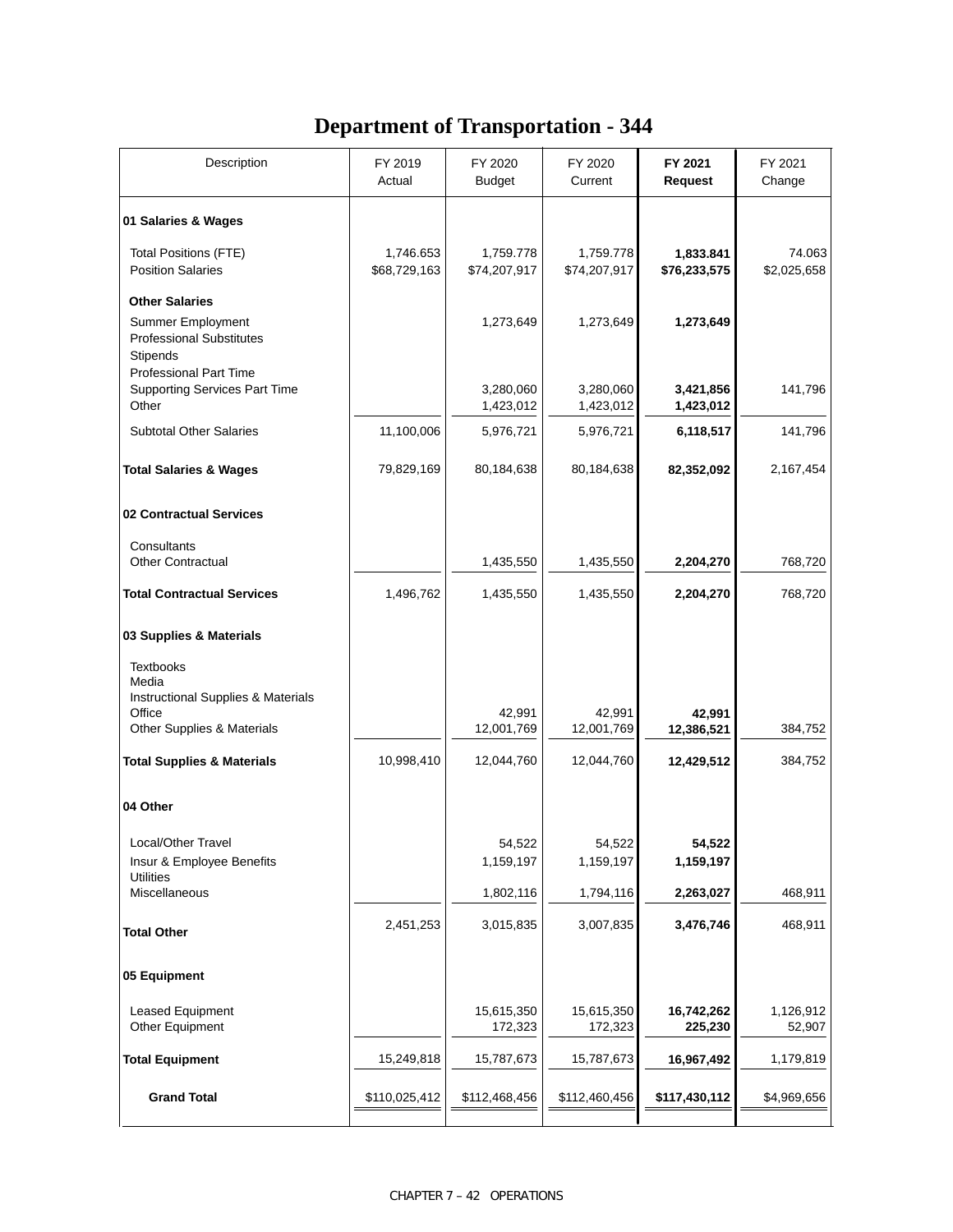# Department of Transportation - 344

| Description | FY 2019 Actual | FY 2020 Budget | FY 2020 Current | **FY 2021 Request** | FY 2021 Change |
|---|---|---|---|---|---|
| **01 Salaries & Wages** | | | | | |
| Total Positions (FTE) | 1,746.653 | 1,759.778 | 1,759.778 | **1,833.841** | 74.063 |
| Position Salaries | $68,729,163 | $74,207,917 | $74,207,917 | **$76,233,575** | $2,025,658 |
| **Other Salaries** | | | | | |
| Summer Employment | | 1,273,649 | 1,273,649 | **1,273,649** | |
| Professional Substitutes | | | | | |
| Stipends | | | | | |
| Professional Part Time | | | | | |
| Supporting Services Part Time | | 3,280,060 | 3,280,060 | **3,421,856** | 141,796 |
| Other | | 1,423,012 | 1,423,012 | **1,423,012** | |
| Subtotal Other Salaries | 11,100,006 | 5,976,721 | 5,976,721 | **6,118,517** | 141,796 |
| **Total Salaries & Wages** | 79,829,169 | 80,184,638 | 80,184,638 | **82,352,092** | 2,167,454 |
| **02 Contractual Services** | | | | | |
| Consultants | | | | | |
| Other Contractual | | 1,435,550 | 1,435,550 | **2,204,270** | 768,720 |
| **Total Contractual Services** | 1,496,762 | 1,435,550 | 1,435,550 | **2,204,270** | 768,720 |
| **03 Supplies & Materials** | | | | | |
| Textbooks | | | | | |
| Media | | | | | |
| Instructional Supplies & Materials | | | | | |
| Office | | 42,991 | 42,991 | **42,991** | |
| Other Supplies & Materials | | 12,001,769 | 12,001,769 | **12,386,521** | 384,752 |
| **Total Supplies & Materials** | 10,998,410 | 12,044,760 | 12,044,760 | **12,429,512** | 384,752 |
| **04 Other** | | | | | |
| Local/Other Travel | | 54,522 | 54,522 | **54,522** | |
| Insur & Employee Benefits | | 1,159,197 | 1,159,197 | **1,159,197** | |
| Utilities | | | | | |
| Miscellaneous | | 1,802,116 | 1,794,116 | **2,263,027** | 468,911 |
| **Total Other** | 2,451,253 | 3,015,835 | 3,007,835 | **3,476,746** | 468,911 |
| **05 Equipment** | | | | | |
| Leased Equipment | | 15,615,350 | 15,615,350 | **16,742,262** | 1,126,912 |
| Other Equipment | | 172,323 | 172,323 | **225,230** | 52,907 |
| **Total Equipment** | 15,249,818 | 15,787,673 | 15,787,673 | **16,967,492** | 1,179,819 |
| **Grand Total** | $110,025,412 | $112,468,456 | $112,460,456 | **$117,430,112** | $4,969,656 |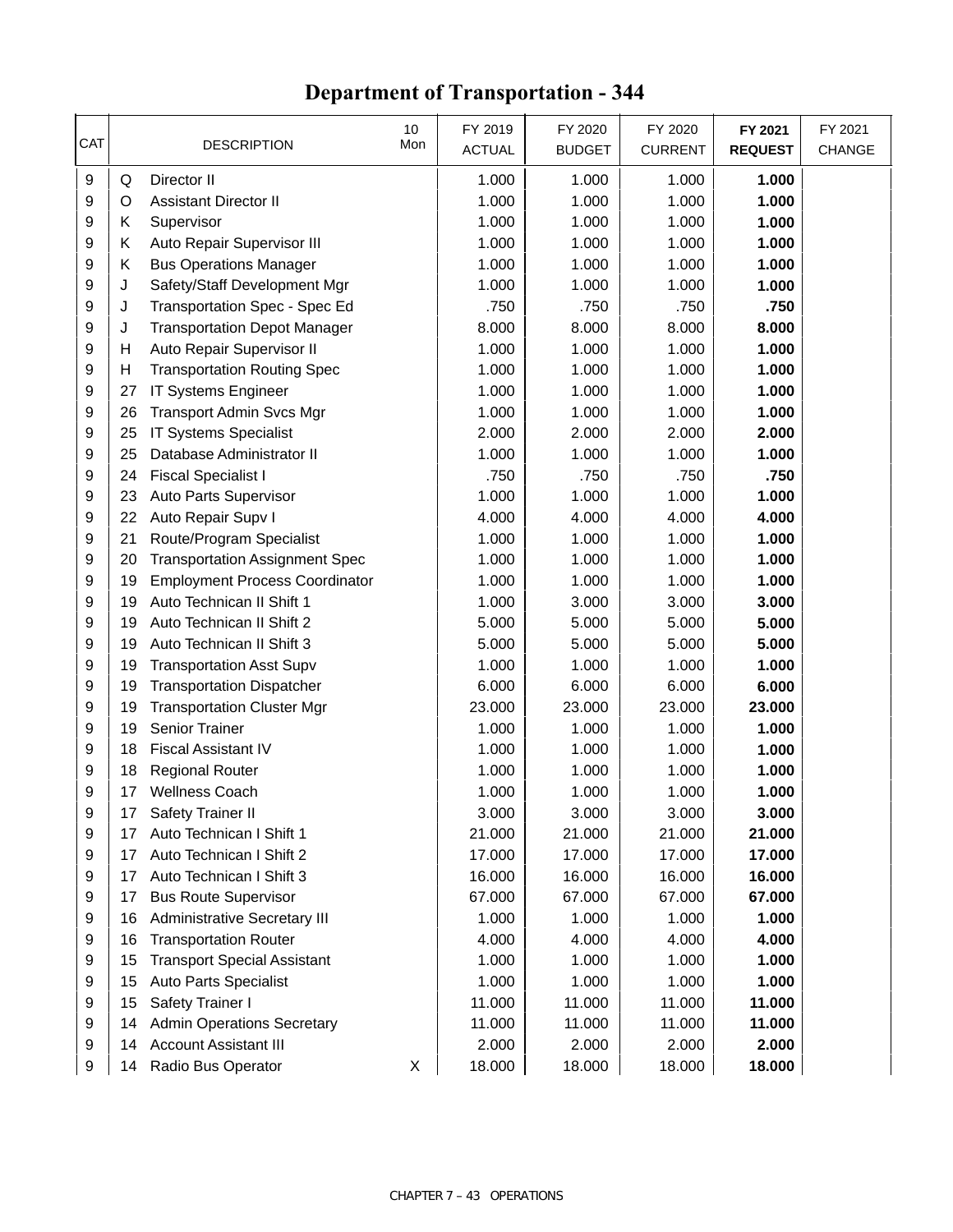# Department of Transportation - 344

| CAT | | DESCRIPTION | 10 Mon | FY 2019 ACTUAL | FY 2020 BUDGET | FY 2020 CURRENT | **FY 2021 REQUEST** | FY 2021 CHANGE |
|---|---|---|---|---|---|---|---|---|
| 9 | Q | Director II | | 1.000 | 1.000 | 1.000 | **1.000** | |
| 9 | O | Assistant Director II | | 1.000 | 1.000 | 1.000 | **1.000** | |
| 9 | K | Supervisor | | 1.000 | 1.000 | 1.000 | **1.000** | |
| 9 | K | Auto Repair Supervisor III | | 1.000 | 1.000 | 1.000 | **1.000** | |
| 9 | K | Bus Operations Manager | | 1.000 | 1.000 | 1.000 | **1.000** | |
| 9 | J | Safety/Staff Development Mgr | | 1.000 | 1.000 | 1.000 | **1.000** | |
| 9 | J | Transportation Spec - Spec Ed | | .750 | .750 | .750 | **.750** | |
| 9 | J | Transportation Depot Manager | | 8.000 | 8.000 | 8.000 | **8.000** | |
| 9 | H | Auto Repair Supervisor II | | 1.000 | 1.000 | 1.000 | **1.000** | |
| 9 | H | Transportation Routing Spec | | 1.000 | 1.000 | 1.000 | **1.000** | |
| 9 | 27 | IT Systems Engineer | | 1.000 | 1.000 | 1.000 | **1.000** | |
| 9 | 26 | Transport Admin Svcs Mgr | | 1.000 | 1.000 | 1.000 | **1.000** | |
| 9 | 25 | IT Systems Specialist | | 2.000 | 2.000 | 2.000 | **2.000** | |
| 9 | 25 | Database Administrator II | | 1.000 | 1.000 | 1.000 | **1.000** | |
| 9 | 24 | Fiscal Specialist I | | .750 | .750 | .750 | **.750** | |
| 9 | 23 | Auto Parts Supervisor | | 1.000 | 1.000 | 1.000 | **1.000** | |
| 9 | 22 | Auto Repair Supv I | | 4.000 | 4.000 | 4.000 | **4.000** | |
| 9 | 21 | Route/Program Specialist | | 1.000 | 1.000 | 1.000 | **1.000** | |
| 9 | 20 | Transportation Assignment Spec | | 1.000 | 1.000 | 1.000 | **1.000** | |
| 9 | 19 | Employment Process Coordinator | | 1.000 | 1.000 | 1.000 | **1.000** | |
| 9 | 19 | Auto Technican II Shift 1 | | 1.000 | 3.000 | 3.000 | **3.000** | |
| 9 | 19 | Auto Technican II Shift 2 | | 5.000 | 5.000 | 5.000 | **5.000** | |
| 9 | 19 | Auto Technican II Shift 3 | | 5.000 | 5.000 | 5.000 | **5.000** | |
| 9 | 19 | Transportation Asst Supv | | 1.000 | 1.000 | 1.000 | **1.000** | |
| 9 | 19 | Transportation Dispatcher | | 6.000 | 6.000 | 6.000 | **6.000** | |
| 9 | 19 | Transportation Cluster Mgr | | 23.000 | 23.000 | 23.000 | **23.000** | |
| 9 | 19 | Senior Trainer | | 1.000 | 1.000 | 1.000 | **1.000** | |
| 9 | 18 | Fiscal Assistant IV | | 1.000 | 1.000 | 1.000 | **1.000** | |
| 9 | 18 | Regional Router | | 1.000 | 1.000 | 1.000 | **1.000** | |
| 9 | 17 | Wellness Coach | | 1.000 | 1.000 | 1.000 | **1.000** | |
| 9 | 17 | Safety Trainer II | | 3.000 | 3.000 | 3.000 | **3.000** | |
| 9 | 17 | Auto Technican I Shift 1 | | 21.000 | 21.000 | 21.000 | **21.000** | |
| 9 | 17 | Auto Technican I Shift 2 | | 17.000 | 17.000 | 17.000 | **17.000** | |
| 9 | 17 | Auto Technican I Shift 3 | | 16.000 | 16.000 | 16.000 | **16.000** | |
| 9 | 17 | Bus Route Supervisor | | 67.000 | 67.000 | 67.000 | **67.000** | |
| 9 | 16 | Administrative Secretary III | | 1.000 | 1.000 | 1.000 | **1.000** | |
| 9 | 16 | Transportation Router | | 4.000 | 4.000 | 4.000 | **4.000** | |
| 9 | 15 | Transport Special Assistant | | 1.000 | 1.000 | 1.000 | **1.000** | |
| 9 | 15 | Auto Parts Specialist | | 1.000 | 1.000 | 1.000 | **1.000** | |
| 9 | 15 | Safety Trainer I | | 11.000 | 11.000 | 11.000 | **11.000** | |
| 9 | 14 | Admin Operations Secretary | | 11.000 | 11.000 | 11.000 | **11.000** | |
| 9 | 14 | Account Assistant III | | 2.000 | 2.000 | 2.000 | **2.000** | |
| 9 | 14 | Radio Bus Operator | X | 18.000 | 18.000 | 18.000 | **18.000** | |

CHAPTER 7 – 43 OPERATIONS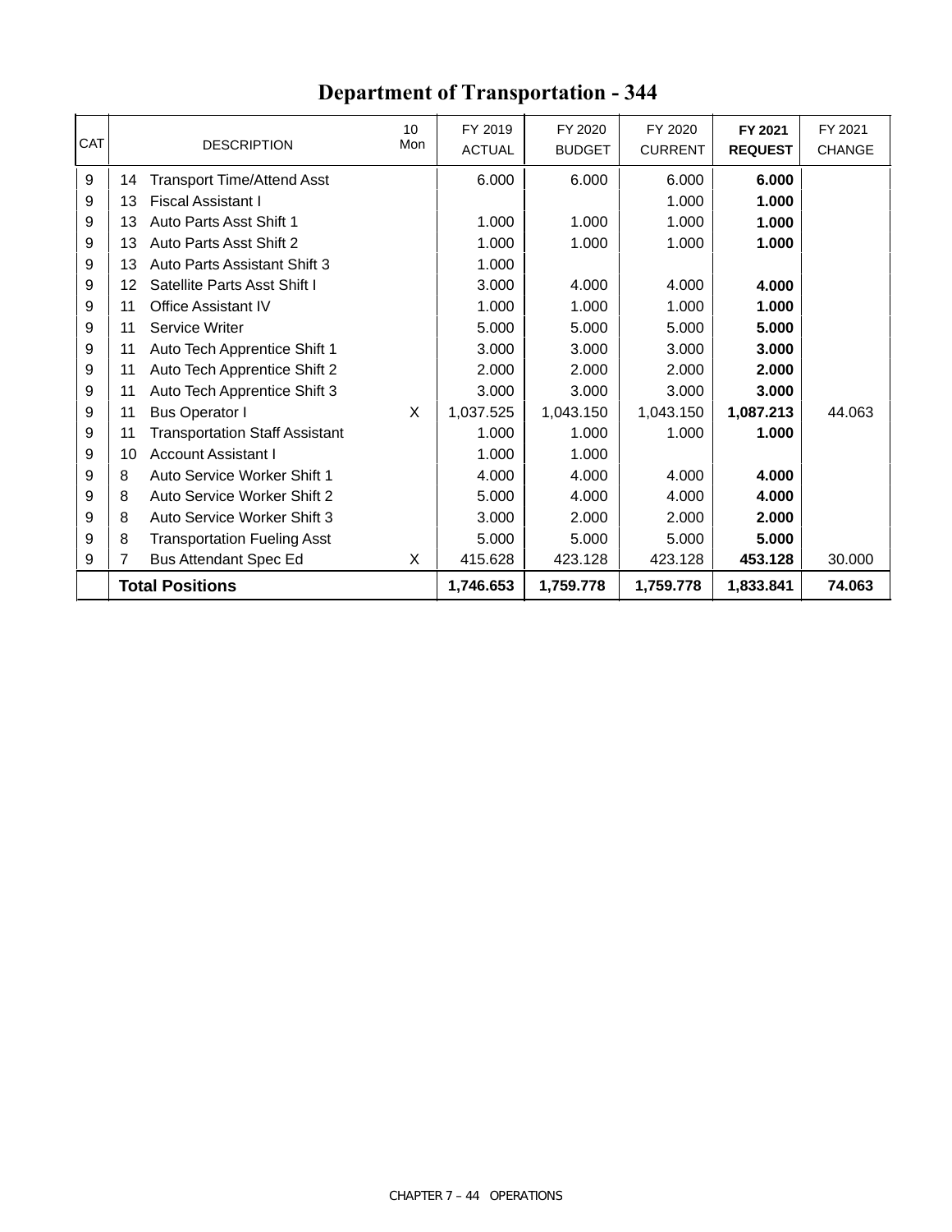# Department of Transportation - 344

| CAT | | DESCRIPTION | 10 Mon | FY 2019 ACTUAL | FY 2020 BUDGET | FY 2020 CURRENT | FY 2021 REQUEST | FY 2021 CHANGE |
|---|---|---|---|---|---|---|---|---|
| 9 | 14 | Transport Time/Attend Asst | | 6.000 | 6.000 | 6.000 | **6.000** | |
| 9 | 13 | Fiscal Assistant I | | | | 1.000 | **1.000** | |
| 9 | 13 | Auto Parts Asst Shift 1 | | 1.000 | 1.000 | 1.000 | **1.000** | |
| 9 | 13 | Auto Parts Asst Shift 2 | | 1.000 | 1.000 | 1.000 | **1.000** | |
| 9 | 13 | Auto Parts Assistant Shift 3 | | 1.000 | | | | |
| 9 | 12 | Satellite Parts Asst Shift I | | 3.000 | 4.000 | 4.000 | **4.000** | |
| 9 | 11 | Office Assistant IV | | 1.000 | 1.000 | 1.000 | **1.000** | |
| 9 | 11 | Service Writer | | 5.000 | 5.000 | 5.000 | **5.000** | |
| 9 | 11 | Auto Tech Apprentice Shift 1 | | 3.000 | 3.000 | 3.000 | **3.000** | |
| 9 | 11 | Auto Tech Apprentice Shift 2 | | 2.000 | 2.000 | 2.000 | **2.000** | |
| 9 | 11 | Auto Tech Apprentice Shift 3 | | 3.000 | 3.000 | 3.000 | **3.000** | |
| 9 | 11 | Bus Operator I | X | 1,037.525 | 1,043.150 | 1,043.150 | **1,087.213** | 44.063 |
| 9 | 11 | Transportation Staff Assistant | | 1.000 | 1.000 | 1.000 | **1.000** | |
| 9 | 10 | Account Assistant I | | 1.000 | 1.000 | | | |
| 9 | 8 | Auto Service Worker Shift 1 | | 4.000 | 4.000 | 4.000 | **4.000** | |
| 9 | 8 | Auto Service Worker Shift 2 | | 5.000 | 4.000 | 4.000 | **4.000** | |
| 9 | 8 | Auto Service Worker Shift 3 | | 3.000 | 2.000 | 2.000 | **2.000** | |
| 9 | 8 | Transportation Fueling Asst | | 5.000 | 5.000 | 5.000 | **5.000** | |
| 9 | 7 | Bus Attendant Spec Ed | X | 415.628 | 423.128 | 423.128 | **453.128** | 30.000 |
| | | **Total Positions** | | **1,746.653** | **1,759.778** | **1,759.778** | **1,833.841** | **74.063** |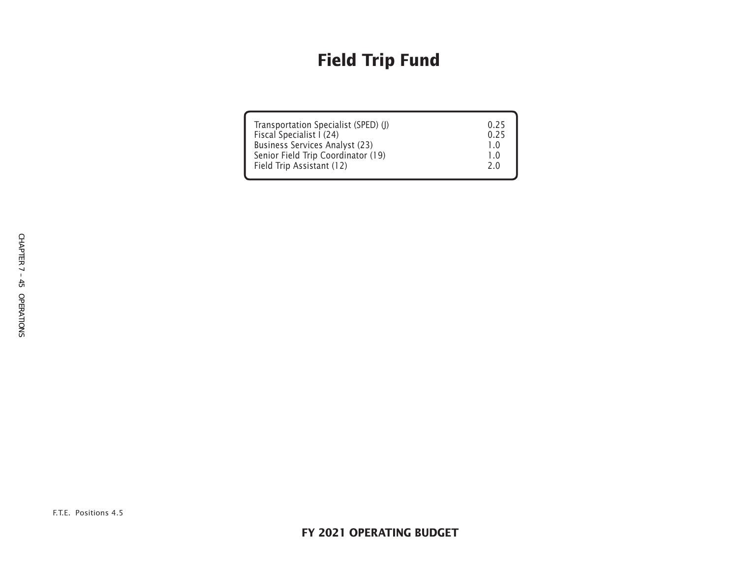# Field Trip Fund

| | |
|---|---|
| Transportation Specialist (SPED) (J) | 0.25 |
| Fiscal Specialist I (24) | 0.25 |
| Business Services Analyst (23) | 1.0 |
| Senior Field Trip Coordinator (19) | 1.0 |
| Field Trip Assistant (12) | 2.0 |

F.T.E. Positions 4.5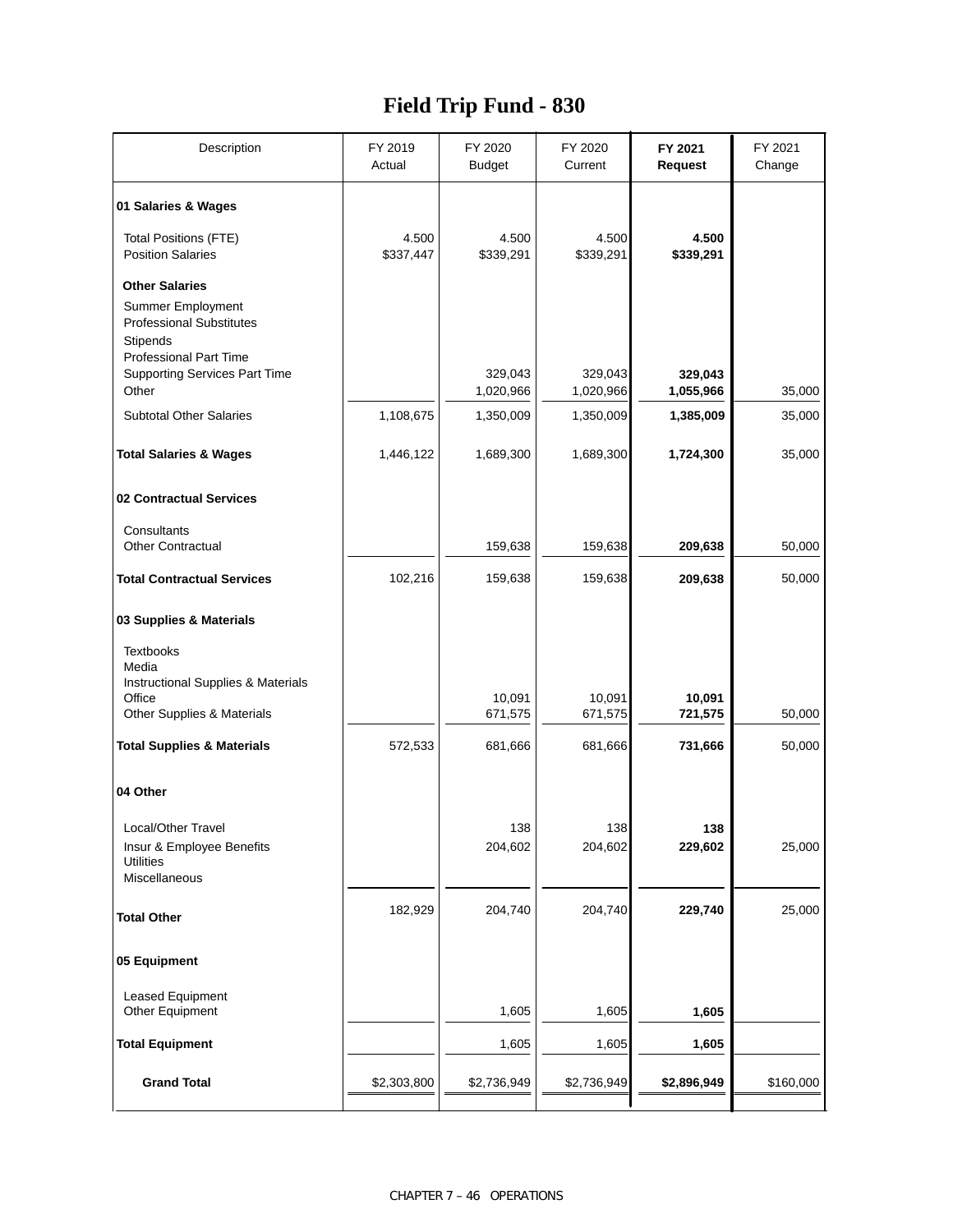# Field Trip Fund - 830

| Description | FY 2019 Actual | FY 2020 Budget | FY 2020 Current | **FY 2021 Request** | FY 2021 Change |
|---|---|---|---|---|---|
| **01 Salaries & Wages** | | | | | |
| Total Positions (FTE) | 4.500 | 4.500 | 4.500 | **4.500** | |
| Position Salaries | $337,447 | $339,291 | $339,291 | **$339,291** | |
| **Other Salaries** | | | | | |
| Summer Employment | | | | | |
| Professional Substitutes | | | | | |
| Stipends | | | | | |
| Professional Part Time | | | | | |
| Supporting Services Part Time | | 329,043 | 329,043 | **329,043** | |
| Other | | 1,020,966 | 1,020,966 | **1,055,966** | 35,000 |
| Subtotal Other Salaries | 1,108,675 | 1,350,009 | 1,350,009 | **1,385,009** | 35,000 |
| **Total Salaries & Wages** | 1,446,122 | 1,689,300 | 1,689,300 | **1,724,300** | 35,000 |
| **02 Contractual Services** | | | | | |
| Consultants | | | | | |
| Other Contractual | | 159,638 | 159,638 | **209,638** | 50,000 |
| **Total Contractual Services** | 102,216 | 159,638 | 159,638 | **209,638** | 50,000 |
| **03 Supplies & Materials** | | | | | |
| Textbooks | | | | | |
| Media | | | | | |
| Instructional Supplies & Materials | | | | | |
| Office | | 10,091 | 10,091 | **10,091** | |
| Other Supplies & Materials | | 671,575 | 671,575 | **721,575** | 50,000 |
| **Total Supplies & Materials** | 572,533 | 681,666 | 681,666 | **731,666** | 50,000 |
| **04 Other** | | | | | |
| Local/Other Travel | | 138 | 138 | **138** | |
| Insur & Employee Benefits | | 204,602 | 204,602 | **229,602** | 25,000 |
| Utilities | | | | | |
| Miscellaneous | | | | | |
| **Total Other** | 182,929 | 204,740 | 204,740 | **229,740** | 25,000 |
| **05 Equipment** | | | | | |
| Leased Equipment | | | | | |
| Other Equipment | | 1,605 | 1,605 | **1,605** | |
| **Total Equipment** | | 1,605 | 1,605 | **1,605** | |
| **Grand Total** | $2,303,800 | $2,736,949 | $2,736,949 | **$2,896,949** | $160,000 |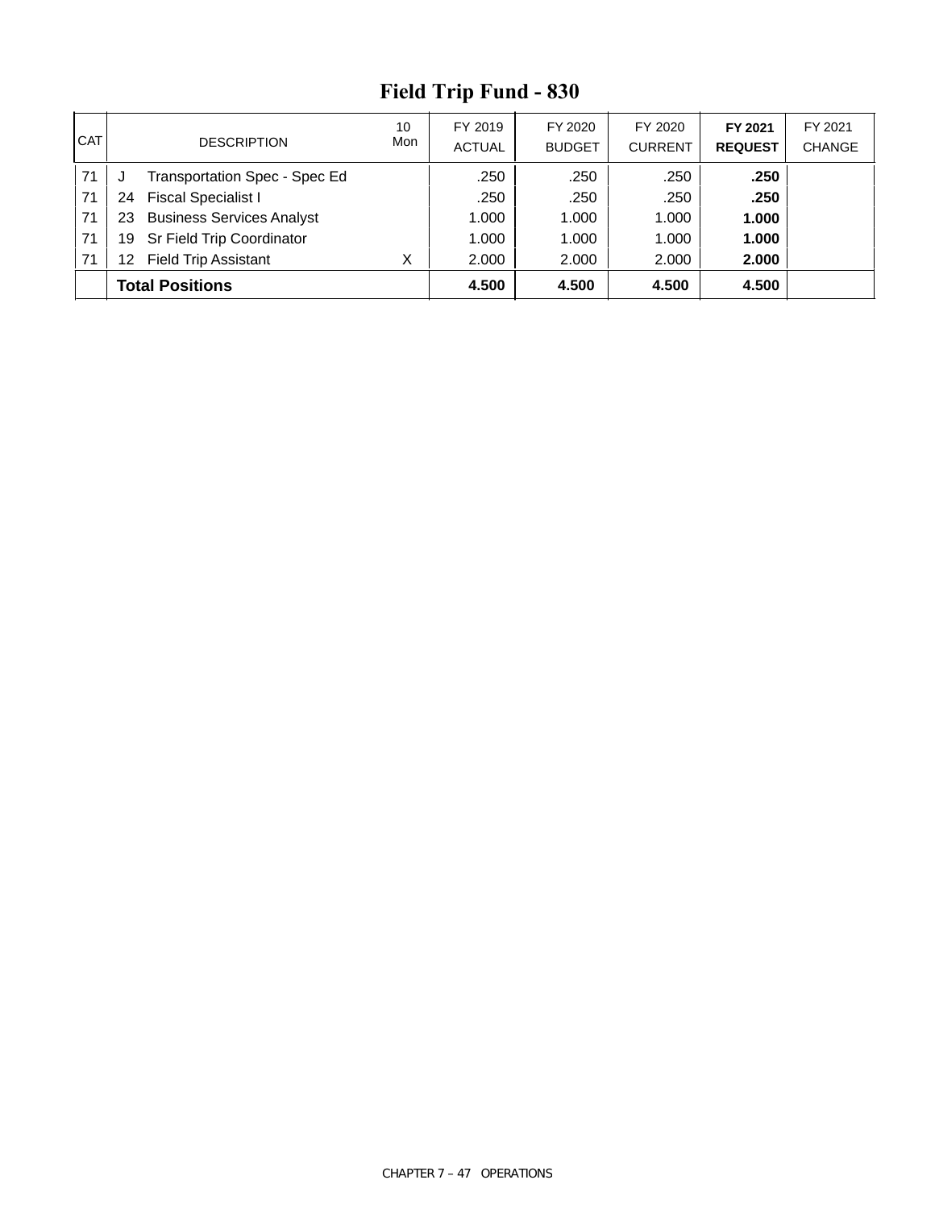# Field Trip Fund - 830

| CAT | DESCRIPTION | 10 Mon | FY 2019 ACTUAL | FY 2020 BUDGET | FY 2020 CURRENT | **FY 2021 REQUEST** | FY 2021 CHANGE |
|---|---|---|---|---|---|---|---|
| 71 | J Transportation Spec - Spec Ed | | .250 | .250 | .250 | **.250** | |
| 71 | 24 Fiscal Specialist I | | .250 | .250 | .250 | **.250** | |
| 71 | 23 Business Services Analyst | | 1.000 | 1.000 | 1.000 | **1.000** | |
| 71 | 19 Sr Field Trip Coordinator | | 1.000 | 1.000 | 1.000 | **1.000** | |
| 71 | 12 Field Trip Assistant | X | 2.000 | 2.000 | 2.000 | **2.000** | |
| | **Total Positions** | | **4.500** | **4.500** | **4.500** | **4.500** | |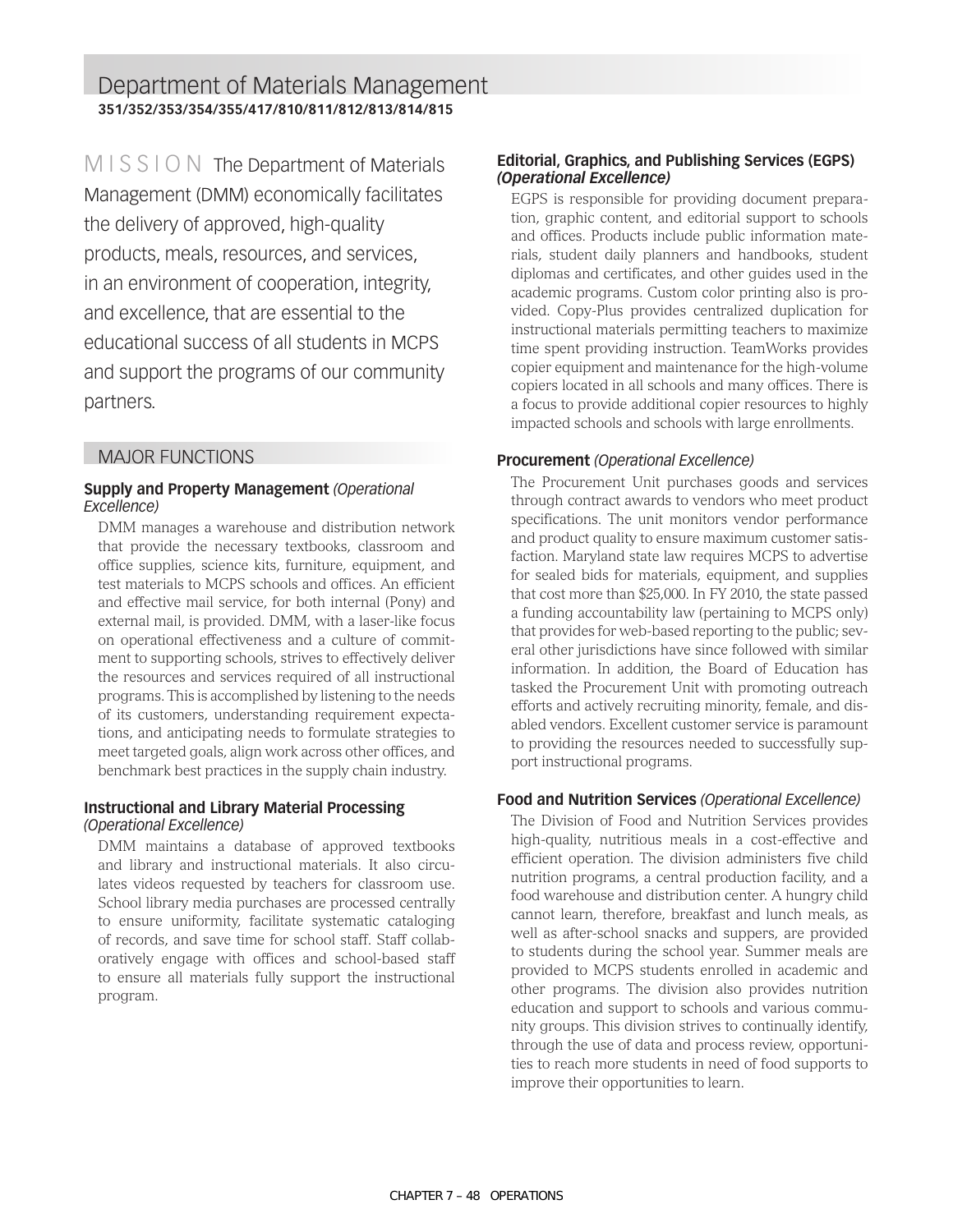# Department of Materials Management

**351/352/353/354/355/417/810/811/812/813/814/815**

MISSION The Department of Materials Management (DMM) economically facilitates the delivery of approved, high-quality products, meals, resources, and services, in an environment of cooperation, integrity, and excellence, that are essential to the educational success of all students in MCPS and support the programs of our community partners.

## MAJOR FUNCTIONS

### Supply and Property Management *(Operational Excellence)*

DMM manages a warehouse and distribution network that provide the necessary textbooks, classroom and office supplies, science kits, furniture, equipment, and test materials to MCPS schools and offices. An efficient and effective mail service, for both internal (Pony) and external mail, is provided. DMM, with a laser-like focus on operational effectiveness and a culture of commitment to supporting schools, strives to effectively deliver the resources and services required of all instructional programs. This is accomplished by listening to the needs of its customers, understanding requirement expectations, and anticipating needs to formulate strategies to meet targeted goals, align work across other offices, and benchmark best practices in the supply chain industry.

### Instructional and Library Material Processing *(Operational Excellence)*

DMM maintains a database of approved textbooks and library and instructional materials. It also circulates videos requested by teachers for classroom use. School library media purchases are processed centrally to ensure uniformity, facilitate systematic cataloging of records, and save time for school staff. Staff collaboratively engage with offices and school-based staff to ensure all materials fully support the instructional program.

### Editorial, Graphics, and Publishing Services (EGPS) *(Operational Excellence)*

EGPS is responsible for providing document preparation, graphic content, and editorial support to schools and offices. Products include public information materials, student daily planners and handbooks, student diplomas and certificates, and other guides used in the academic programs. Custom color printing also is provided. Copy-Plus provides centralized duplication for instructional materials permitting teachers to maximize time spent providing instruction. TeamWorks provides copier equipment and maintenance for the high-volume copiers located in all schools and many offices. There is a focus to provide additional copier resources to highly impacted schools and schools with large enrollments.

### Procurement *(Operational Excellence)*

The Procurement Unit purchases goods and services through contract awards to vendors who meet product specifications. The unit monitors vendor performance and product quality to ensure maximum customer satisfaction. Maryland state law requires MCPS to advertise for sealed bids for materials, equipment, and supplies that cost more than $25,000. In FY 2010, the state passed a funding accountability law (pertaining to MCPS only) that provides for web-based reporting to the public; several other jurisdictions have since followed with similar information. In addition, the Board of Education has tasked the Procurement Unit with promoting outreach efforts and actively recruiting minority, female, and disabled vendors. Excellent customer service is paramount to providing the resources needed to successfully support instructional programs.

### Food and Nutrition Services *(Operational Excellence)*

The Division of Food and Nutrition Services provides high-quality, nutritious meals in a cost-effective and efficient operation. The division administers five child nutrition programs, a central production facility, and a food warehouse and distribution center. A hungry child cannot learn, therefore, breakfast and lunch meals, as well as after-school snacks and suppers, are provided to students during the school year. Summer meals are provided to MCPS students enrolled in academic and other programs. The division also provides nutrition education and support to schools and various community groups. This division strives to continually identify, through the use of data and process review, opportunities to reach more students in need of food supports to improve their opportunities to learn.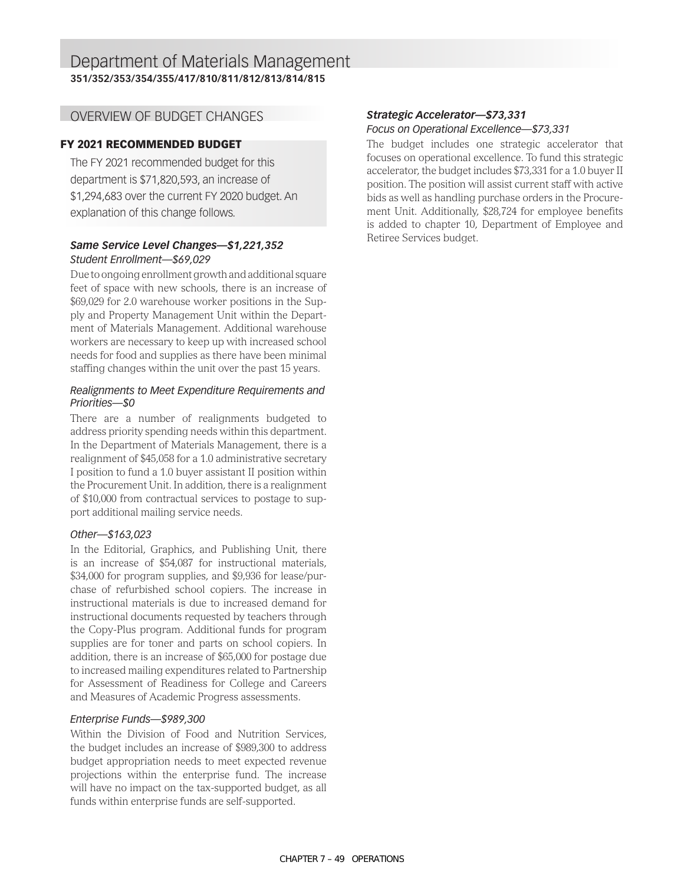# Department of Materials Management

**351/352/353/354/355/417/810/811/812/813/814/815**

## OVERVIEW OF BUDGET CHANGES

### FY 2021 RECOMMENDED BUDGET

The FY 2021 recommended budget for this department is $71,820,593, an increase of $1,294,683 over the current FY 2020 budget. An explanation of this change follows.

#### *Same Service Level Changes—$1,221,352*

*Student Enrollment—$69,029*

Due to ongoing enrollment growth and additional square feet of space with new schools, there is an increase of $69,029 for 2.0 warehouse worker positions in the Supply and Property Management Unit within the Department of Materials Management. Additional warehouse workers are necessary to keep up with increased school needs for food and supplies as there have been minimal staffing changes within the unit over the past 15 years.

*Realignments to Meet Expenditure Requirements and Priorities—$0*

There are a number of realignments budgeted to address priority spending needs within this department. In the Department of Materials Management, there is a realignment of $45,058 for a 1.0 administrative secretary I position to fund a 1.0 buyer assistant II position within the Procurement Unit. In addition, there is a realignment of $10,000 from contractual services to postage to support additional mailing service needs.

*Other—$163,023*

In the Editorial, Graphics, and Publishing Unit, there is an increase of $54,087 for instructional materials, $34,000 for program supplies, and $9,936 for lease/purchase of refurbished school copiers. The increase in instructional materials is due to increased demand for instructional documents requested by teachers through the Copy-Plus program. Additional funds for program supplies are for toner and parts on school copiers. In addition, there is an increase of $65,000 for postage due to increased mailing expenditures related to Partnership for Assessment of Readiness for College and Careers and Measures of Academic Progress assessments.

*Enterprise Funds—$989,300*

Within the Division of Food and Nutrition Services, the budget includes an increase of $989,300 to address budget appropriation needs to meet expected revenue projections within the enterprise fund. The increase will have no impact on the tax-supported budget, as all funds within enterprise funds are self-supported.

#### *Strategic Accelerator—$73,331*

*Focus on Operational Excellence—$73,331*

The budget includes one strategic accelerator that focuses on operational excellence. To fund this strategic accelerator, the budget includes $73,331 for a 1.0 buyer II position. The position will assist current staff with active bids as well as handling purchase orders in the Procurement Unit. Additionally, $28,724 for employee benefits is added to chapter 10, Department of Employee and Retiree Services budget.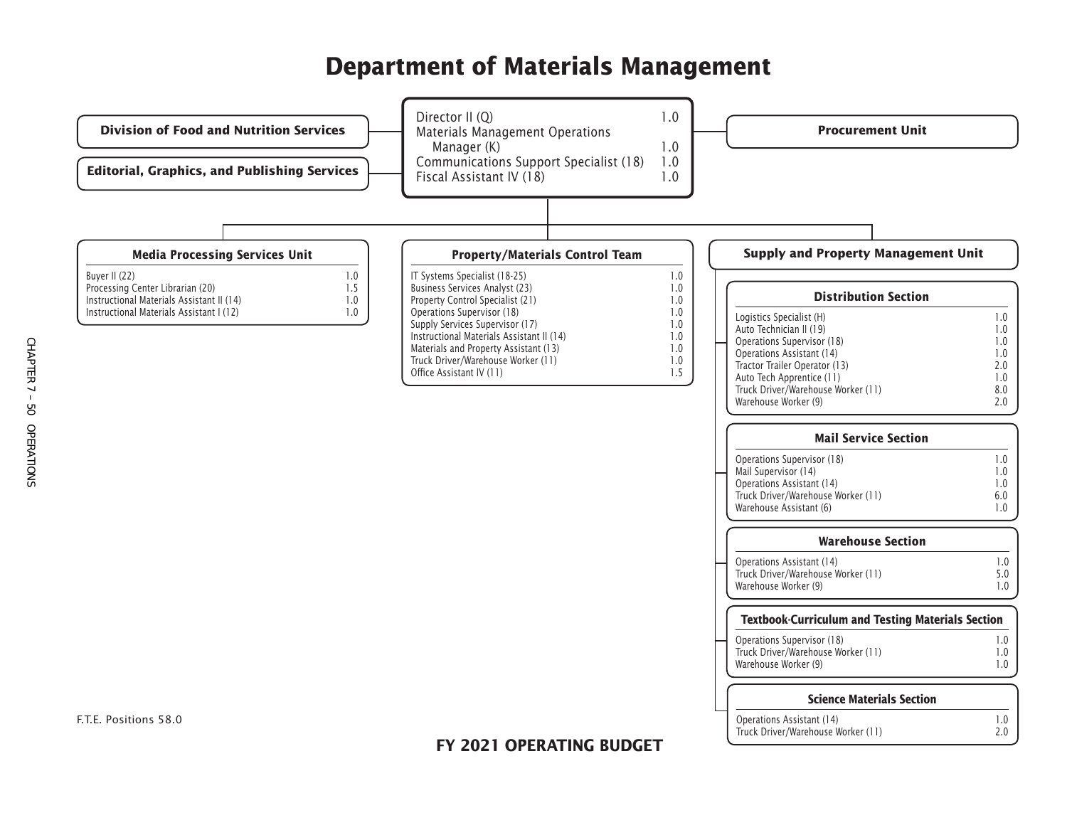# Department of Materials Management

| Position | FTE |
|---|---|
| Director II (Q) | 1.0 |
| Materials Management Operations Manager (K) | 1.0 |
| Communications Support Specialist (18) | 1.0 |
| Fiscal Assistant IV (18) | 1.0 |

**Division of Food and Nutrition Services**

**Editorial, Graphics, and Publishing Services**

**Procurement Unit**

### Media Processing Services Unit

| Position | FTE |
|---|---|
| Buyer II (22) | 1.0 |
| Processing Center Librarian (20) | 1.5 |
| Instructional Materials Assistant II (14) | 1.0 |
| Instructional Materials Assistant I (12) | 1.0 |

### Property/Materials Control Team

| Position | FTE |
|---|---|
| IT Systems Specialist (18-25) | 1.0 |
| Business Services Analyst (23) | 1.0 |
| Property Control Specialist (21) | 1.0 |
| Operations Supervisor (18) | 1.0 |
| Supply Services Supervisor (17) | 1.0 |
| Instructional Materials Assistant II (14) | 1.0 |
| Materials and Property Assistant (13) | 1.0 |
| Truck Driver/Warehouse Worker (11) | 1.0 |
| Office Assistant IV (11) | 1.5 |

### Supply and Property Management Unit

#### Distribution Section

| Position | FTE |
|---|---|
| Logistics Specialist (H) | 1.0 |
| Auto Technician II (19) | 1.0 |
| Operations Supervisor (18) | 1.0 |
| Operations Assistant (14) | 1.0 |
| Tractor Trailer Operator (13) | 2.0 |
| Auto Tech Apprentice (11) | 1.0 |
| Truck Driver/Warehouse Worker (11) | 8.0 |
| Warehouse Worker (9) | 2.0 |

#### Mail Service Section

| Position | FTE |
|---|---|
| Operations Supervisor (18) | 1.0 |
| Mail Supervisor (14) | 1.0 |
| Operations Assistant (14) | 1.0 |
| Truck Driver/Warehouse Worker (11) | 6.0 |
| Warehouse Assistant (6) | 1.0 |

#### Warehouse Section

| Position | FTE |
|---|---|
| Operations Assistant (14) | 1.0 |
| Truck Driver/Warehouse Worker (11) | 5.0 |
| Warehouse Worker (9) | 1.0 |

#### Textbook-Curriculum and Testing Materials Section

| Position | FTE |
|---|---|
| Operations Supervisor (18) | 1.0 |
| Truck Driver/Warehouse Worker (11) | 1.0 |
| Warehouse Worker (9) | 1.0 |

#### Science Materials Section

| Position | FTE |
|---|---|
| Operations Assistant (14) | 1.0 |
| Truck Driver/Warehouse Worker (11) | 2.0 |

F.T.E. Positions 58.0

**FY 2021 OPERATING BUDGET**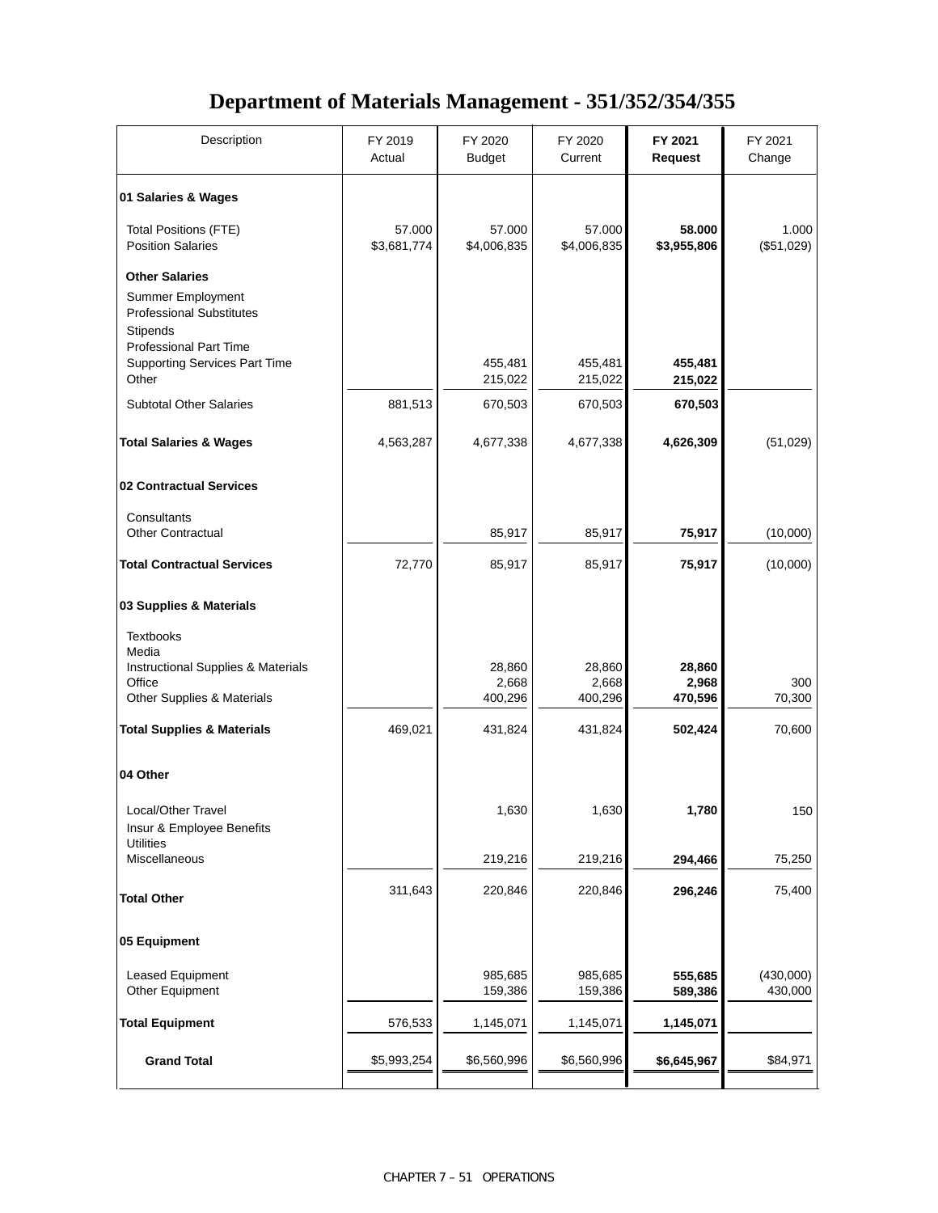# Department of Materials Management - 351/352/354/355

| Description | FY 2019 Actual | FY 2020 Budget | FY 2020 Current | **FY 2021 Request** | FY 2021 Change |
|---|---|---|---|---|---|
| **01 Salaries & Wages** | | | | | |
| Total Positions (FTE) | 57.000 | 57.000 | 57.000 | **58.000** | 1.000 |
| Position Salaries | $3,681,774 | $4,006,835 | $4,006,835 | **$3,955,806** | ($51,029) |
| **Other Salaries** | | | | | |
| Summer Employment | | | | | |
| Professional Substitutes | | | | | |
| Stipends | | | | | |
| Professional Part Time | | | | | |
| Supporting Services Part Time | | 455,481 | 455,481 | **455,481** | |
| Other | | 215,022 | 215,022 | **215,022** | |
| Subtotal Other Salaries | 881,513 | 670,503 | 670,503 | **670,503** | |
| **Total Salaries & Wages** | 4,563,287 | 4,677,338 | 4,677,338 | **4,626,309** | (51,029) |
| **02 Contractual Services** | | | | | |
| Consultants | | | | | |
| Other Contractual | | 85,917 | 85,917 | **75,917** | (10,000) |
| **Total Contractual Services** | 72,770 | 85,917 | 85,917 | **75,917** | (10,000) |
| **03 Supplies & Materials** | | | | | |
| Textbooks | | | | | |
| Media | | | | | |
| Instructional Supplies & Materials | | 28,860 | 28,860 | **28,860** | |
| Office | | 2,668 | 2,668 | **2,968** | 300 |
| Other Supplies & Materials | | 400,296 | 400,296 | **470,596** | 70,300 |
| **Total Supplies & Materials** | 469,021 | 431,824 | 431,824 | **502,424** | 70,600 |
| **04 Other** | | | | | |
| Local/Other Travel | | 1,630 | 1,630 | **1,780** | 150 |
| Insur & Employee Benefits | | | | | |
| Utilities | | | | | |
| Miscellaneous | | 219,216 | 219,216 | **294,466** | 75,250 |
| **Total Other** | 311,643 | 220,846 | 220,846 | **296,246** | 75,400 |
| **05 Equipment** | | | | | |
| Leased Equipment | | 985,685 | 985,685 | **555,685** | (430,000) |
| Other Equipment | | 159,386 | 159,386 | **589,386** | 430,000 |
| **Total Equipment** | 576,533 | 1,145,071 | 1,145,071 | **1,145,071** | |
| **Grand Total** | $5,993,254 | $6,560,996 | $6,560,996 | **$6,645,967** | $84,971 |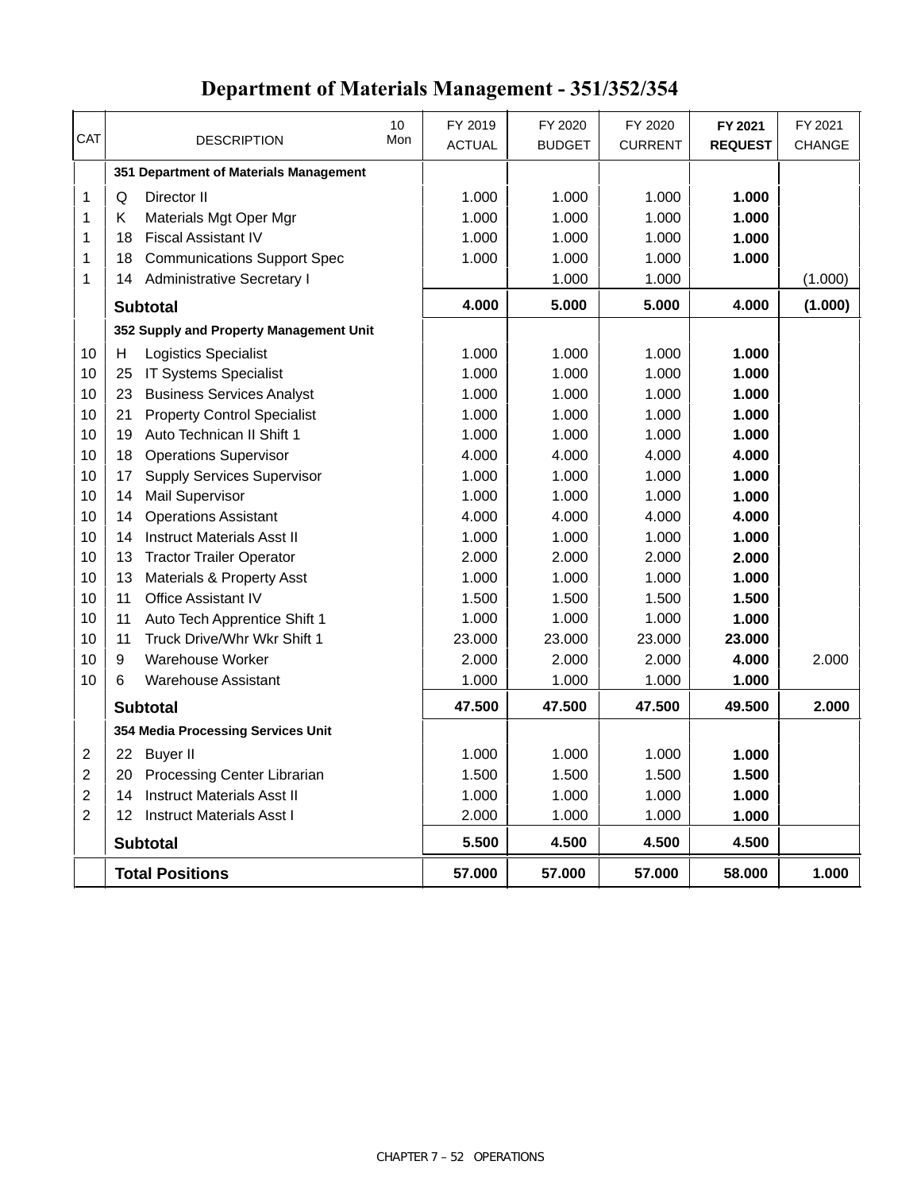# Department of Materials Management - 351/352/354

| CAT | DESCRIPTION | 10 Mon | FY 2019 ACTUAL | FY 2020 BUDGET | FY 2020 CURRENT | **FY 2021 REQUEST** | FY 2021 CHANGE |
|---|---|---|---|---|---|---|---|
| | **351 Department of Materials Management** | | | | | | |
| 1 | Q Director II | | 1.000 | 1.000 | 1.000 | **1.000** | |
| 1 | K Materials Mgt Oper Mgr | | 1.000 | 1.000 | 1.000 | **1.000** | |
| 1 | 18 Fiscal Assistant IV | | 1.000 | 1.000 | 1.000 | **1.000** | |
| 1 | 18 Communications Support Spec | | 1.000 | 1.000 | 1.000 | **1.000** | |
| 1 | 14 Administrative Secretary I | | | 1.000 | 1.000 | | (1.000) |
| | **Subtotal** | | **4.000** | **5.000** | **5.000** | **4.000** | **(1.000)** |
| | **352 Supply and Property Management Unit** | | | | | | |
| 10 | H Logistics Specialist | | 1.000 | 1.000 | 1.000 | **1.000** | |
| 10 | 25 IT Systems Specialist | | 1.000 | 1.000 | 1.000 | **1.000** | |
| 10 | 23 Business Services Analyst | | 1.000 | 1.000 | 1.000 | **1.000** | |
| 10 | 21 Property Control Specialist | | 1.000 | 1.000 | 1.000 | **1.000** | |
| 10 | 19 Auto Technican II Shift 1 | | 1.000 | 1.000 | 1.000 | **1.000** | |
| 10 | 18 Operations Supervisor | | 4.000 | 4.000 | 4.000 | **4.000** | |
| 10 | 17 Supply Services Supervisor | | 1.000 | 1.000 | 1.000 | **1.000** | |
| 10 | 14 Mail Supervisor | | 1.000 | 1.000 | 1.000 | **1.000** | |
| 10 | 14 Operations Assistant | | 4.000 | 4.000 | 4.000 | **4.000** | |
| 10 | 14 Instruct Materials Asst II | | 1.000 | 1.000 | 1.000 | **1.000** | |
| 10 | 13 Tractor Trailer Operator | | 2.000 | 2.000 | 2.000 | **2.000** | |
| 10 | 13 Materials & Property Asst | | 1.000 | 1.000 | 1.000 | **1.000** | |
| 10 | 11 Office Assistant IV | | 1.500 | 1.500 | 1.500 | **1.500** | |
| 10 | 11 Auto Tech Apprentice Shift 1 | | 1.000 | 1.000 | 1.000 | **1.000** | |
| 10 | 11 Truck Drive/Whr Wkr Shift 1 | | 23.000 | 23.000 | 23.000 | **23.000** | |
| 10 | 9 Warehouse Worker | | 2.000 | 2.000 | 2.000 | **4.000** | 2.000 |
| 10 | 6 Warehouse Assistant | | 1.000 | 1.000 | 1.000 | **1.000** | |
| | **Subtotal** | | **47.500** | **47.500** | **47.500** | **49.500** | **2.000** |
| | **354 Media Processing Services Unit** | | | | | | |
| 2 | 22 Buyer II | | 1.000 | 1.000 | 1.000 | **1.000** | |
| 2 | 20 Processing Center Librarian | | 1.500 | 1.500 | 1.500 | **1.500** | |
| 2 | 14 Instruct Materials Asst II | | 1.000 | 1.000 | 1.000 | **1.000** | |
| 2 | 12 Instruct Materials Asst I | | 2.000 | 1.000 | 1.000 | **1.000** | |
| | **Subtotal** | | **5.500** | **4.500** | **4.500** | **4.500** | |
| | **Total Positions** | | **57.000** | **57.000** | **57.000** | **58.000** | **1.000** |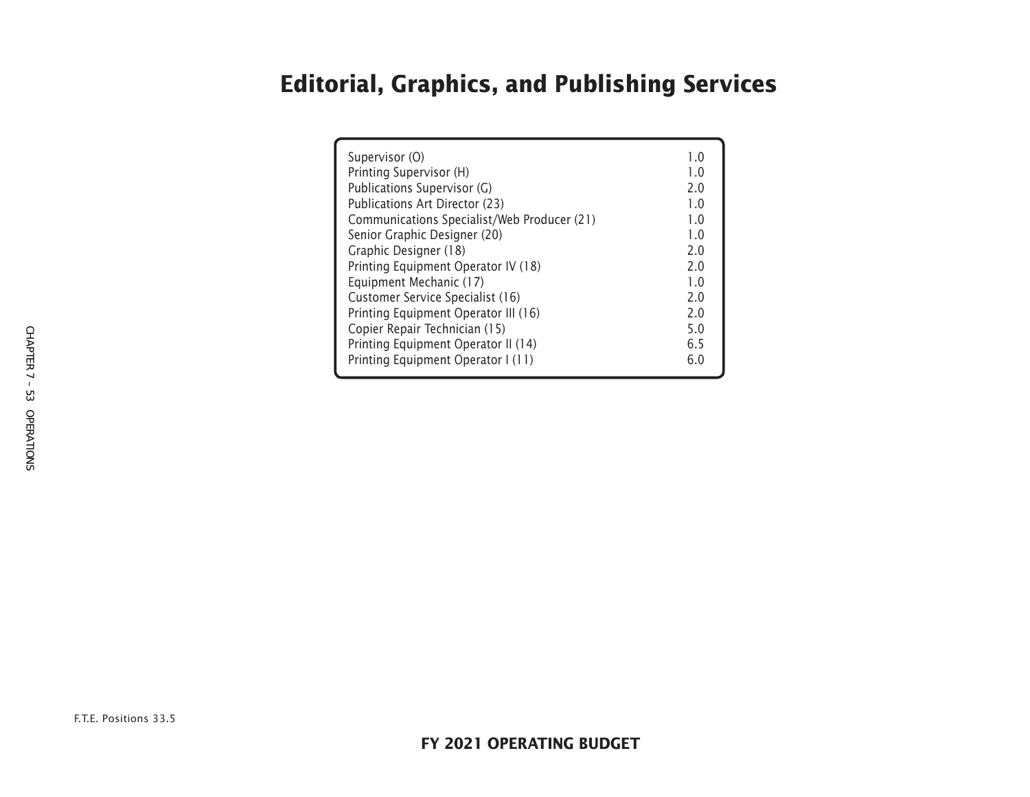# Editorial, Graphics, and Publishing Services

| Position | F.T.E. |
|---|---|
| Supervisor (O) | 1.0 |
| Printing Supervisor (H) | 1.0 |
| Publications Supervisor (G) | 2.0 |
| Publications Art Director (23) | 1.0 |
| Communications Specialist/Web Producer (21) | 1.0 |
| Senior Graphic Designer (20) | 1.0 |
| Graphic Designer (18) | 2.0 |
| Printing Equipment Operator IV (18) | 2.0 |
| Equipment Mechanic (17) | 1.0 |
| Customer Service Specialist (16) | 2.0 |
| Printing Equipment Operator III (16) | 2.0 |
| Copier Repair Technician (15) | 5.0 |
| Printing Equipment Operator II (14) | 6.5 |
| Printing Equipment Operator I (11) | 6.0 |

F.T.E. Positions 33.5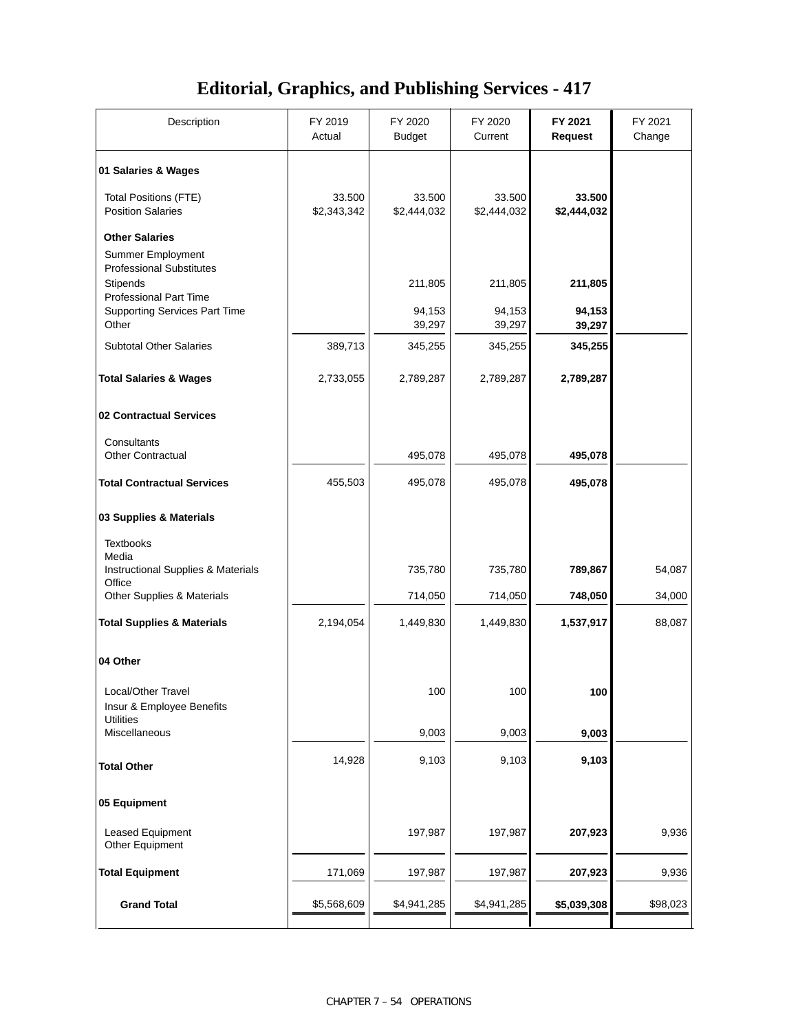# Editorial, Graphics, and Publishing Services - 417

| Description | FY 2019 Actual | FY 2020 Budget | FY 2020 Current | **FY 2021 Request** | FY 2021 Change |
|---|---|---|---|---|---|
| **01 Salaries & Wages** | | | | | |
| Total Positions (FTE) | 33.500 | 33.500 | 33.500 | **33.500** | |
| Position Salaries | $2,343,342 | $2,444,032 | $2,444,032 | **$2,444,032** | |
| **Other Salaries** | | | | | |
| Summer Employment | | | | | |
| Professional Substitutes | | | | | |
| Stipends | | 211,805 | 211,805 | **211,805** | |
| Professional Part Time | | | | | |
| Supporting Services Part Time | | 94,153 | 94,153 | **94,153** | |
| Other | | 39,297 | 39,297 | **39,297** | |
| Subtotal Other Salaries | 389,713 | 345,255 | 345,255 | **345,255** | |
| **Total Salaries & Wages** | 2,733,055 | 2,789,287 | 2,789,287 | **2,789,287** | |
| **02 Contractual Services** | | | | | |
| Consultants | | | | | |
| Other Contractual | | 495,078 | 495,078 | **495,078** | |
| **Total Contractual Services** | 455,503 | 495,078 | 495,078 | **495,078** | |
| **03 Supplies & Materials** | | | | | |
| Textbooks | | | | | |
| Media | | | | | |
| Instructional Supplies & Materials | | 735,780 | 735,780 | **789,867** | 54,087 |
| Office | | | | | |
| Other Supplies & Materials | | 714,050 | 714,050 | **748,050** | 34,000 |
| **Total Supplies & Materials** | 2,194,054 | 1,449,830 | 1,449,830 | **1,537,917** | 88,087 |
| **04 Other** | | | | | |
| Local/Other Travel | | 100 | 100 | **100** | |
| Insur & Employee Benefits | | | | | |
| Utilities | | | | | |
| Miscellaneous | | 9,003 | 9,003 | **9,003** | |
| **Total Other** | 14,928 | 9,103 | 9,103 | **9,103** | |
| **05 Equipment** | | | | | |
| Leased Equipment | | 197,987 | 197,987 | **207,923** | 9,936 |
| Other Equipment | | | | | |
| **Total Equipment** | 171,069 | 197,987 | 197,987 | **207,923** | 9,936 |
| **Grand Total** | $5,568,609 | $4,941,285 | $4,941,285 | **$5,039,308** | $98,023 |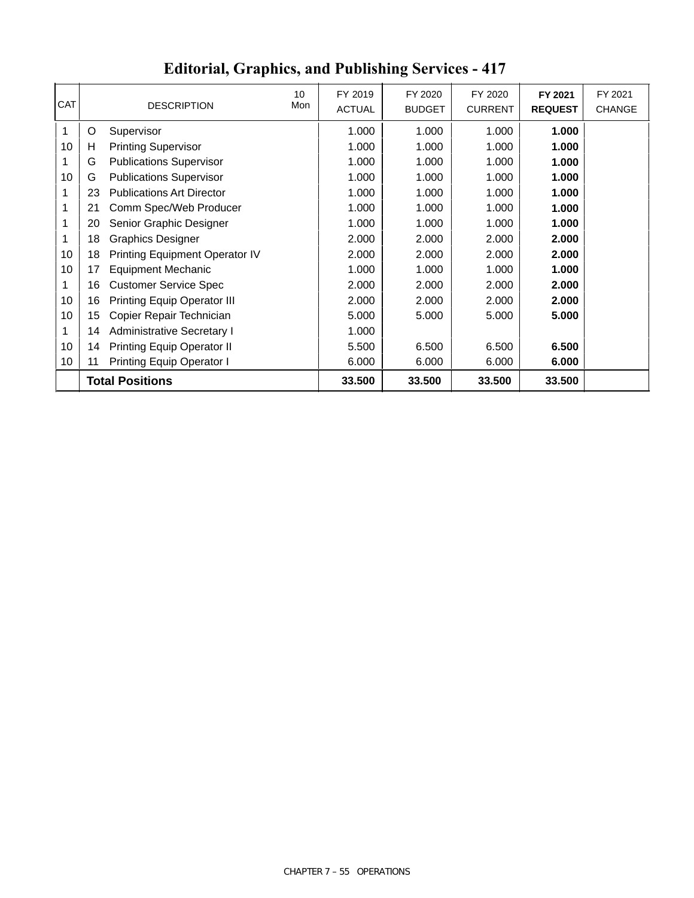# Editorial, Graphics, and Publishing Services - 417

| CAT | DESCRIPTION | | 10 Mon | FY 2019 ACTUAL | FY 2020 BUDGET | FY 2020 CURRENT | **FY 2021 REQUEST** | FY 2021 CHANGE |
|---|---|---|---|---|---|---|---|---|
| 1 | O | Supervisor | | 1.000 | 1.000 | 1.000 | **1.000** | |
| 10 | H | Printing Supervisor | | 1.000 | 1.000 | 1.000 | **1.000** | |
| 1 | G | Publications Supervisor | | 1.000 | 1.000 | 1.000 | **1.000** | |
| 10 | G | Publications Supervisor | | 1.000 | 1.000 | 1.000 | **1.000** | |
| 1 | 23 | Publications Art Director | | 1.000 | 1.000 | 1.000 | **1.000** | |
| 1 | 21 | Comm Spec/Web Producer | | 1.000 | 1.000 | 1.000 | **1.000** | |
| 1 | 20 | Senior Graphic Designer | | 1.000 | 1.000 | 1.000 | **1.000** | |
| 1 | 18 | Graphics Designer | | 2.000 | 2.000 | 2.000 | **2.000** | |
| 10 | 18 | Printing Equipment Operator IV | | 2.000 | 2.000 | 2.000 | **2.000** | |
| 10 | 17 | Equipment Mechanic | | 1.000 | 1.000 | 1.000 | **1.000** | |
| 1 | 16 | Customer Service Spec | | 2.000 | 2.000 | 2.000 | **2.000** | |
| 10 | 16 | Printing Equip Operator III | | 2.000 | 2.000 | 2.000 | **2.000** | |
| 10 | 15 | Copier Repair Technician | | 5.000 | 5.000 | 5.000 | **5.000** | |
| 1 | 14 | Administrative Secretary I | | 1.000 | | | | |
| 10 | 14 | Printing Equip Operator II | | 5.500 | 6.500 | 6.500 | **6.500** | |
| 10 | 11 | Printing Equip Operator I | | 6.000 | 6.000 | 6.000 | **6.000** | |
| | **Total Positions** | | | **33.500** | **33.500** | **33.500** | **33.500** | |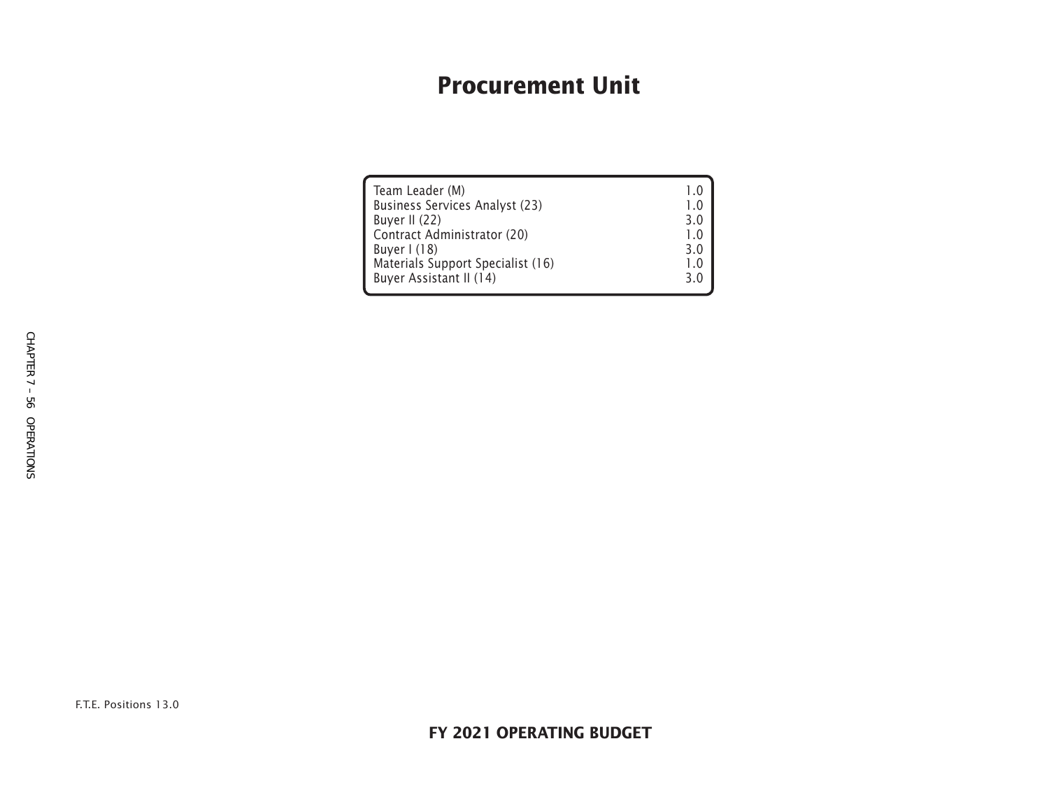# Procurement Unit

| Position | F.T.E. |
|---|---|
| Team Leader (M) | 1.0 |
| Business Services Analyst (23) | 1.0 |
| Buyer II (22) | 3.0 |
| Contract Administrator (20) | 1.0 |
| Buyer I (18) | 3.0 |
| Materials Support Specialist (16) | 1.0 |
| Buyer Assistant II (14) | 3.0 |

F.T.E. Positions 13.0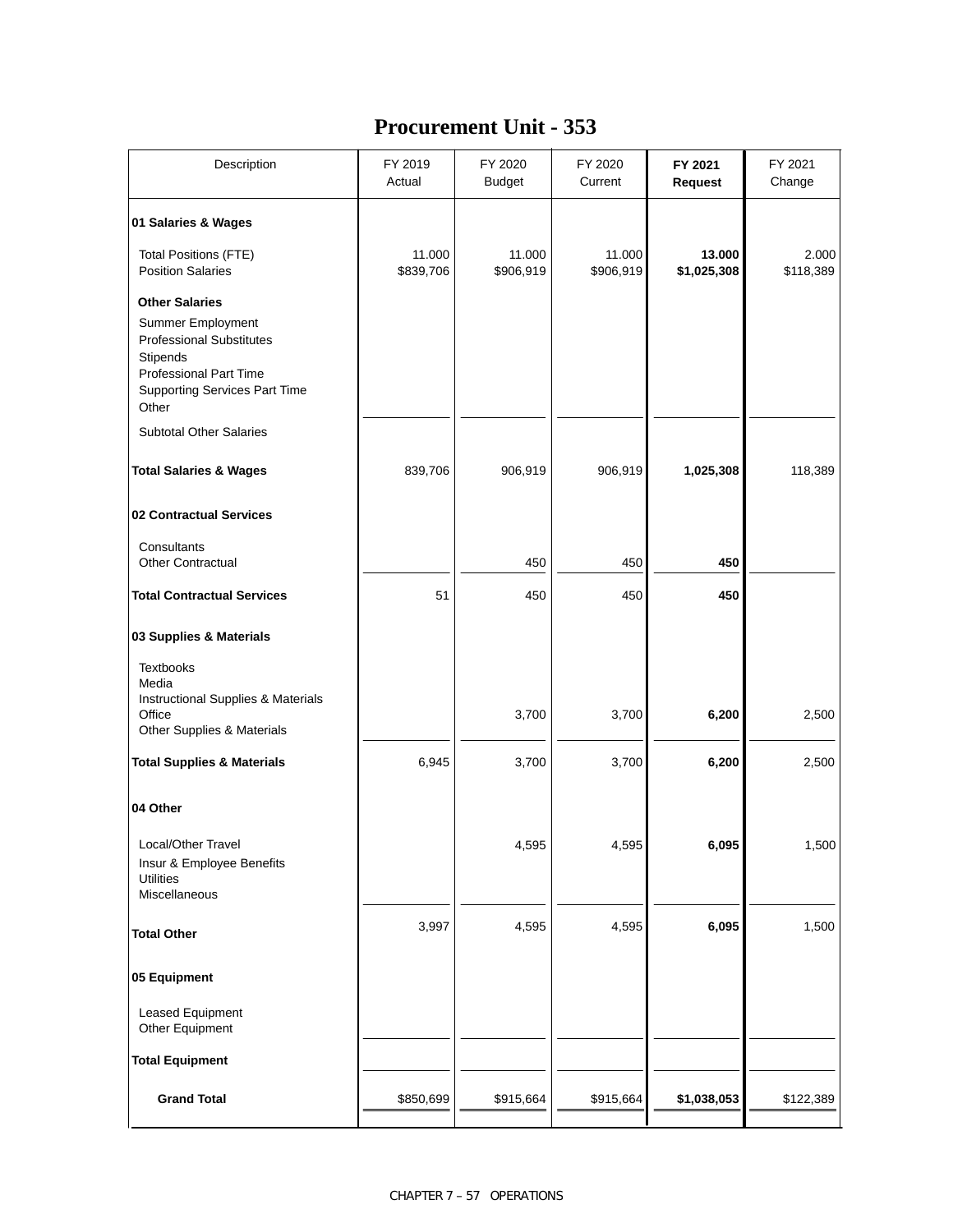# Procurement Unit - 353

| Description | FY 2019 Actual | FY 2020 Budget | FY 2020 Current | **FY 2021 Request** | FY 2021 Change |
|---|---|---|---|---|---|
| **01 Salaries & Wages** | | | | | |
| Total Positions (FTE) | 11.000 | 11.000 | 11.000 | **13.000** | 2.000 |
| Position Salaries | $839,706 | $906,919 | $906,919 | **$1,025,308** | $118,389 |
| **Other Salaries** | | | | | |
| Summer Employment | | | | | |
| Professional Substitutes | | | | | |
| Stipends | | | | | |
| Professional Part Time | | | | | |
| Supporting Services Part Time | | | | | |
| Other | | | | | |
| Subtotal Other Salaries | | | | | |
| **Total Salaries & Wages** | 839,706 | 906,919 | 906,919 | **1,025,308** | 118,389 |
| **02 Contractual Services** | | | | | |
| Consultants | | | | | |
| Other Contractual | | 450 | 450 | **450** | |
| **Total Contractual Services** | 51 | 450 | 450 | **450** | |
| **03 Supplies & Materials** | | | | | |
| Textbooks | | | | | |
| Media | | | | | |
| Instructional Supplies & Materials | | | | | |
| Office | | 3,700 | 3,700 | **6,200** | 2,500 |
| Other Supplies & Materials | | | | | |
| **Total Supplies & Materials** | 6,945 | 3,700 | 3,700 | **6,200** | 2,500 |
| **04 Other** | | | | | |
| Local/Other Travel | | 4,595 | 4,595 | **6,095** | 1,500 |
| Insur & Employee Benefits | | | | | |
| Utilities | | | | | |
| Miscellaneous | | | | | |
| **Total Other** | 3,997 | 4,595 | 4,595 | **6,095** | 1,500 |
| **05 Equipment** | | | | | |
| Leased Equipment | | | | | |
| Other Equipment | | | | | |
| **Total Equipment** | | | | | |
| **Grand Total** | $850,699 | $915,664 | $915,664 | **$1,038,053** | $122,389 |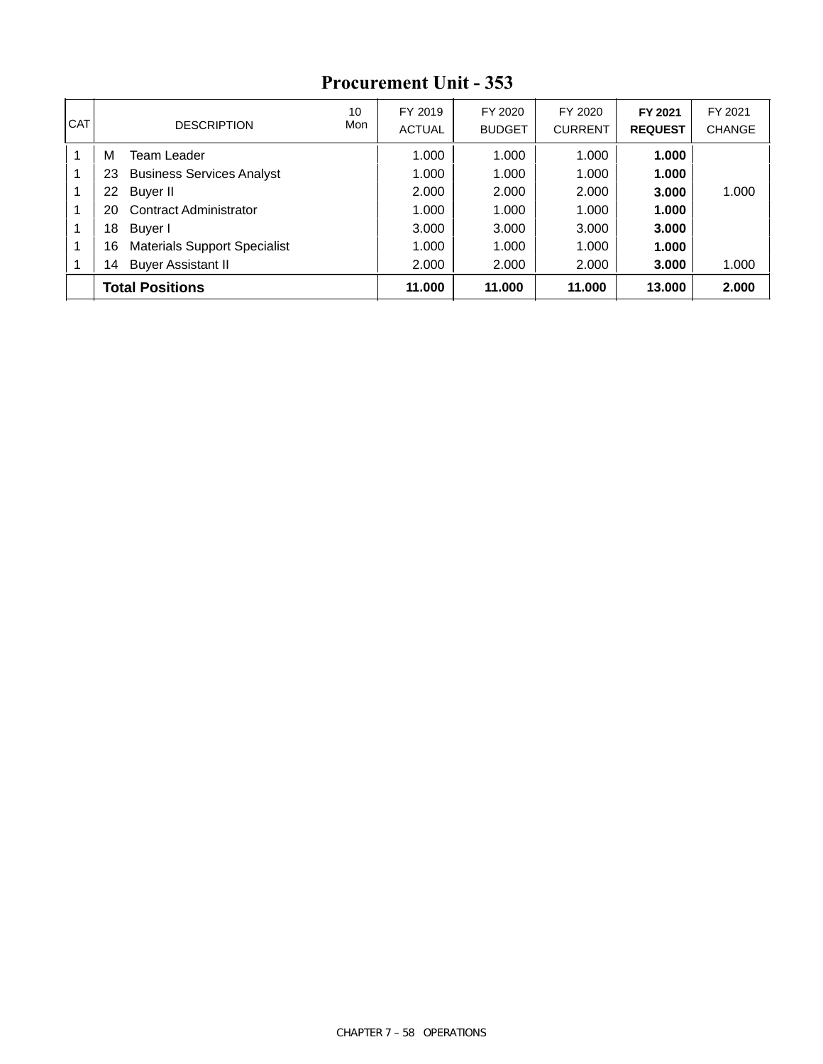# Procurement Unit - 353

| CAT | | DESCRIPTION | 10 Mon | FY 2019 ACTUAL | FY 2020 BUDGET | FY 2020 CURRENT | **FY 2021 REQUEST** | FY 2021 CHANGE |
|---|---|---|---|---|---|---|---|---|
| 1 | M | Team Leader | | 1.000 | 1.000 | 1.000 | **1.000** | |
| 1 | 23 | Business Services Analyst | | 1.000 | 1.000 | 1.000 | **1.000** | |
| 1 | 22 | Buyer II | | 2.000 | 2.000 | 2.000 | **3.000** | 1.000 |
| 1 | 20 | Contract Administrator | | 1.000 | 1.000 | 1.000 | **1.000** | |
| 1 | 18 | Buyer I | | 3.000 | 3.000 | 3.000 | **3.000** | |
| 1 | 16 | Materials Support Specialist | | 1.000 | 1.000 | 1.000 | **1.000** | |
| 1 | 14 | Buyer Assistant II | | 2.000 | 2.000 | 2.000 | **3.000** | 1.000 |
| | | **Total Positions** | | **11.000** | **11.000** | **11.000** | **13.000** | **2.000** |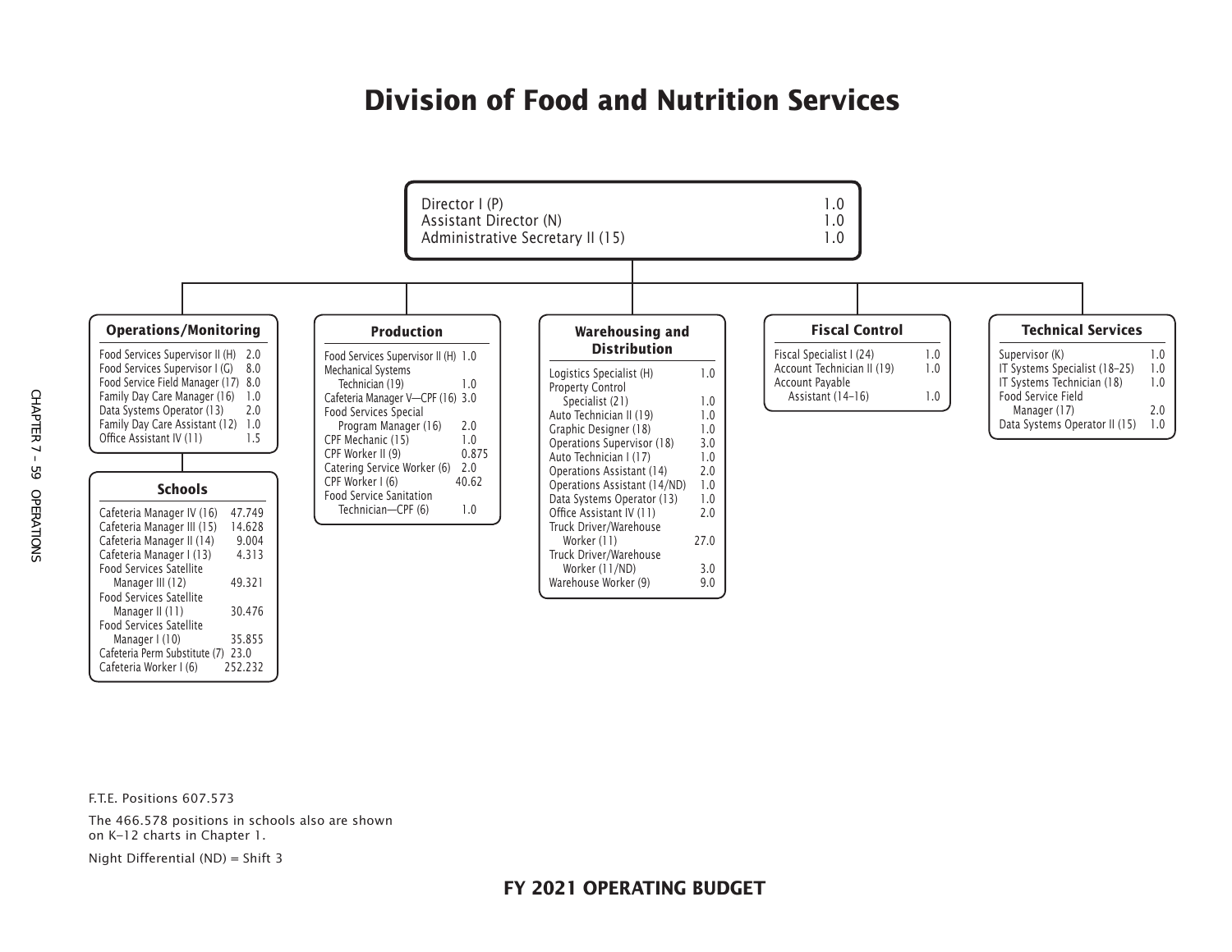# Division of Food and Nutrition Services

| Position | FTE |
|---|---|
| Director I (P) | 1.0 |
| Assistant Director (N) | 1.0 |
| Administrative Secretary II (15) | 1.0 |

## Operations/Monitoring

| Position | FTE |
|---|---|
| Food Services Supervisor II (H) | 2.0 |
| Food Services Supervisor I (G) | 8.0 |
| Food Service Field Manager (17) | 8.0 |
| Family Day Care Manager (16) | 1.0 |
| Data Systems Operator (13) | 2.0 |
| Family Day Care Assistant (12) | 1.0 |
| Office Assistant IV (11) | 1.5 |

## Schools

| Position | FTE |
|---|---|
| Cafeteria Manager IV (16) | 47.749 |
| Cafeteria Manager III (15) | 14.628 |
| Cafeteria Manager II (14) | 9.004 |
| Cafeteria Manager I (13) | 4.313 |
| Food Services Satellite Manager III (12) | 49.321 |
| Food Services Satellite Manager II (11) | 30.476 |
| Food Services Satellite Manager I (10) | 35.855 |
| Cafeteria Perm Substitute (7) | 23.0 |
| Cafeteria Worker I (6) | 252.232 |

## Production

| Position | FTE |
|---|---|
| Food Services Supervisor II (H) | 1.0 |
| Mechanical Systems Technician (19) | 1.0 |
| Cafeteria Manager V—CPF (16) | 3.0 |
| Food Services Special Program Manager (16) | 2.0 |
| CPF Mechanic (15) | 1.0 |
| CPF Worker II (9) | 0.875 |
| Catering Service Worker (6) | 2.0 |
| CPF Worker I (6) | 40.62 |
| Food Service Sanitation Technician—CPF (6) | 1.0 |

## Warehousing and Distribution

| Position | FTE |
|---|---|
| Logistics Specialist (H) | 1.0 |
| Property Control Specialist (21) | 1.0 |
| Auto Technician II (19) | 1.0 |
| Graphic Designer (18) | 1.0 |
| Operations Supervisor (18) | 3.0 |
| Auto Technician I (17) | 1.0 |
| Operations Assistant (14) | 2.0 |
| Operations Assistant (14/ND) | 1.0 |
| Data Systems Operator (13) | 1.0 |
| Office Assistant IV (11) | 2.0 |
| Truck Driver/Warehouse Worker (11) | 27.0 |
| Truck Driver/Warehouse Worker (11/ND) | 3.0 |
| Warehouse Worker (9) | 9.0 |

## Fiscal Control

| Position | FTE |
|---|---|
| Fiscal Specialist I (24) | 1.0 |
| Account Technician II (19) | 1.0 |
| Account Payable Assistant (14–16) | 1.0 |

## Technical Services

| Position | FTE |
|---|---|
| Supervisor (K) | 1.0 |
| IT Systems Specialist (18–25) | 1.0 |
| IT Systems Technician (18) | 1.0 |
| Food Service Field Manager (17) | 2.0 |
| Data Systems Operator II (15) | 1.0 |

F.T.E. Positions 607.573

The 466.578 positions in schools also are shown on K–12 charts in Chapter 1.

Night Differential (ND) = Shift 3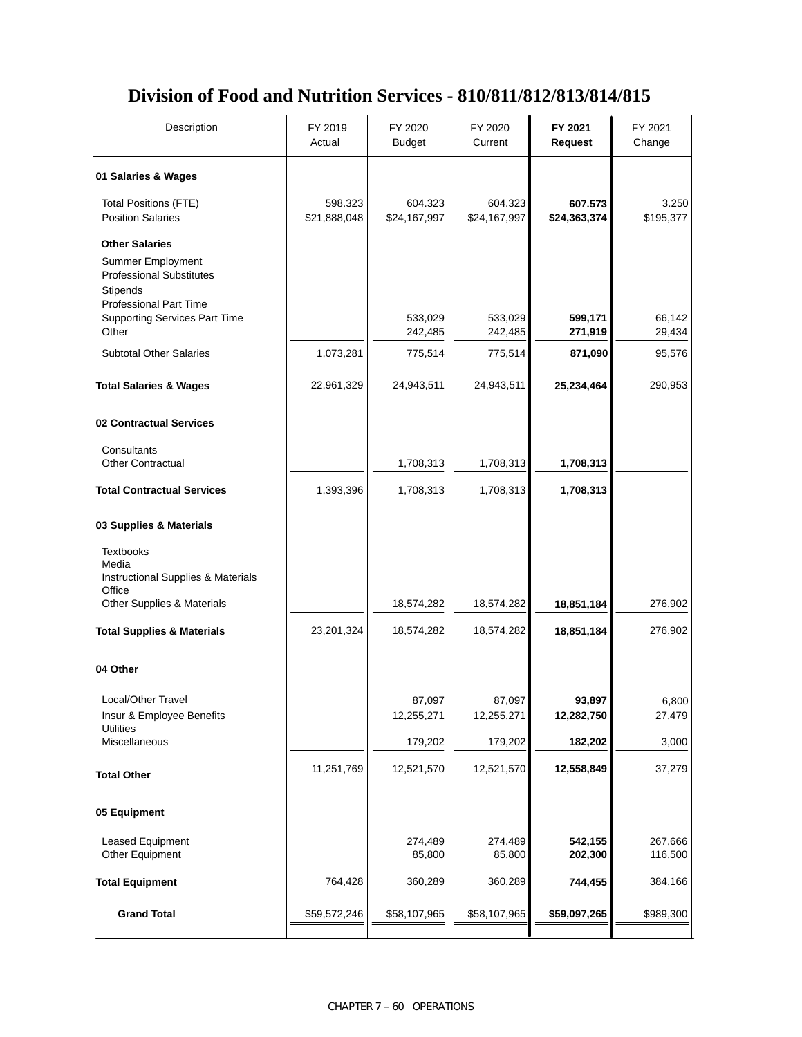# Division of Food and Nutrition Services - 810/811/812/813/814/815

| Description | FY 2019 Actual | FY 2020 Budget | FY 2020 Current | **FY 2021 Request** | FY 2021 Change |
|---|---|---|---|---|---|
| **01 Salaries & Wages** | | | | | |
| Total Positions (FTE) | 598.323 | 604.323 | 604.323 | **607.573** | 3.250 |
| Position Salaries | $21,888,048 | $24,167,997 | $24,167,997 | **$24,363,374** | $195,377 |
| **Other Salaries** | | | | | |
| Summer Employment | | | | | |
| Professional Substitutes | | | | | |
| Stipends | | | | | |
| Professional Part Time | | | | | |
| Supporting Services Part Time | | 533,029 | 533,029 | **599,171** | 66,142 |
| Other | | 242,485 | 242,485 | **271,919** | 29,434 |
| Subtotal Other Salaries | 1,073,281 | 775,514 | 775,514 | **871,090** | 95,576 |
| **Total Salaries & Wages** | 22,961,329 | 24,943,511 | 24,943,511 | **25,234,464** | 290,953 |
| **02 Contractual Services** | | | | | |
| Consultants | | | | | |
| Other Contractual | | 1,708,313 | 1,708,313 | **1,708,313** | |
| **Total Contractual Services** | 1,393,396 | 1,708,313 | 1,708,313 | **1,708,313** | |
| **03 Supplies & Materials** | | | | | |
| Textbooks | | | | | |
| Media | | | | | |
| Instructional Supplies & Materials | | | | | |
| Office | | | | | |
| Other Supplies & Materials | | 18,574,282 | 18,574,282 | **18,851,184** | 276,902 |
| **Total Supplies & Materials** | 23,201,324 | 18,574,282 | 18,574,282 | **18,851,184** | 276,902 |
| **04 Other** | | | | | |
| Local/Other Travel | | 87,097 | 87,097 | **93,897** | 6,800 |
| Insur & Employee Benefits | | 12,255,271 | 12,255,271 | **12,282,750** | 27,479 |
| Utilities | | | | | |
| Miscellaneous | | 179,202 | 179,202 | **182,202** | 3,000 |
| **Total Other** | 11,251,769 | 12,521,570 | 12,521,570 | **12,558,849** | 37,279 |
| **05 Equipment** | | | | | |
| Leased Equipment | | 274,489 | 274,489 | **542,155** | 267,666 |
| Other Equipment | | 85,800 | 85,800 | **202,300** | 116,500 |
| **Total Equipment** | 764,428 | 360,289 | 360,289 | **744,455** | 384,166 |
| **Grand Total** | $59,572,246 | $58,107,965 | $58,107,965 | **$59,097,265** | $989,300 |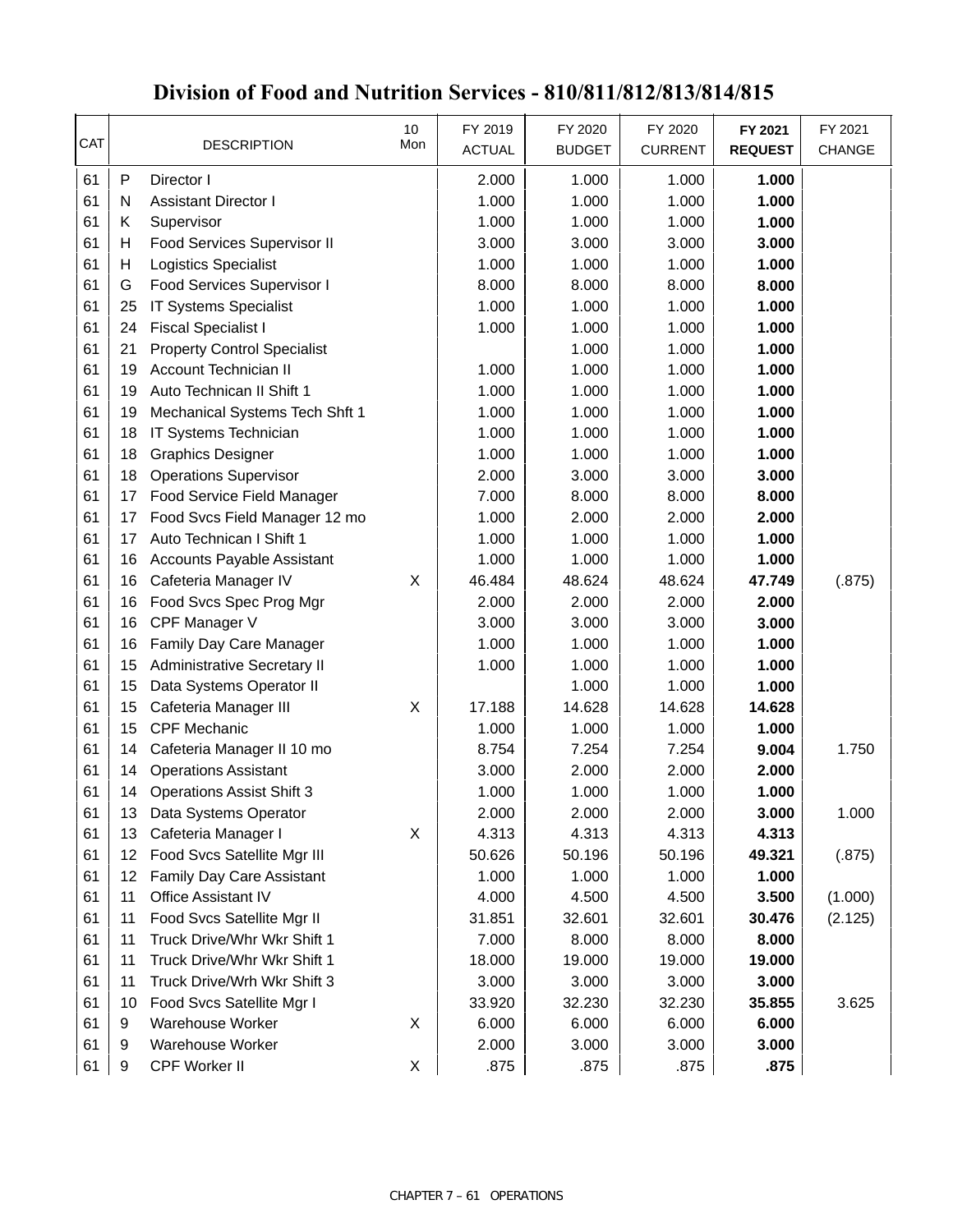# Division of Food and Nutrition Services - 810/811/812/813/814/815

| CAT | | DESCRIPTION | 10 Mon | FY 2019 ACTUAL | FY 2020 BUDGET | FY 2020 CURRENT | FY 2021 REQUEST | FY 2021 CHANGE |
|---|---|---|---|---|---|---|---|---|
| 61 | P | Director I | | 2.000 | 1.000 | 1.000 | **1.000** | |
| 61 | N | Assistant Director I | | 1.000 | 1.000 | 1.000 | **1.000** | |
| 61 | K | Supervisor | | 1.000 | 1.000 | 1.000 | **1.000** | |
| 61 | H | Food Services Supervisor II | | 3.000 | 3.000 | 3.000 | **3.000** | |
| 61 | H | Logistics Specialist | | 1.000 | 1.000 | 1.000 | **1.000** | |
| 61 | G | Food Services Supervisor I | | 8.000 | 8.000 | 8.000 | **8.000** | |
| 61 | 25 | IT Systems Specialist | | 1.000 | 1.000 | 1.000 | **1.000** | |
| 61 | 24 | Fiscal Specialist I | | 1.000 | 1.000 | 1.000 | **1.000** | |
| 61 | 21 | Property Control Specialist | | | 1.000 | 1.000 | **1.000** | |
| 61 | 19 | Account Technician II | | 1.000 | 1.000 | 1.000 | **1.000** | |
| 61 | 19 | Auto Technican II Shift 1 | | 1.000 | 1.000 | 1.000 | **1.000** | |
| 61 | 19 | Mechanical Systems Tech Shft 1 | | 1.000 | 1.000 | 1.000 | **1.000** | |
| 61 | 18 | IT Systems Technician | | 1.000 | 1.000 | 1.000 | **1.000** | |
| 61 | 18 | Graphics Designer | | 1.000 | 1.000 | 1.000 | **1.000** | |
| 61 | 18 | Operations Supervisor | | 2.000 | 3.000 | 3.000 | **3.000** | |
| 61 | 17 | Food Service Field Manager | | 7.000 | 8.000 | 8.000 | **8.000** | |
| 61 | 17 | Food Svcs Field Manager 12 mo | | 1.000 | 2.000 | 2.000 | **2.000** | |
| 61 | 17 | Auto Technican I Shift 1 | | 1.000 | 1.000 | 1.000 | **1.000** | |
| 61 | 16 | Accounts Payable Assistant | | 1.000 | 1.000 | 1.000 | **1.000** | |
| 61 | 16 | Cafeteria Manager IV | X | 46.484 | 48.624 | 48.624 | **47.749** | (.875) |
| 61 | 16 | Food Svcs Spec Prog Mgr | | 2.000 | 2.000 | 2.000 | **2.000** | |
| 61 | 16 | CPF Manager V | | 3.000 | 3.000 | 3.000 | **3.000** | |
| 61 | 16 | Family Day Care Manager | | 1.000 | 1.000 | 1.000 | **1.000** | |
| 61 | 15 | Administrative Secretary II | | 1.000 | 1.000 | 1.000 | **1.000** | |
| 61 | 15 | Data Systems Operator II | | | 1.000 | 1.000 | **1.000** | |
| 61 | 15 | Cafeteria Manager III | X | 17.188 | 14.628 | 14.628 | **14.628** | |
| 61 | 15 | CPF Mechanic | | 1.000 | 1.000 | 1.000 | **1.000** | |
| 61 | 14 | Cafeteria Manager II 10 mo | | 8.754 | 7.254 | 7.254 | **9.004** | 1.750 |
| 61 | 14 | Operations Assistant | | 3.000 | 2.000 | 2.000 | **2.000** | |
| 61 | 14 | Operations Assist Shift 3 | | 1.000 | 1.000 | 1.000 | **1.000** | |
| 61 | 13 | Data Systems Operator | | 2.000 | 2.000 | 2.000 | **3.000** | 1.000 |
| 61 | 13 | Cafeteria Manager I | X | 4.313 | 4.313 | 4.313 | **4.313** | |
| 61 | 12 | Food Svcs Satellite Mgr III | | 50.626 | 50.196 | 50.196 | **49.321** | (.875) |
| 61 | 12 | Family Day Care Assistant | | 1.000 | 1.000 | 1.000 | **1.000** | |
| 61 | 11 | Office Assistant IV | | 4.000 | 4.500 | 4.500 | **3.500** | (1.000) |
| 61 | 11 | Food Svcs Satellite Mgr II | | 31.851 | 32.601 | 32.601 | **30.476** | (2.125) |
| 61 | 11 | Truck Drive/Whr Wkr Shift 1 | | 7.000 | 8.000 | 8.000 | **8.000** | |
| 61 | 11 | Truck Drive/Whr Wkr Shift 1 | | 18.000 | 19.000 | 19.000 | **19.000** | |
| 61 | 11 | Truck Drive/Wrh Wkr Shift 3 | | 3.000 | 3.000 | 3.000 | **3.000** | |
| 61 | 10 | Food Svcs Satellite Mgr I | | 33.920 | 32.230 | 32.230 | **35.855** | 3.625 |
| 61 | 9 | Warehouse Worker | X | 6.000 | 6.000 | 6.000 | **6.000** | |
| 61 | 9 | Warehouse Worker | | 2.000 | 3.000 | 3.000 | **3.000** | |
| 61 | 9 | CPF Worker II | X | .875 | .875 | .875 | **.875** | |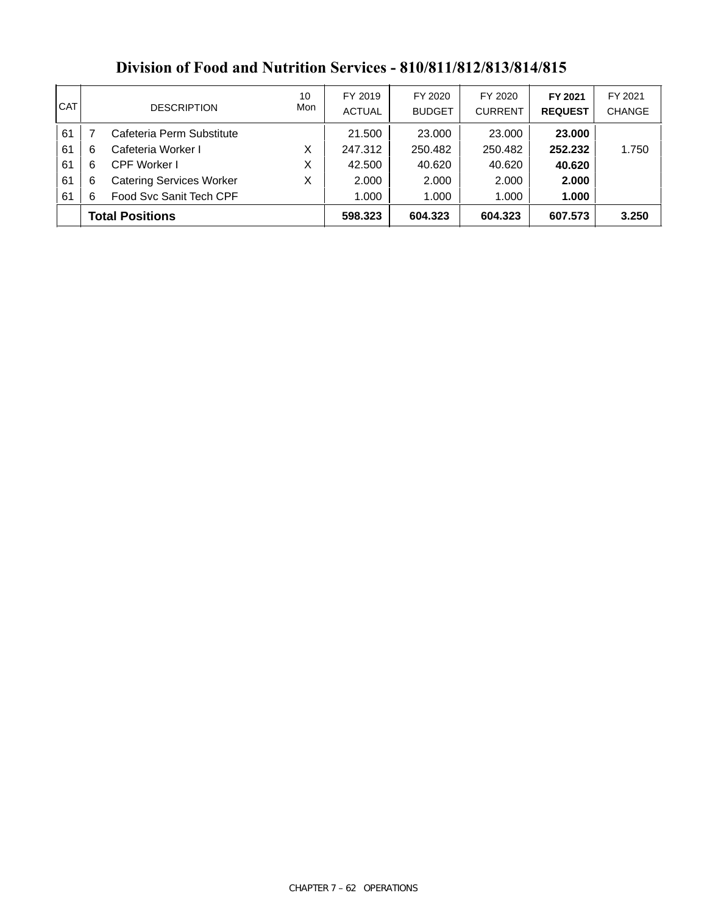# Division of Food and Nutrition Services - 810/811/812/813/814/815

| CAT | | DESCRIPTION | 10 Mon | FY 2019 ACTUAL | FY 2020 BUDGET | FY 2020 CURRENT | **FY 2021 REQUEST** | FY 2021 CHANGE |
|---|---|---|---|---|---|---|---|---|
| 61 | 7 | Cafeteria Perm Substitute | | 21.500 | 23.000 | 23.000 | **23.000** | |
| 61 | 6 | Cafeteria Worker I | X | 247.312 | 250.482 | 250.482 | **252.232** | 1.750 |
| 61 | 6 | CPF Worker I | X | 42.500 | 40.620 | 40.620 | **40.620** | |
| 61 | 6 | Catering Services Worker | X | 2.000 | 2.000 | 2.000 | **2.000** | |
| 61 | 6 | Food Svc Sanit Tech CPF | | 1.000 | 1.000 | 1.000 | **1.000** | |
| | | **Total Positions** | | **598.323** | **604.323** | **604.323** | **607.573** | **3.250** |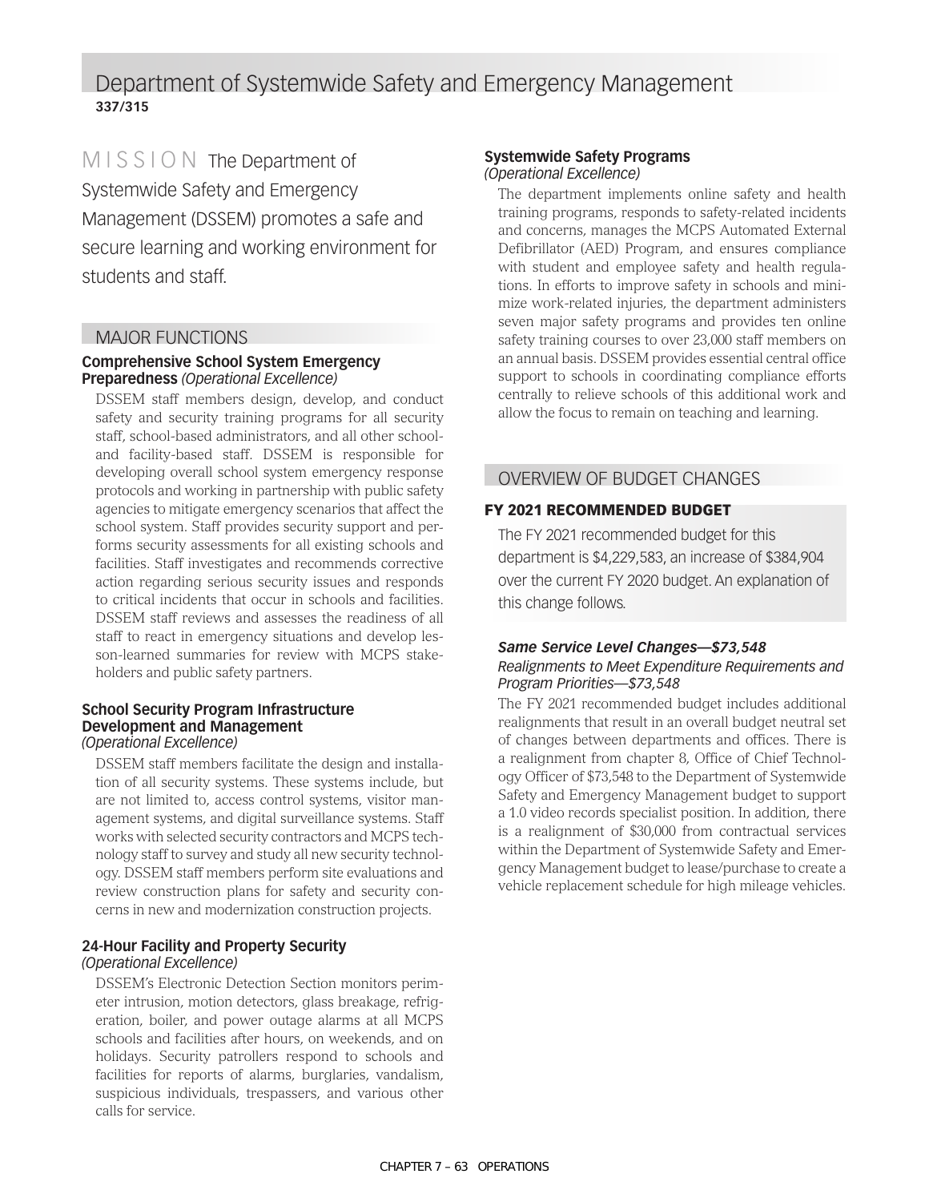# Department of Systemwide Safety and Emergency Management

**337/315**

MISSION The Department of Systemwide Safety and Emergency Management (DSSEM) promotes a safe and secure learning and working environment for students and staff.

## MAJOR FUNCTIONS

### Comprehensive School System Emergency Preparedness *(Operational Excellence)*

DSSEM staff members design, develop, and conduct safety and security training programs for all security staff, school-based administrators, and all other school- and facility-based staff. DSSEM is responsible for developing overall school system emergency response protocols and working in partnership with public safety agencies to mitigate emergency scenarios that affect the school system. Staff provides security support and performs security assessments for all existing schools and facilities. Staff investigates and recommends corrective action regarding serious security issues and responds to critical incidents that occur in schools and facilities. DSSEM staff reviews and assesses the readiness of all staff to react in emergency situations and develop lesson-learned summaries for review with MCPS stakeholders and public safety partners.

### School Security Program Infrastructure Development and Management *(Operational Excellence)*

DSSEM staff members facilitate the design and installation of all security systems. These systems include, but are not limited to, access control systems, visitor management systems, and digital surveillance systems. Staff works with selected security contractors and MCPS technology staff to survey and study all new security technology. DSSEM staff members perform site evaluations and review construction plans for safety and security concerns in new and modernization construction projects.

### 24-Hour Facility and Property Security *(Operational Excellence)*

DSSEM's Electronic Detection Section monitors perimeter intrusion, motion detectors, glass breakage, refrigeration, boiler, and power outage alarms at all MCPS schools and facilities after hours, on weekends, and on holidays. Security patrollers respond to schools and facilities for reports of alarms, burglaries, vandalism, suspicious individuals, trespassers, and various other calls for service.

### Systemwide Safety Programs *(Operational Excellence)*

The department implements online safety and health training programs, responds to safety-related incidents and concerns, manages the MCPS Automated External Defibrillator (AED) Program, and ensures compliance with student and employee safety and health regulations. In efforts to improve safety in schools and minimize work-related injuries, the department administers seven major safety programs and provides ten online safety training courses to over 23,000 staff members on an annual basis. DSSEM provides essential central office support to schools in coordinating compliance efforts centrally to relieve schools of this additional work and allow the focus to remain on teaching and learning.

## OVERVIEW OF BUDGET CHANGES

### FY 2021 RECOMMENDED BUDGET

The FY 2021 recommended budget for this department is $4,229,583, an increase of $384,904 over the current FY 2020 budget. An explanation of this change follows.

***Same Service Level Changes—$73,548***

*Realignments to Meet Expenditure Requirements and Program Priorities—$73,548*

The FY 2021 recommended budget includes additional realignments that result in an overall budget neutral set of changes between departments and offices. There is a realignment from chapter 8, Office of Chief Technology Officer of $73,548 to the Department of Systemwide Safety and Emergency Management budget to support a 1.0 video records specialist position. In addition, there is a realignment of $30,000 from contractual services within the Department of Systemwide Safety and Emergency Management budget to lease/purchase to create a vehicle replacement schedule for high mileage vehicles.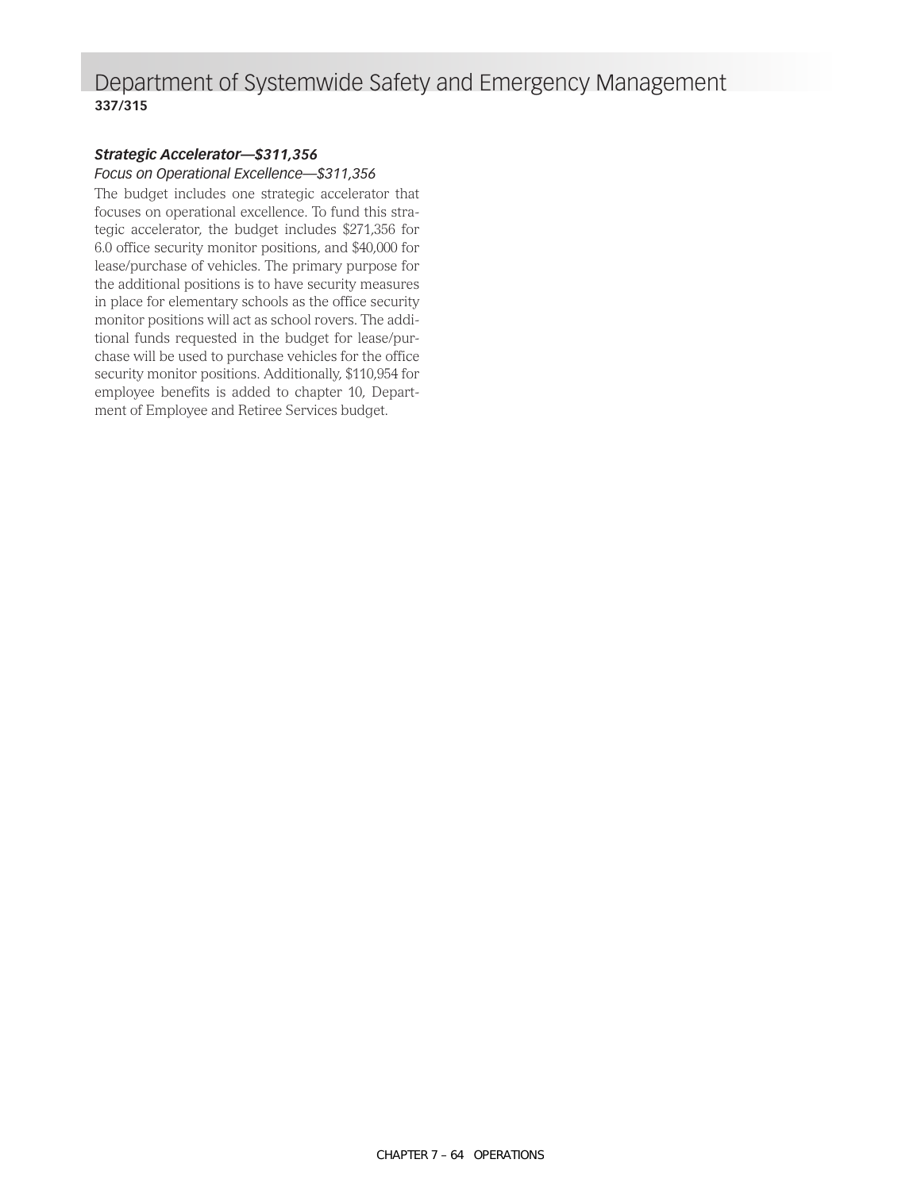# Department of Systemwide Safety and Emergency Management

**337/315**

***Strategic Accelerator—$311,356***

*Focus on Operational Excellence—$311,356*

The budget includes one strategic accelerator that focuses on operational excellence. To fund this strategic accelerator, the budget includes $271,356 for 6.0 office security monitor positions, and $40,000 for lease/purchase of vehicles. The primary purpose for the additional positions is to have security measures in place for elementary schools as the office security monitor positions will act as school rovers. The additional funds requested in the budget for lease/purchase will be used to purchase vehicles for the office security monitor positions. Additionally, $110,954 for employee benefits is added to chapter 10, Department of Employee and Retiree Services budget.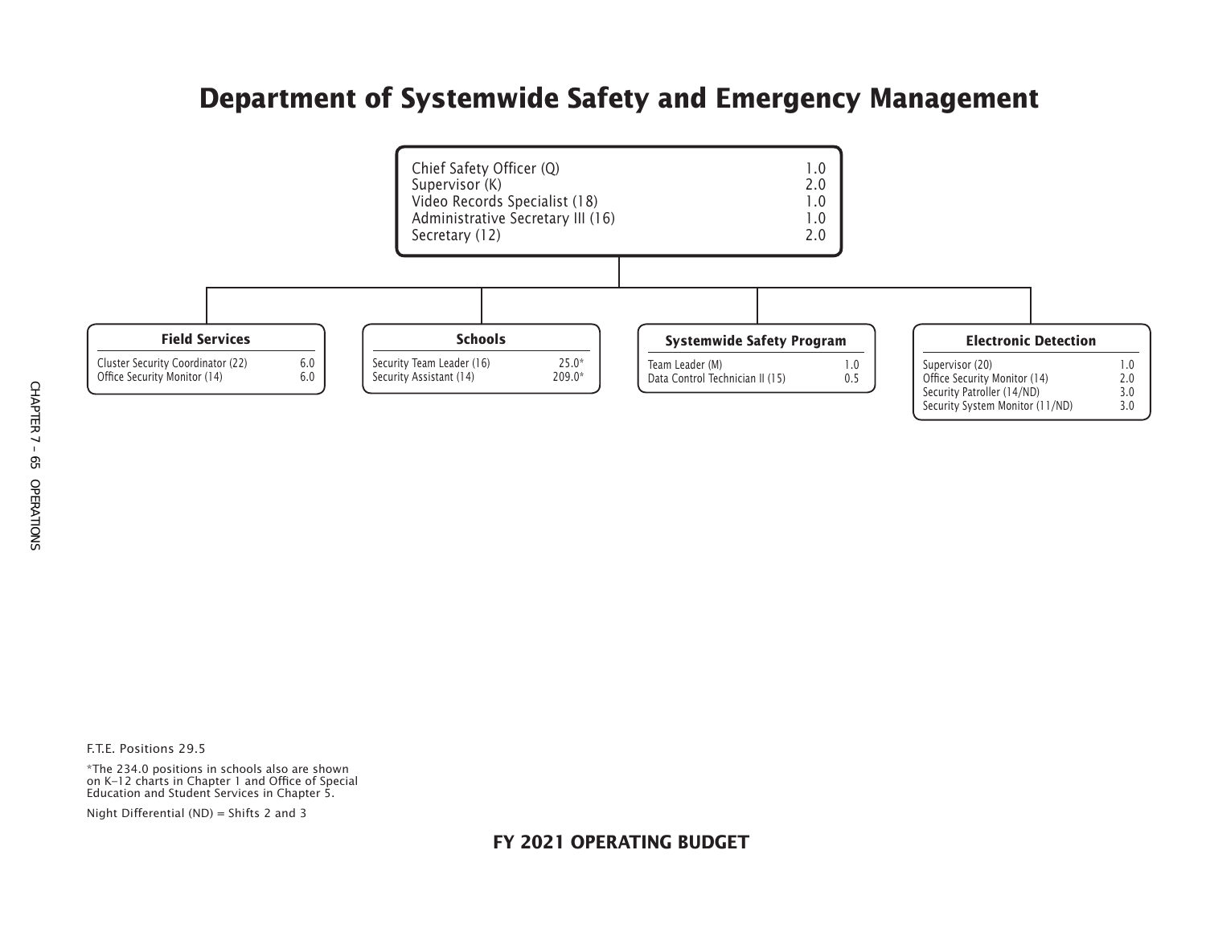# Department of Systemwide Safety and Emergency Management

| Position | F.T.E. |
| --- | --- |
| Chief Safety Officer (Q) | 1.0 |
| Supervisor (K) | 2.0 |
| Video Records Specialist (18) | 1.0 |
| Administrative Secretary III (16) | 1.0 |
| Secretary (12) | 2.0 |

### Field Services

| Position | F.T.E. |
| --- | --- |
| Cluster Security Coordinator (22) | 6.0 |
| Office Security Monitor (14) | 6.0 |

### Schools

| Position | F.T.E. |
| --- | --- |
| Security Team Leader (16) | 25.0* |
| Security Assistant (14) | 209.0* |

### Systemwide Safety Program

| Position | F.T.E. |
| --- | --- |
| Team Leader (M) | 1.0 |
| Data Control Technician II (15) | 0.5 |

### Electronic Detection

| Position | F.T.E. |
| --- | --- |
| Supervisor (20) | 1.0 |
| Office Security Monitor (14) | 2.0 |
| Security Patroller (14/ND) | 3.0 |
| Security System Monitor (11/ND) | 3.0 |

F.T.E. Positions 29.5

*The 234.0 positions in schools also are shown on K–12 charts in Chapter 1 and Office of Special Education and Student Services in Chapter 5.

Night Differential (ND) = Shifts 2 and 3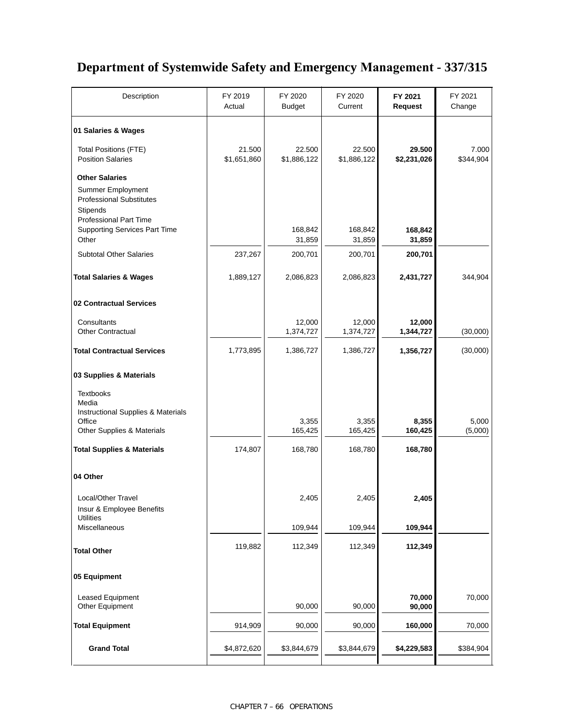# Department of Systemwide Safety and Emergency Management - 337/315

| Description | FY 2019 Actual | FY 2020 Budget | FY 2020 Current | **FY 2021 Request** | FY 2021 Change |
|---|---|---|---|---|---|
| **01 Salaries & Wages** | | | | | |
| Total Positions (FTE) | 21.500 | 22.500 | 22.500 | **29.500** | 7.000 |
| Position Salaries | $1,651,860 | $1,886,122 | $1,886,122 | **$2,231,026** | $344,904 |
| **Other Salaries** | | | | | |
| Summer Employment | | | | | |
| Professional Substitutes | | | | | |
| Stipends | | | | | |
| Professional Part Time | | | | | |
| Supporting Services Part Time | | 168,842 | 168,842 | **168,842** | |
| Other | | 31,859 | 31,859 | **31,859** | |
| Subtotal Other Salaries | 237,267 | 200,701 | 200,701 | **200,701** | |
| **Total Salaries & Wages** | 1,889,127 | 2,086,823 | 2,086,823 | **2,431,727** | 344,904 |
| **02 Contractual Services** | | | | | |
| Consultants | | 12,000 | 12,000 | **12,000** | |
| Other Contractual | | 1,374,727 | 1,374,727 | **1,344,727** | (30,000) |
| **Total Contractual Services** | 1,773,895 | 1,386,727 | 1,386,727 | **1,356,727** | (30,000) |
| **03 Supplies & Materials** | | | | | |
| Textbooks | | | | | |
| Media | | | | | |
| Instructional Supplies & Materials | | | | | |
| Office | | 3,355 | 3,355 | **8,355** | 5,000 |
| Other Supplies & Materials | | 165,425 | 165,425 | **160,425** | (5,000) |
| **Total Supplies & Materials** | 174,807 | 168,780 | 168,780 | **168,780** | |
| **04 Other** | | | | | |
| Local/Other Travel | | 2,405 | 2,405 | **2,405** | |
| Insur & Employee Benefits | | | | | |
| Utilities | | | | | |
| Miscellaneous | | 109,944 | 109,944 | **109,944** | |
| **Total Other** | 119,882 | 112,349 | 112,349 | **112,349** | |
| **05 Equipment** | | | | | |
| Leased Equipment | | | | **70,000** | 70,000 |
| Other Equipment | | 90,000 | 90,000 | **90,000** | |
| **Total Equipment** | 914,909 | 90,000 | 90,000 | **160,000** | 70,000 |
| **Grand Total** | $4,872,620 | $3,844,679 | $3,844,679 | **$4,229,583** | $384,904 |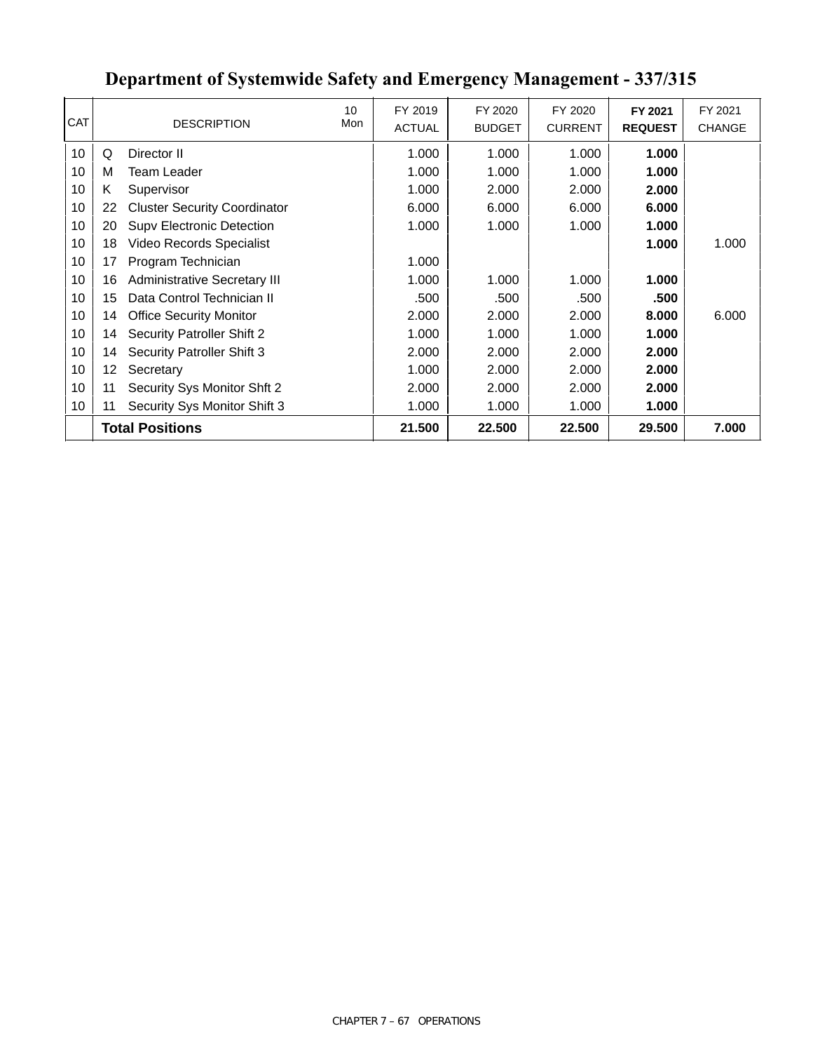# Department of Systemwide Safety and Emergency Management - 337/315

| CAT | | DESCRIPTION | 10 Mon | FY 2019 ACTUAL | FY 2020 BUDGET | FY 2020 CURRENT | **FY 2021 REQUEST** | FY 2021 CHANGE |
|---|---|---|---|---|---|---|---|---|
| 10 | Q | Director II | | 1.000 | 1.000 | 1.000 | **1.000** | |
| 10 | M | Team Leader | | 1.000 | 1.000 | 1.000 | **1.000** | |
| 10 | K | Supervisor | | 1.000 | 2.000 | 2.000 | **2.000** | |
| 10 | 22 | Cluster Security Coordinator | | 6.000 | 6.000 | 6.000 | **6.000** | |
| 10 | 20 | Supv Electronic Detection | | 1.000 | 1.000 | 1.000 | **1.000** | |
| 10 | 18 | Video Records Specialist | | | | | **1.000** | 1.000 |
| 10 | 17 | Program Technician | | 1.000 | | | | |
| 10 | 16 | Administrative Secretary III | | 1.000 | 1.000 | 1.000 | **1.000** | |
| 10 | 15 | Data Control Technician II | | .500 | .500 | .500 | **.500** | |
| 10 | 14 | Office Security Monitor | | 2.000 | 2.000 | 2.000 | **8.000** | 6.000 |
| 10 | 14 | Security Patroller Shift 2 | | 1.000 | 1.000 | 1.000 | **1.000** | |
| 10 | 14 | Security Patroller Shift 3 | | 2.000 | 2.000 | 2.000 | **2.000** | |
| 10 | 12 | Secretary | | 1.000 | 2.000 | 2.000 | **2.000** | |
| 10 | 11 | Security Sys Monitor Shft 2 | | 2.000 | 2.000 | 2.000 | **2.000** | |
| 10 | 11 | Security Sys Monitor Shift 3 | | 1.000 | 1.000 | 1.000 | **1.000** | |
| | | **Total Positions** | | **21.500** | **22.500** | **22.500** | **29.500** | **7.000** |